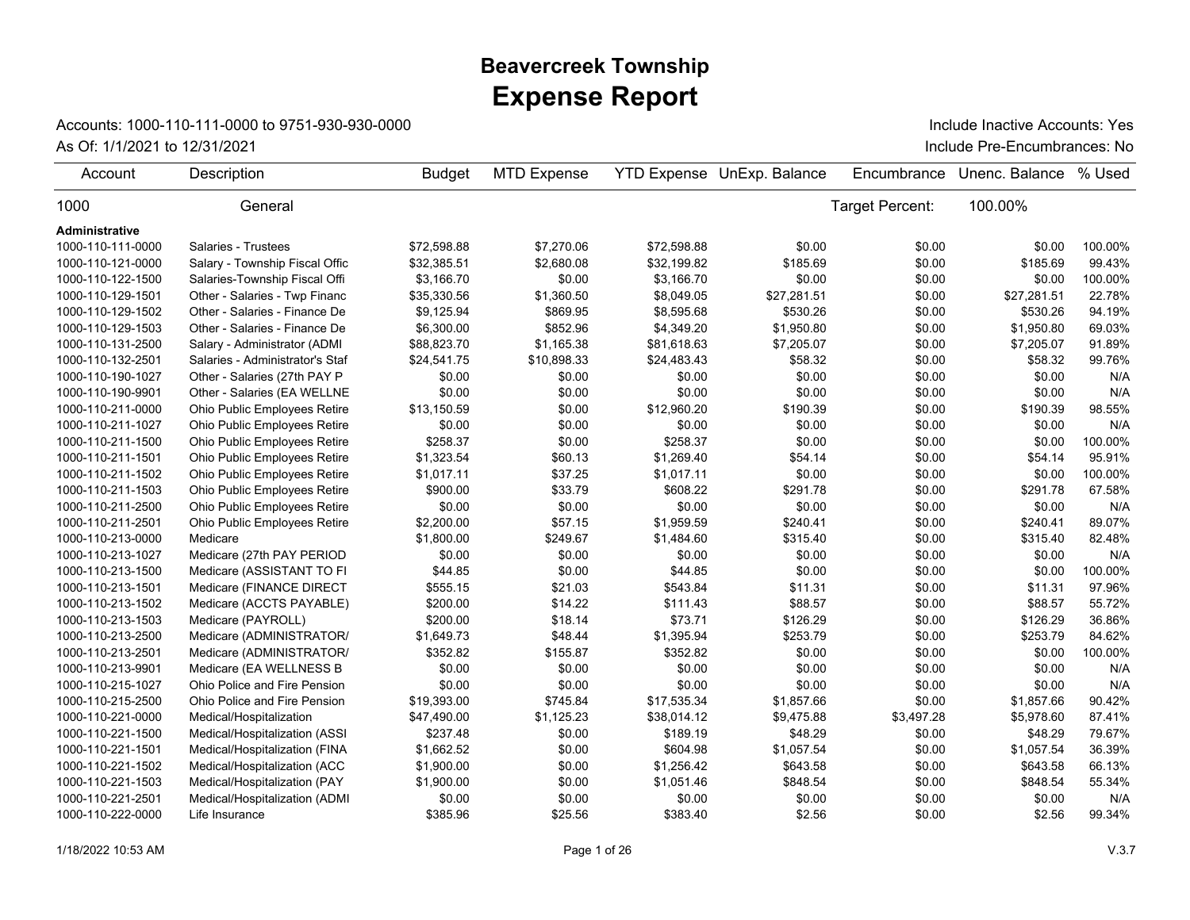# Beavercreek Township
# Expense Report

Accounts: 1000-110-111-0000 to 9751-930-930-0000

As Of: 1/1/2021 to 12/31/2021

Include Inactive Accounts: Yes

Include Pre-Encumbrances: No

| Account | Description | Budget | MTD Expense | YTD Expense | UnExp. Balance | Encumbrance | Unenc. Balance | % Used |
|---|---|---|---|---|---|---|---|---|
| 1000 | General | | | | | Target Percent: | 100.00% | |
| **Administrative** | | | | | | | | |
| 1000-110-111-0000 | Salaries - Trustees | $72,598.88 | $7,270.06 | $72,598.88 | $0.00 | $0.00 | $0.00 | 100.00% |
| 1000-110-121-0000 | Salary - Township Fiscal Offic | $32,385.51 | $2,680.08 | $32,199.82 | $185.69 | $0.00 | $185.69 | 99.43% |
| 1000-110-122-1500 | Salaries-Township Fiscal Offi | $3,166.70 | $0.00 | $3,166.70 | $0.00 | $0.00 | $0.00 | 100.00% |
| 1000-110-129-1501 | Other - Salaries - Twp Financ | $35,330.56 | $1,360.50 | $8,049.05 | $27,281.51 | $0.00 | $27,281.51 | 22.78% |
| 1000-110-129-1502 | Other - Salaries - Finance De | $9,125.94 | $869.95 | $8,595.68 | $530.26 | $0.00 | $530.26 | 94.19% |
| 1000-110-129-1503 | Other - Salaries - Finance De | $6,300.00 | $852.96 | $4,349.20 | $1,950.80 | $0.00 | $1,950.80 | 69.03% |
| 1000-110-131-2500 | Salary - Administrator (ADMI | $88,823.70 | $1,165.38 | $81,618.63 | $7,205.07 | $0.00 | $7,205.07 | 91.89% |
| 1000-110-132-2501 | Salaries - Administrator's Staf | $24,541.75 | $10,898.33 | $24,483.43 | $58.32 | $0.00 | $58.32 | 99.76% |
| 1000-110-190-1027 | Other - Salaries (27th PAY P | $0.00 | $0.00 | $0.00 | $0.00 | $0.00 | $0.00 | N/A |
| 1000-110-190-9901 | Other - Salaries (EA WELLNE | $0.00 | $0.00 | $0.00 | $0.00 | $0.00 | $0.00 | N/A |
| 1000-110-211-0000 | Ohio Public Employees Retire | $13,150.59 | $0.00 | $12,960.20 | $190.39 | $0.00 | $190.39 | 98.55% |
| 1000-110-211-1027 | Ohio Public Employees Retire | $0.00 | $0.00 | $0.00 | $0.00 | $0.00 | $0.00 | N/A |
| 1000-110-211-1500 | Ohio Public Employees Retire | $258.37 | $0.00 | $258.37 | $0.00 | $0.00 | $0.00 | 100.00% |
| 1000-110-211-1501 | Ohio Public Employees Retire | $1,323.54 | $60.13 | $1,269.40 | $54.14 | $0.00 | $54.14 | 95.91% |
| 1000-110-211-1502 | Ohio Public Employees Retire | $1,017.11 | $37.25 | $1,017.11 | $0.00 | $0.00 | $0.00 | 100.00% |
| 1000-110-211-1503 | Ohio Public Employees Retire | $900.00 | $33.79 | $608.22 | $291.78 | $0.00 | $291.78 | 67.58% |
| 1000-110-211-2500 | Ohio Public Employees Retire | $0.00 | $0.00 | $0.00 | $0.00 | $0.00 | $0.00 | N/A |
| 1000-110-211-2501 | Ohio Public Employees Retire | $2,200.00 | $57.15 | $1,959.59 | $240.41 | $0.00 | $240.41 | 89.07% |
| 1000-110-213-0000 | Medicare | $1,800.00 | $249.67 | $1,484.60 | $315.40 | $0.00 | $315.40 | 82.48% |
| 1000-110-213-1027 | Medicare (27th PAY PERIOD | $0.00 | $0.00 | $0.00 | $0.00 | $0.00 | $0.00 | N/A |
| 1000-110-213-1500 | Medicare (ASSISTANT TO FI | $44.85 | $0.00 | $44.85 | $0.00 | $0.00 | $0.00 | 100.00% |
| 1000-110-213-1501 | Medicare (FINANCE DIRECT | $555.15 | $21.03 | $543.84 | $11.31 | $0.00 | $11.31 | 97.96% |
| 1000-110-213-1502 | Medicare (ACCTS PAYABLE) | $200.00 | $14.22 | $111.43 | $88.57 | $0.00 | $88.57 | 55.72% |
| 1000-110-213-1503 | Medicare (PAYROLL) | $200.00 | $18.14 | $73.71 | $126.29 | $0.00 | $126.29 | 36.86% |
| 1000-110-213-2500 | Medicare (ADMINISTRATOR/ | $1,649.73 | $48.44 | $1,395.94 | $253.79 | $0.00 | $253.79 | 84.62% |
| 1000-110-213-2501 | Medicare (ADMINISTRATOR/ | $352.82 | $155.87 | $352.82 | $0.00 | $0.00 | $0.00 | 100.00% |
| 1000-110-213-9901 | Medicare (EA WELLNESS B | $0.00 | $0.00 | $0.00 | $0.00 | $0.00 | $0.00 | N/A |
| 1000-110-215-1027 | Ohio Police and Fire Pension | $0.00 | $0.00 | $0.00 | $0.00 | $0.00 | $0.00 | N/A |
| 1000-110-215-2500 | Ohio Police and Fire Pension | $19,393.00 | $745.84 | $17,535.34 | $1,857.66 | $0.00 | $1,857.66 | 90.42% |
| 1000-110-221-0000 | Medical/Hospitalization | $47,490.00 | $1,125.23 | $38,014.12 | $9,475.88 | $3,497.28 | $5,978.60 | 87.41% |
| 1000-110-221-1500 | Medical/Hospitalization (ASSI | $237.48 | $0.00 | $189.19 | $48.29 | $0.00 | $48.29 | 79.67% |
| 1000-110-221-1501 | Medical/Hospitalization (FINA | $1,662.52 | $0.00 | $604.98 | $1,057.54 | $0.00 | $1,057.54 | 36.39% |
| 1000-110-221-1502 | Medical/Hospitalization (ACC | $1,900.00 | $0.00 | $1,256.42 | $643.58 | $0.00 | $643.58 | 66.13% |
| 1000-110-221-1503 | Medical/Hospitalization (PAY | $1,900.00 | $0.00 | $1,051.46 | $848.54 | $0.00 | $848.54 | 55.34% |
| 1000-110-221-2501 | Medical/Hospitalization (ADMI | $0.00 | $0.00 | $0.00 | $0.00 | $0.00 | $0.00 | N/A |
| 1000-110-222-0000 | Life Insurance | $385.96 | $25.56 | $383.40 | $2.56 | $0.00 | $2.56 | 99.34% |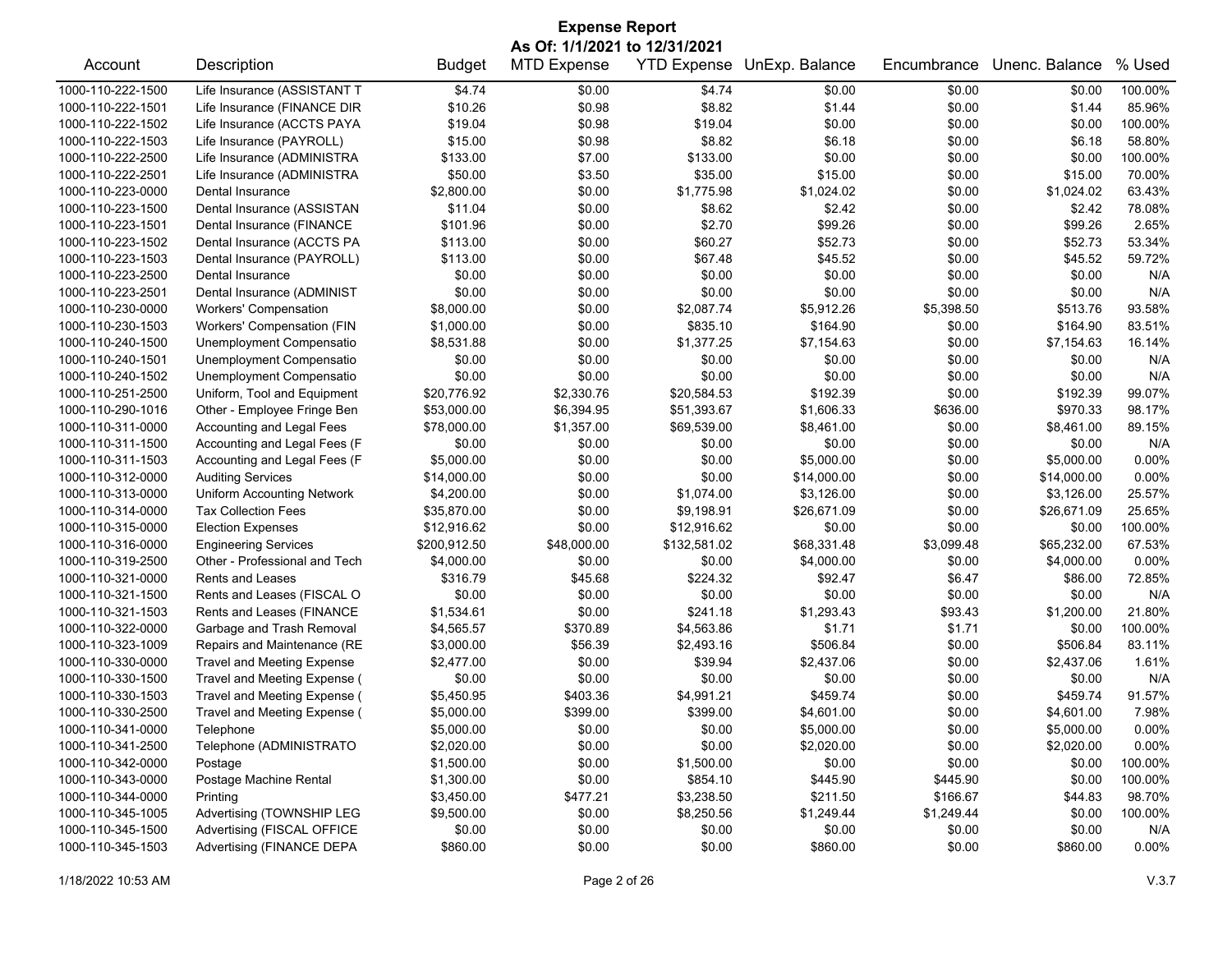# Expense Report

**As Of: 1/1/2021 to 12/31/2021**

| Account | Description | Budget | MTD Expense | YTD Expense | UnExp. Balance | Encumbrance | Unenc. Balance | % Used |
|---|---|---|---|---|---|---|---|---|
| 1000-110-222-1500 | Life Insurance (ASSISTANT T | $4.74 | $0.00 | $4.74 | $0.00 | $0.00 | $0.00 | 100.00% |
| 1000-110-222-1501 | Life Insurance (FINANCE DIR | $10.26 | $0.98 | $8.82 | $1.44 | $0.00 | $1.44 | 85.96% |
| 1000-110-222-1502 | Life Insurance (ACCTS PAYA | $19.04 | $0.98 | $19.04 | $0.00 | $0.00 | $0.00 | 100.00% |
| 1000-110-222-1503 | Life Insurance (PAYROLL) | $15.00 | $0.98 | $8.82 | $6.18 | $0.00 | $6.18 | 58.80% |
| 1000-110-222-2500 | Life Insurance (ADMINISTRA | $133.00 | $7.00 | $133.00 | $0.00 | $0.00 | $0.00 | 100.00% |
| 1000-110-222-2501 | Life Insurance (ADMINISTRA | $50.00 | $3.50 | $35.00 | $15.00 | $0.00 | $15.00 | 70.00% |
| 1000-110-223-0000 | Dental Insurance | $2,800.00 | $0.00 | $1,775.98 | $1,024.02 | $0.00 | $1,024.02 | 63.43% |
| 1000-110-223-1500 | Dental Insurance (ASSISTAN | $11.04 | $0.00 | $8.62 | $2.42 | $0.00 | $2.42 | 78.08% |
| 1000-110-223-1501 | Dental Insurance (FINANCE | $101.96 | $0.00 | $2.70 | $99.26 | $0.00 | $99.26 | 2.65% |
| 1000-110-223-1502 | Dental Insurance (ACCTS PA | $113.00 | $0.00 | $60.27 | $52.73 | $0.00 | $52.73 | 53.34% |
| 1000-110-223-1503 | Dental Insurance (PAYROLL) | $113.00 | $0.00 | $67.48 | $45.52 | $0.00 | $45.52 | 59.72% |
| 1000-110-223-2500 | Dental Insurance | $0.00 | $0.00 | $0.00 | $0.00 | $0.00 | $0.00 | N/A |
| 1000-110-223-2501 | Dental Insurance (ADMINIST | $0.00 | $0.00 | $0.00 | $0.00 | $0.00 | $0.00 | N/A |
| 1000-110-230-0000 | Workers' Compensation | $8,000.00 | $0.00 | $2,087.74 | $5,912.26 | $5,398.50 | $513.76 | 93.58% |
| 1000-110-230-1503 | Workers' Compensation (FIN | $1,000.00 | $0.00 | $835.10 | $164.90 | $0.00 | $164.90 | 83.51% |
| 1000-110-240-1500 | Unemployment Compensatio | $8,531.88 | $0.00 | $1,377.25 | $7,154.63 | $0.00 | $7,154.63 | 16.14% |
| 1000-110-240-1501 | Unemployment Compensatio | $0.00 | $0.00 | $0.00 | $0.00 | $0.00 | $0.00 | N/A |
| 1000-110-240-1502 | Unemployment Compensatio | $0.00 | $0.00 | $0.00 | $0.00 | $0.00 | $0.00 | N/A |
| 1000-110-251-2500 | Uniform, Tool and Equipment | $20,776.92 | $2,330.76 | $20,584.53 | $192.39 | $0.00 | $192.39 | 99.07% |
| 1000-110-290-1016 | Other - Employee Fringe Ben | $53,000.00 | $6,394.95 | $51,393.67 | $1,606.33 | $636.00 | $970.33 | 98.17% |
| 1000-110-311-0000 | Accounting and Legal Fees | $78,000.00 | $1,357.00 | $69,539.00 | $8,461.00 | $0.00 | $8,461.00 | 89.15% |
| 1000-110-311-1500 | Accounting and Legal Fees (F | $0.00 | $0.00 | $0.00 | $0.00 | $0.00 | $0.00 | N/A |
| 1000-110-311-1503 | Accounting and Legal Fees (F | $5,000.00 | $0.00 | $0.00 | $5,000.00 | $0.00 | $5,000.00 | 0.00% |
| 1000-110-312-0000 | Auditing Services | $14,000.00 | $0.00 | $0.00 | $14,000.00 | $0.00 | $14,000.00 | 0.00% |
| 1000-110-313-0000 | Uniform Accounting Network | $4,200.00 | $0.00 | $1,074.00 | $3,126.00 | $0.00 | $3,126.00 | 25.57% |
| 1000-110-314-0000 | Tax Collection Fees | $35,870.00 | $0.00 | $9,198.91 | $26,671.09 | $0.00 | $26,671.09 | 25.65% |
| 1000-110-315-0000 | Election Expenses | $12,916.62 | $0.00 | $12,916.62 | $0.00 | $0.00 | $0.00 | 100.00% |
| 1000-110-316-0000 | Engineering Services | $200,912.50 | $48,000.00 | $132,581.02 | $68,331.48 | $3,099.48 | $65,232.00 | 67.53% |
| 1000-110-319-2500 | Other - Professional and Tech | $4,000.00 | $0.00 | $0.00 | $4,000.00 | $0.00 | $4,000.00 | 0.00% |
| 1000-110-321-0000 | Rents and Leases | $316.79 | $45.68 | $224.32 | $92.47 | $6.47 | $86.00 | 72.85% |
| 1000-110-321-1500 | Rents and Leases (FISCAL O | $0.00 | $0.00 | $0.00 | $0.00 | $0.00 | $0.00 | N/A |
| 1000-110-321-1503 | Rents and Leases (FINANCE | $1,534.61 | $0.00 | $241.18 | $1,293.43 | $93.43 | $1,200.00 | 21.80% |
| 1000-110-322-0000 | Garbage and Trash Removal | $4,565.57 | $370.89 | $4,563.86 | $1.71 | $1.71 | $0.00 | 100.00% |
| 1000-110-323-1009 | Repairs and Maintenance (RE | $3,000.00 | $56.39 | $2,493.16 | $506.84 | $0.00 | $506.84 | 83.11% |
| 1000-110-330-0000 | Travel and Meeting Expense | $2,477.00 | $0.00 | $39.94 | $2,437.06 | $0.00 | $2,437.06 | 1.61% |
| 1000-110-330-1500 | Travel and Meeting Expense ( | $0.00 | $0.00 | $0.00 | $0.00 | $0.00 | $0.00 | N/A |
| 1000-110-330-1503 | Travel and Meeting Expense ( | $5,450.95 | $403.36 | $4,991.21 | $459.74 | $0.00 | $459.74 | 91.57% |
| 1000-110-330-2500 | Travel and Meeting Expense ( | $5,000.00 | $399.00 | $399.00 | $4,601.00 | $0.00 | $4,601.00 | 7.98% |
| 1000-110-341-0000 | Telephone | $5,000.00 | $0.00 | $0.00 | $5,000.00 | $0.00 | $5,000.00 | 0.00% |
| 1000-110-341-2500 | Telephone (ADMINISTRATO | $2,020.00 | $0.00 | $0.00 | $2,020.00 | $0.00 | $2,020.00 | 0.00% |
| 1000-110-342-0000 | Postage | $1,500.00 | $0.00 | $1,500.00 | $0.00 | $0.00 | $0.00 | 100.00% |
| 1000-110-343-0000 | Postage Machine Rental | $1,300.00 | $0.00 | $854.10 | $445.90 | $445.90 | $0.00 | 100.00% |
| 1000-110-344-0000 | Printing | $3,450.00 | $477.21 | $3,238.50 | $211.50 | $166.67 | $44.83 | 98.70% |
| 1000-110-345-1005 | Advertising (TOWNSHIP LEG | $9,500.00 | $0.00 | $8,250.56 | $1,249.44 | $1,249.44 | $0.00 | 100.00% |
| 1000-110-345-1500 | Advertising (FISCAL OFFICE | $0.00 | $0.00 | $0.00 | $0.00 | $0.00 | $0.00 | N/A |
| 1000-110-345-1503 | Advertising (FINANCE DEPA | $860.00 | $0.00 | $0.00 | $860.00 | $0.00 | $860.00 | 0.00% |

1/18/2022 10:53 AM V.3.7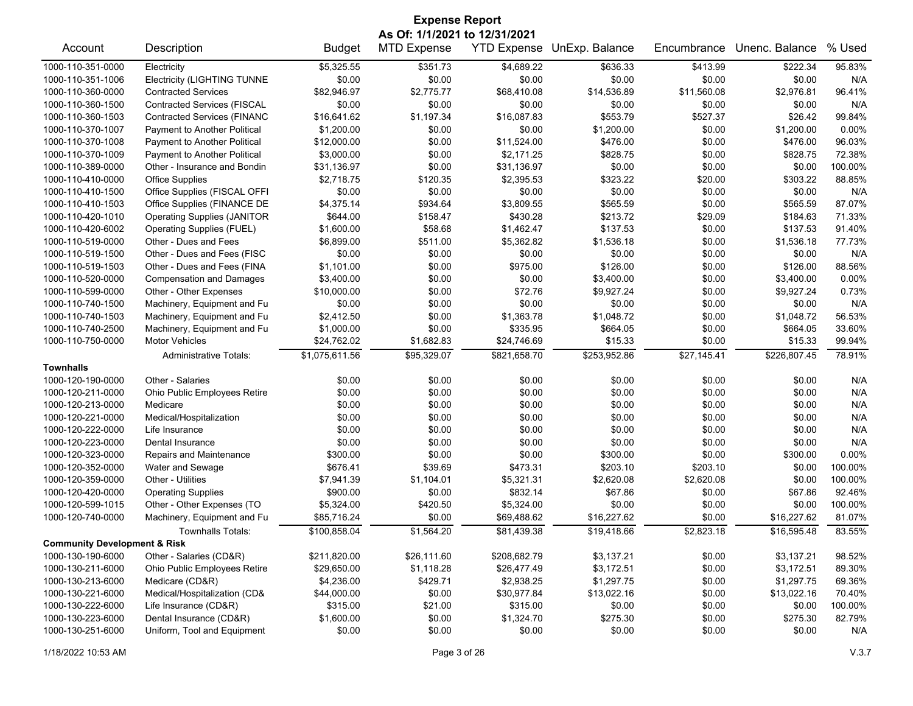# Expense Report

**As Of: 1/1/2021 to 12/31/2021**

| Account | Description | Budget | MTD Expense | YTD Expense | UnExp. Balance | Encumbrance | Unenc. Balance | % Used |
|---|---|---|---|---|---|---|---|---|
| 1000-110-351-0000 | Electricity | $5,325.55 | $351.73 | $4,689.22 | $636.33 | $413.99 | $222.34 | 95.83% |
| 1000-110-351-1006 | Electricity (LIGHTING TUNNE | $0.00 | $0.00 | $0.00 | $0.00 | $0.00 | $0.00 | N/A |
| 1000-110-360-0000 | Contracted Services | $82,946.97 | $2,775.77 | $68,410.08 | $14,536.89 | $11,560.08 | $2,976.81 | 96.41% |
| 1000-110-360-1500 | Contracted Services (FISCAL | $0.00 | $0.00 | $0.00 | $0.00 | $0.00 | $0.00 | N/A |
| 1000-110-360-1503 | Contracted Services (FINANC | $16,641.62 | $1,197.34 | $16,087.83 | $553.79 | $527.37 | $26.42 | 99.84% |
| 1000-110-370-1007 | Payment to Another Political | $1,200.00 | $0.00 | $0.00 | $1,200.00 | $0.00 | $1,200.00 | 0.00% |
| 1000-110-370-1008 | Payment to Another Political | $12,000.00 | $0.00 | $11,524.00 | $476.00 | $0.00 | $476.00 | 96.03% |
| 1000-110-370-1009 | Payment to Another Political | $3,000.00 | $0.00 | $2,171.25 | $828.75 | $0.00 | $828.75 | 72.38% |
| 1000-110-389-0000 | Other - Insurance and Bondin | $31,136.97 | $0.00 | $31,136.97 | $0.00 | $0.00 | $0.00 | 100.00% |
| 1000-110-410-0000 | Office Supplies | $2,718.75 | $120.35 | $2,395.53 | $323.22 | $20.00 | $303.22 | 88.85% |
| 1000-110-410-1500 | Office Supplies (FISCAL OFFI | $0.00 | $0.00 | $0.00 | $0.00 | $0.00 | $0.00 | N/A |
| 1000-110-410-1503 | Office Supplies (FINANCE DE | $4,375.14 | $934.64 | $3,809.55 | $565.59 | $0.00 | $565.59 | 87.07% |
| 1000-110-420-1010 | Operating Supplies (JANITOR | $644.00 | $158.47 | $430.28 | $213.72 | $29.09 | $184.63 | 71.33% |
| 1000-110-420-6002 | Operating Supplies (FUEL) | $1,600.00 | $58.68 | $1,462.47 | $137.53 | $0.00 | $137.53 | 91.40% |
| 1000-110-519-0000 | Other - Dues and Fees | $6,899.00 | $511.00 | $5,362.82 | $1,536.18 | $0.00 | $1,536.18 | 77.73% |
| 1000-110-519-1500 | Other - Dues and Fees (FISC | $0.00 | $0.00 | $0.00 | $0.00 | $0.00 | $0.00 | N/A |
| 1000-110-519-1503 | Other - Dues and Fees (FINA | $1,101.00 | $0.00 | $975.00 | $126.00 | $0.00 | $126.00 | 88.56% |
| 1000-110-520-0000 | Compensation and Damages | $3,400.00 | $0.00 | $0.00 | $3,400.00 | $0.00 | $3,400.00 | 0.00% |
| 1000-110-599-0000 | Other - Other Expenses | $10,000.00 | $0.00 | $72.76 | $9,927.24 | $0.00 | $9,927.24 | 0.73% |
| 1000-110-740-1500 | Machinery, Equipment and Fu | $0.00 | $0.00 | $0.00 | $0.00 | $0.00 | $0.00 | N/A |
| 1000-110-740-1503 | Machinery, Equipment and Fu | $2,412.50 | $0.00 | $1,363.78 | $1,048.72 | $0.00 | $1,048.72 | 56.53% |
| 1000-110-740-2500 | Machinery, Equipment and Fu | $1,000.00 | $0.00 | $335.95 | $664.05 | $0.00 | $664.05 | 33.60% |
| 1000-110-750-0000 | Motor Vehicles | $24,762.02 | $1,682.83 | $24,746.69 | $15.33 | $0.00 | $15.33 | 99.94% |
| | Administrative Totals: | $1,075,611.56 | $95,329.07 | $821,658.70 | $253,952.86 | $27,145.41 | $226,807.45 | 78.91% |
| **Townhalls** | | | | | | | | |
| 1000-120-190-0000 | Other - Salaries | $0.00 | $0.00 | $0.00 | $0.00 | $0.00 | $0.00 | N/A |
| 1000-120-211-0000 | Ohio Public Employees Retire | $0.00 | $0.00 | $0.00 | $0.00 | $0.00 | $0.00 | N/A |
| 1000-120-213-0000 | Medicare | $0.00 | $0.00 | $0.00 | $0.00 | $0.00 | $0.00 | N/A |
| 1000-120-221-0000 | Medical/Hospitalization | $0.00 | $0.00 | $0.00 | $0.00 | $0.00 | $0.00 | N/A |
| 1000-120-222-0000 | Life Insurance | $0.00 | $0.00 | $0.00 | $0.00 | $0.00 | $0.00 | N/A |
| 1000-120-223-0000 | Dental Insurance | $0.00 | $0.00 | $0.00 | $0.00 | $0.00 | $0.00 | N/A |
| 1000-120-323-0000 | Repairs and Maintenance | $300.00 | $0.00 | $0.00 | $300.00 | $0.00 | $300.00 | 0.00% |
| 1000-120-352-0000 | Water and Sewage | $676.41 | $39.69 | $473.31 | $203.10 | $203.10 | $0.00 | 100.00% |
| 1000-120-359-0000 | Other - Utilities | $7,941.39 | $1,104.01 | $5,321.31 | $2,620.08 | $2,620.08 | $0.00 | 100.00% |
| 1000-120-420-0000 | Operating Supplies | $900.00 | $0.00 | $832.14 | $67.86 | $0.00 | $67.86 | 92.46% |
| 1000-120-599-1015 | Other - Other Expenses (TO | $5,324.00 | $420.50 | $5,324.00 | $0.00 | $0.00 | $0.00 | 100.00% |
| 1000-120-740-0000 | Machinery, Equipment and Fu | $85,716.24 | $0.00 | $69,488.62 | $16,227.62 | $0.00 | $16,227.62 | 81.07% |
| | Townhalls Totals: | $100,858.04 | $1,564.20 | $81,439.38 | $19,418.66 | $2,823.18 | $16,595.48 | 83.55% |
| **Community Development & Risk** | | | | | | | | |
| 1000-130-190-6000 | Other - Salaries (CD&R) | $211,820.00 | $26,111.60 | $208,682.79 | $3,137.21 | $0.00 | $3,137.21 | 98.52% |
| 1000-130-211-6000 | Ohio Public Employees Retire | $29,650.00 | $1,118.28 | $26,477.49 | $3,172.51 | $0.00 | $3,172.51 | 89.30% |
| 1000-130-213-6000 | Medicare (CD&R) | $4,236.00 | $429.71 | $2,938.25 | $1,297.75 | $0.00 | $1,297.75 | 69.36% |
| 1000-130-221-6000 | Medical/Hospitalization (CD& | $44,000.00 | $0.00 | $30,977.84 | $13,022.16 | $0.00 | $13,022.16 | 70.40% |
| 1000-130-222-6000 | Life Insurance (CD&R) | $315.00 | $21.00 | $315.00 | $0.00 | $0.00 | $0.00 | 100.00% |
| 1000-130-223-6000 | Dental Insurance (CD&R) | $1,600.00 | $0.00 | $1,324.70 | $275.30 | $0.00 | $275.30 | 82.79% |
| 1000-130-251-6000 | Uniform, Tool and Equipment | $0.00 | $0.00 | $0.00 | $0.00 | $0.00 | $0.00 | N/A |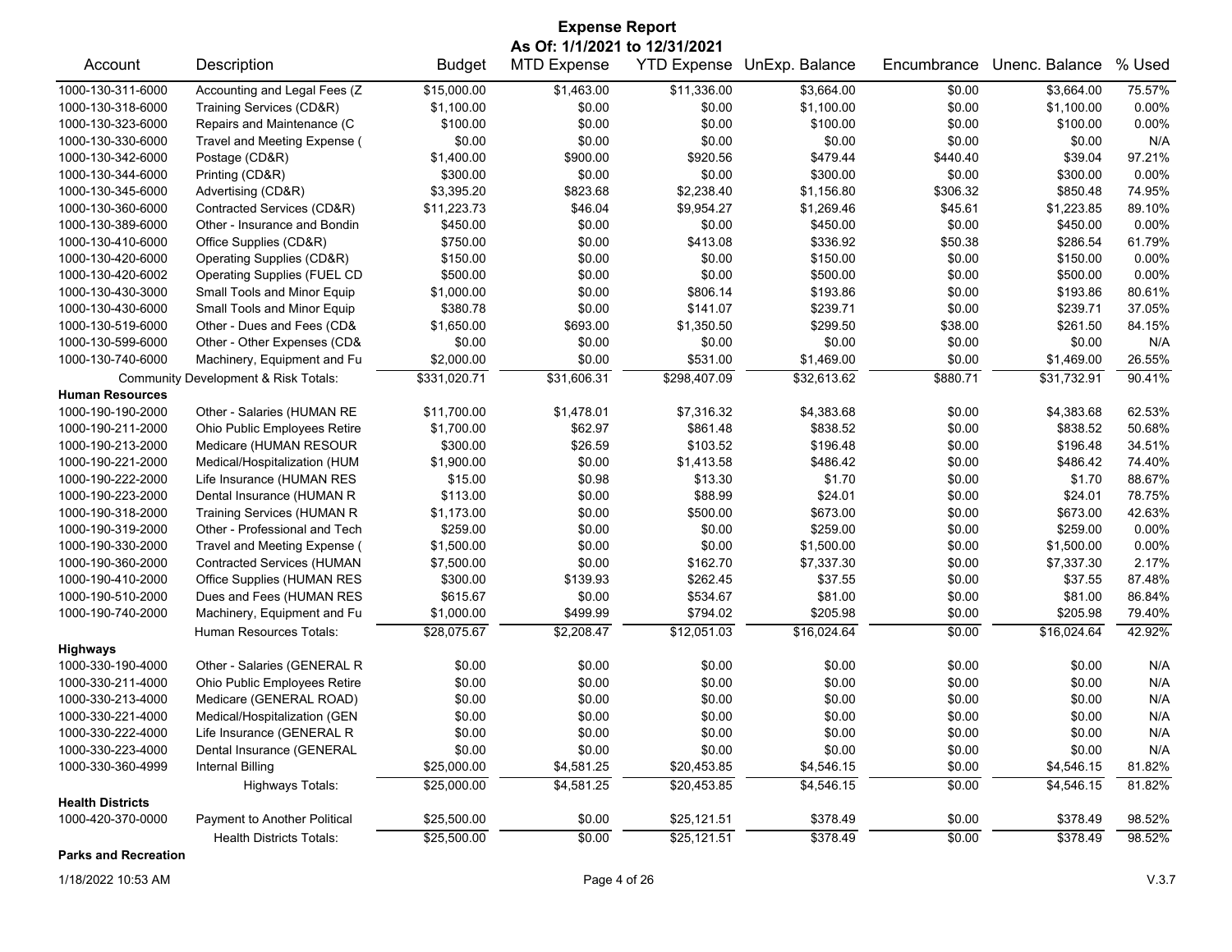# Expense Report

**As Of: 1/1/2021 to 12/31/2021**

| Account | Description | Budget | MTD Expense | YTD Expense | UnExp. Balance | Encumbrance | Unenc. Balance | % Used |
|---|---|---|---|---|---|---|---|---|
| 1000-130-311-6000 | Accounting and Legal Fees (Z | $15,000.00 | $1,463.00 | $11,336.00 | $3,664.00 | $0.00 | $3,664.00 | 75.57% |
| 1000-130-318-6000 | Training Services (CD&R) | $1,100.00 | $0.00 | $0.00 | $1,100.00 | $0.00 | $1,100.00 | 0.00% |
| 1000-130-323-6000 | Repairs and Maintenance (C | $100.00 | $0.00 | $0.00 | $100.00 | $0.00 | $100.00 | 0.00% |
| 1000-130-330-6000 | Travel and Meeting Expense ( | $0.00 | $0.00 | $0.00 | $0.00 | $0.00 | $0.00 | N/A |
| 1000-130-342-6000 | Postage (CD&R) | $1,400.00 | $900.00 | $920.56 | $479.44 | $440.40 | $39.04 | 97.21% |
| 1000-130-344-6000 | Printing (CD&R) | $300.00 | $0.00 | $0.00 | $300.00 | $0.00 | $300.00 | 0.00% |
| 1000-130-345-6000 | Advertising (CD&R) | $3,395.20 | $823.68 | $2,238.40 | $1,156.80 | $306.32 | $850.48 | 74.95% |
| 1000-130-360-6000 | Contracted Services (CD&R) | $11,223.73 | $46.04 | $9,954.27 | $1,269.46 | $45.61 | $1,223.85 | 89.10% |
| 1000-130-389-6000 | Other - Insurance and Bondin | $450.00 | $0.00 | $0.00 | $450.00 | $0.00 | $450.00 | 0.00% |
| 1000-130-410-6000 | Office Supplies (CD&R) | $750.00 | $0.00 | $413.08 | $336.92 | $50.38 | $286.54 | 61.79% |
| 1000-130-420-6000 | Operating Supplies (CD&R) | $150.00 | $0.00 | $0.00 | $150.00 | $0.00 | $150.00 | 0.00% |
| 1000-130-420-6002 | Operating Supplies (FUEL CD | $500.00 | $0.00 | $0.00 | $500.00 | $0.00 | $500.00 | 0.00% |
| 1000-130-430-3000 | Small Tools and Minor Equip | $1,000.00 | $0.00 | $806.14 | $193.86 | $0.00 | $193.86 | 80.61% |
| 1000-130-430-6000 | Small Tools and Minor Equip | $380.78 | $0.00 | $141.07 | $239.71 | $0.00 | $239.71 | 37.05% |
| 1000-130-519-6000 | Other - Dues and Fees (CD& | $1,650.00 | $693.00 | $1,350.50 | $299.50 | $38.00 | $261.50 | 84.15% |
| 1000-130-599-6000 | Other - Other Expenses (CD& | $0.00 | $0.00 | $0.00 | $0.00 | $0.00 | $0.00 | N/A |
| 1000-130-740-6000 | Machinery, Equipment and Fu | $2,000.00 | $0.00 | $531.00 | $1,469.00 | $0.00 | $1,469.00 | 26.55% |
| | Community Development & Risk Totals: | $331,020.71 | $31,606.31 | $298,407.09 | $32,613.62 | $880.71 | $31,732.91 | 90.41% |
| **Human Resources** | | | | | | | | |
| 1000-190-190-2000 | Other - Salaries (HUMAN RE | $11,700.00 | $1,478.01 | $7,316.32 | $4,383.68 | $0.00 | $4,383.68 | 62.53% |
| 1000-190-211-2000 | Ohio Public Employees Retire | $1,700.00 | $62.97 | $861.48 | $838.52 | $0.00 | $838.52 | 50.68% |
| 1000-190-213-2000 | Medicare (HUMAN RESOUR | $300.00 | $26.59 | $103.52 | $196.48 | $0.00 | $196.48 | 34.51% |
| 1000-190-221-2000 | Medical/Hospitalization (HUM | $1,900.00 | $0.00 | $1,413.58 | $486.42 | $0.00 | $486.42 | 74.40% |
| 1000-190-222-2000 | Life Insurance (HUMAN RES | $15.00 | $0.98 | $13.30 | $1.70 | $0.00 | $1.70 | 88.67% |
| 1000-190-223-2000 | Dental Insurance (HUMAN R | $113.00 | $0.00 | $88.99 | $24.01 | $0.00 | $24.01 | 78.75% |
| 1000-190-318-2000 | Training Services (HUMAN R | $1,173.00 | $0.00 | $500.00 | $673.00 | $0.00 | $673.00 | 42.63% |
| 1000-190-319-2000 | Other - Professional and Tech | $259.00 | $0.00 | $0.00 | $259.00 | $0.00 | $259.00 | 0.00% |
| 1000-190-330-2000 | Travel and Meeting Expense ( | $1,500.00 | $0.00 | $0.00 | $1,500.00 | $0.00 | $1,500.00 | 0.00% |
| 1000-190-360-2000 | Contracted Services (HUMAN | $7,500.00 | $0.00 | $162.70 | $7,337.30 | $0.00 | $7,337.30 | 2.17% |
| 1000-190-410-2000 | Office Supplies (HUMAN RES | $300.00 | $139.93 | $262.45 | $37.55 | $0.00 | $37.55 | 87.48% |
| 1000-190-510-2000 | Dues and Fees (HUMAN RES | $615.67 | $0.00 | $534.67 | $81.00 | $0.00 | $81.00 | 86.84% |
| 1000-190-740-2000 | Machinery, Equipment and Fu | $1,000.00 | $499.99 | $794.02 | $205.98 | $0.00 | $205.98 | 79.40% |
| | Human Resources Totals: | $28,075.67 | $2,208.47 | $12,051.03 | $16,024.64 | $0.00 | $16,024.64 | 42.92% |
| **Highways** | | | | | | | | |
| 1000-330-190-4000 | Other - Salaries (GENERAL R | $0.00 | $0.00 | $0.00 | $0.00 | $0.00 | $0.00 | N/A |
| 1000-330-211-4000 | Ohio Public Employees Retire | $0.00 | $0.00 | $0.00 | $0.00 | $0.00 | $0.00 | N/A |
| 1000-330-213-4000 | Medicare (GENERAL ROAD) | $0.00 | $0.00 | $0.00 | $0.00 | $0.00 | $0.00 | N/A |
| 1000-330-221-4000 | Medical/Hospitalization (GEN | $0.00 | $0.00 | $0.00 | $0.00 | $0.00 | $0.00 | N/A |
| 1000-330-222-4000 | Life Insurance (GENERAL R | $0.00 | $0.00 | $0.00 | $0.00 | $0.00 | $0.00 | N/A |
| 1000-330-223-4000 | Dental Insurance (GENERAL | $0.00 | $0.00 | $0.00 | $0.00 | $0.00 | $0.00 | N/A |
| 1000-330-360-4999 | Internal Billing | $25,000.00 | $4,581.25 | $20,453.85 | $4,546.15 | $0.00 | $4,546.15 | 81.82% |
| | Highways Totals: | $25,000.00 | $4,581.25 | $20,453.85 | $4,546.15 | $0.00 | $4,546.15 | 81.82% |
| **Health Districts** | | | | | | | | |
| 1000-420-370-0000 | Payment to Another Political | $25,500.00 | $0.00 | $25,121.51 | $378.49 | $0.00 | $378.49 | 98.52% |
| | Health Districts Totals: | $25,500.00 | $0.00 | $25,121.51 | $378.49 | $0.00 | $378.49 | 98.52% |
| **Parks and Recreation** | | | | | | | | |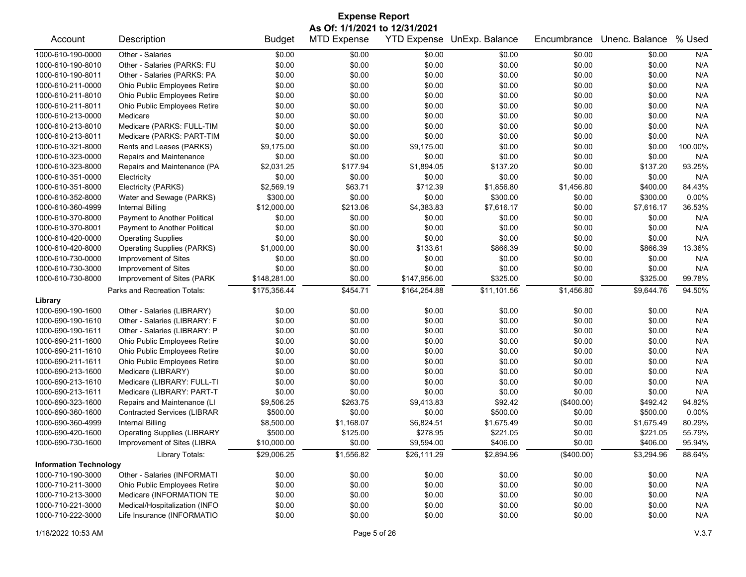# Expense Report

**As Of: 1/1/2021 to 12/31/2021**

| Account | Description | Budget | MTD Expense | YTD Expense | UnExp. Balance | Encumbrance | Unenc. Balance | % Used |
|---|---|---|---|---|---|---|---|---|
| 1000-610-190-0000 | Other - Salaries | $0.00 | $0.00 | $0.00 | $0.00 | $0.00 | $0.00 | N/A |
| 1000-610-190-8010 | Other - Salaries (PARKS: FU | $0.00 | $0.00 | $0.00 | $0.00 | $0.00 | $0.00 | N/A |
| 1000-610-190-8011 | Other - Salaries (PARKS: PA | $0.00 | $0.00 | $0.00 | $0.00 | $0.00 | $0.00 | N/A |
| 1000-610-211-0000 | Ohio Public Employees Retire | $0.00 | $0.00 | $0.00 | $0.00 | $0.00 | $0.00 | N/A |
| 1000-610-211-8010 | Ohio Public Employees Retire | $0.00 | $0.00 | $0.00 | $0.00 | $0.00 | $0.00 | N/A |
| 1000-610-211-8011 | Ohio Public Employees Retire | $0.00 | $0.00 | $0.00 | $0.00 | $0.00 | $0.00 | N/A |
| 1000-610-213-0000 | Medicare | $0.00 | $0.00 | $0.00 | $0.00 | $0.00 | $0.00 | N/A |
| 1000-610-213-8010 | Medicare (PARKS: FULL-TIM | $0.00 | $0.00 | $0.00 | $0.00 | $0.00 | $0.00 | N/A |
| 1000-610-213-8011 | Medicare (PARKS: PART-TIM | $0.00 | $0.00 | $0.00 | $0.00 | $0.00 | $0.00 | N/A |
| 1000-610-321-8000 | Rents and Leases (PARKS) | $9,175.00 | $0.00 | $9,175.00 | $0.00 | $0.00 | $0.00 | 100.00% |
| 1000-610-323-0000 | Repairs and Maintenance | $0.00 | $0.00 | $0.00 | $0.00 | $0.00 | $0.00 | N/A |
| 1000-610-323-8000 | Repairs and Maintenance (PA | $2,031.25 | $177.94 | $1,894.05 | $137.20 | $0.00 | $137.20 | 93.25% |
| 1000-610-351-0000 | Electricity | $0.00 | $0.00 | $0.00 | $0.00 | $0.00 | $0.00 | N/A |
| 1000-610-351-8000 | Electricity (PARKS) | $2,569.19 | $63.71 | $712.39 | $1,856.80 | $1,456.80 | $400.00 | 84.43% |
| 1000-610-352-8000 | Water and Sewage (PARKS) | $300.00 | $0.00 | $0.00 | $300.00 | $0.00 | $300.00 | 0.00% |
| 1000-610-360-4999 | Internal Billing | $12,000.00 | $213.06 | $4,383.83 | $7,616.17 | $0.00 | $7,616.17 | 36.53% |
| 1000-610-370-8000 | Payment to Another Political | $0.00 | $0.00 | $0.00 | $0.00 | $0.00 | $0.00 | N/A |
| 1000-610-370-8001 | Payment to Another Political | $0.00 | $0.00 | $0.00 | $0.00 | $0.00 | $0.00 | N/A |
| 1000-610-420-0000 | Operating Supplies | $0.00 | $0.00 | $0.00 | $0.00 | $0.00 | $0.00 | N/A |
| 1000-610-420-8000 | Operating Supplies (PARKS) | $1,000.00 | $0.00 | $133.61 | $866.39 | $0.00 | $866.39 | 13.36% |
| 1000-610-730-0000 | Improvement of Sites | $0.00 | $0.00 | $0.00 | $0.00 | $0.00 | $0.00 | N/A |
| 1000-610-730-3000 | Improvement of Sites | $0.00 | $0.00 | $0.00 | $0.00 | $0.00 | $0.00 | N/A |
| 1000-610-730-8000 | Improvement of Sites (PARK | $148,281.00 | $0.00 | $147,956.00 | $325.00 | $0.00 | $325.00 | 99.78% |
| | Parks and Recreation Totals: | $175,356.44 | $454.71 | $164,254.88 | $11,101.56 | $1,456.80 | $9,644.76 | 94.50% |
| **Library** | | | | | | | | |
| 1000-690-190-1600 | Other - Salaries (LIBRARY) | $0.00 | $0.00 | $0.00 | $0.00 | $0.00 | $0.00 | N/A |
| 1000-690-190-1610 | Other - Salaries (LIBRARY: F | $0.00 | $0.00 | $0.00 | $0.00 | $0.00 | $0.00 | N/A |
| 1000-690-190-1611 | Other - Salaries (LIBRARY: P | $0.00 | $0.00 | $0.00 | $0.00 | $0.00 | $0.00 | N/A |
| 1000-690-211-1600 | Ohio Public Employees Retire | $0.00 | $0.00 | $0.00 | $0.00 | $0.00 | $0.00 | N/A |
| 1000-690-211-1610 | Ohio Public Employees Retire | $0.00 | $0.00 | $0.00 | $0.00 | $0.00 | $0.00 | N/A |
| 1000-690-211-1611 | Ohio Public Employees Retire | $0.00 | $0.00 | $0.00 | $0.00 | $0.00 | $0.00 | N/A |
| 1000-690-213-1600 | Medicare (LIBRARY) | $0.00 | $0.00 | $0.00 | $0.00 | $0.00 | $0.00 | N/A |
| 1000-690-213-1610 | Medicare (LIBRARY: FULL-TI | $0.00 | $0.00 | $0.00 | $0.00 | $0.00 | $0.00 | N/A |
| 1000-690-213-1611 | Medicare (LIBRARY: PART-T | $0.00 | $0.00 | $0.00 | $0.00 | $0.00 | $0.00 | N/A |
| 1000-690-323-1600 | Repairs and Maintenance (LI | $9,506.25 | $263.75 | $9,413.83 | $92.42 | ($400.00) | $492.42 | 94.82% |
| 1000-690-360-1600 | Contracted Services (LIBRAR | $500.00 | $0.00 | $0.00 | $500.00 | $0.00 | $500.00 | 0.00% |
| 1000-690-360-4999 | Internal Billing | $8,500.00 | $1,168.07 | $6,824.51 | $1,675.49 | $0.00 | $1,675.49 | 80.29% |
| 1000-690-420-1600 | Operating Supplies (LIBRARY | $500.00 | $125.00 | $278.95 | $221.05 | $0.00 | $221.05 | 55.79% |
| 1000-690-730-1600 | Improvement of Sites (LIBRA | $10,000.00 | $0.00 | $9,594.00 | $406.00 | $0.00 | $406.00 | 95.94% |
| | Library Totals: | $29,006.25 | $1,556.82 | $26,111.29 | $2,894.96 | ($400.00) | $3,294.96 | 88.64% |
| **Information Technology** | | | | | | | | |
| 1000-710-190-3000 | Other - Salaries (INFORMATI | $0.00 | $0.00 | $0.00 | $0.00 | $0.00 | $0.00 | N/A |
| 1000-710-211-3000 | Ohio Public Employees Retire | $0.00 | $0.00 | $0.00 | $0.00 | $0.00 | $0.00 | N/A |
| 1000-710-213-3000 | Medicare (INFORMATION TE | $0.00 | $0.00 | $0.00 | $0.00 | $0.00 | $0.00 | N/A |
| 1000-710-221-3000 | Medical/Hospitalization (INFO | $0.00 | $0.00 | $0.00 | $0.00 | $0.00 | $0.00 | N/A |
| 1000-710-222-3000 | Life Insurance (INFORMATIO | $0.00 | $0.00 | $0.00 | $0.00 | $0.00 | $0.00 | N/A |

1/18/2022 10:53 AM V.3.7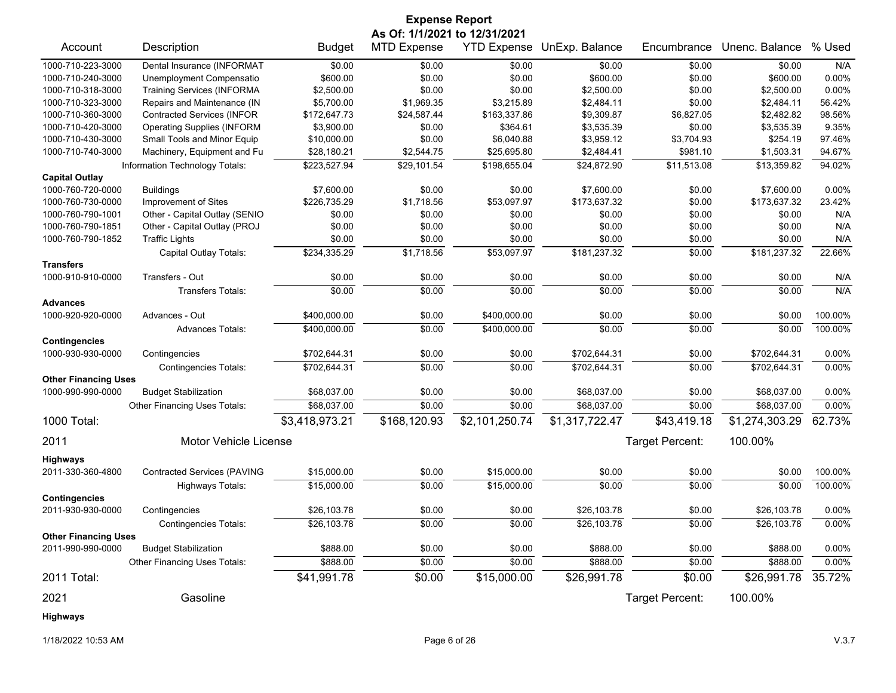# Expense Report

**As Of: 1/1/2021 to 12/31/2021**

| Account | Description | Budget | MTD Expense | YTD Expense | UnExp. Balance | Encumbrance | Unenc. Balance | % Used |
|---|---|---|---|---|---|---|---|---|
| 1000-710-223-3000 | Dental Insurance (INFORMAT | $0.00 | $0.00 | $0.00 | $0.00 | $0.00 | $0.00 | N/A |
| 1000-710-240-3000 | Unemployment Compensatio | $600.00 | $0.00 | $0.00 | $600.00 | $0.00 | $600.00 | 0.00% |
| 1000-710-318-3000 | Training Services (INFORMA | $2,500.00 | $0.00 | $0.00 | $2,500.00 | $0.00 | $2,500.00 | 0.00% |
| 1000-710-323-3000 | Repairs and Maintenance (IN | $5,700.00 | $1,969.35 | $3,215.89 | $2,484.11 | $0.00 | $2,484.11 | 56.42% |
| 1000-710-360-3000 | Contracted Services (INFOR | $172,647.73 | $24,587.44 | $163,337.86 | $9,309.87 | $6,827.05 | $2,482.82 | 98.56% |
| 1000-710-420-3000 | Operating Supplies (INFORM | $3,900.00 | $0.00 | $364.61 | $3,535.39 | $0.00 | $3,535.39 | 9.35% |
| 1000-710-430-3000 | Small Tools and Minor Equip | $10,000.00 | $0.00 | $6,040.88 | $3,959.12 | $3,704.93 | $254.19 | 97.46% |
| 1000-710-740-3000 | Machinery, Equipment and Fu | $28,180.21 | $2,544.75 | $25,695.80 | $2,484.41 | $981.10 | $1,503.31 | 94.67% |
| | Information Technology Totals: | $223,527.94 | $29,101.54 | $198,655.04 | $24,872.90 | $11,513.08 | $13,359.82 | 94.02% |
| **Capital Outlay** | | | | | | | | |
| 1000-760-720-0000 | Buildings | $7,600.00 | $0.00 | $0.00 | $7,600.00 | $0.00 | $7,600.00 | 0.00% |
| 1000-760-730-0000 | Improvement of Sites | $226,735.29 | $1,718.56 | $53,097.97 | $173,637.32 | $0.00 | $173,637.32 | 23.42% |
| 1000-760-790-1001 | Other - Capital Outlay (SENIO | $0.00 | $0.00 | $0.00 | $0.00 | $0.00 | $0.00 | N/A |
| 1000-760-790-1851 | Other - Capital Outlay (PROJ | $0.00 | $0.00 | $0.00 | $0.00 | $0.00 | $0.00 | N/A |
| 1000-760-790-1852 | Traffic Lights | $0.00 | $0.00 | $0.00 | $0.00 | $0.00 | $0.00 | N/A |
| | Capital Outlay Totals: | $234,335.29 | $1,718.56 | $53,097.97 | $181,237.32 | $0.00 | $181,237.32 | 22.66% |
| **Transfers** | | | | | | | | |
| 1000-910-910-0000 | Transfers - Out | $0.00 | $0.00 | $0.00 | $0.00 | $0.00 | $0.00 | N/A |
| | Transfers Totals: | $0.00 | $0.00 | $0.00 | $0.00 | $0.00 | $0.00 | N/A |
| **Advances** | | | | | | | | |
| 1000-920-920-0000 | Advances - Out | $400,000.00 | $0.00 | $400,000.00 | $0.00 | $0.00 | $0.00 | 100.00% |
| | Advances Totals: | $400,000.00 | $0.00 | $400,000.00 | $0.00 | $0.00 | $0.00 | 100.00% |
| **Contingencies** | | | | | | | | |
| 1000-930-930-0000 | Contingencies | $702,644.31 | $0.00 | $0.00 | $702,644.31 | $0.00 | $702,644.31 | 0.00% |
| | Contingencies Totals: | $702,644.31 | $0.00 | $0.00 | $702,644.31 | $0.00 | $702,644.31 | 0.00% |
| **Other Financing Uses** | | | | | | | | |
| 1000-990-990-0000 | Budget Stabilization | $68,037.00 | $0.00 | $0.00 | $68,037.00 | $0.00 | $68,037.00 | 0.00% |
| | Other Financing Uses Totals: | $68,037.00 | $0.00 | $0.00 | $68,037.00 | $0.00 | $68,037.00 | 0.00% |
| **1000 Total:** | | $3,418,973.21 | $168,120.93 | $2,101,250.74 | $1,317,722.47 | $43,419.18 | $1,274,303.29 | 62.73% |
| **2011** | **Motor Vehicle License** | | | | | Target Percent: | 100.00% | |
| **Highways** | | | | | | | | |
| 2011-330-360-4800 | Contracted Services (PAVING | $15,000.00 | $0.00 | $15,000.00 | $0.00 | $0.00 | $0.00 | 100.00% |
| | Highways Totals: | $15,000.00 | $0.00 | $15,000.00 | $0.00 | $0.00 | $0.00 | 100.00% |
| **Contingencies** | | | | | | | | |
| 2011-930-930-0000 | Contingencies | $26,103.78 | $0.00 | $0.00 | $26,103.78 | $0.00 | $26,103.78 | 0.00% |
| | Contingencies Totals: | $26,103.78 | $0.00 | $0.00 | $26,103.78 | $0.00 | $26,103.78 | 0.00% |
| **Other Financing Uses** | | | | | | | | |
| 2011-990-990-0000 | Budget Stabilization | $888.00 | $0.00 | $0.00 | $888.00 | $0.00 | $888.00 | 0.00% |
| | Other Financing Uses Totals: | $888.00 | $0.00 | $0.00 | $888.00 | $0.00 | $888.00 | 0.00% |
| **2011 Total:** | | $41,991.78 | $0.00 | $15,000.00 | $26,991.78 | $0.00 | $26,991.78 | 35.72% |
| **2021** | **Gasoline** | | | | | Target Percent: | 100.00% | |
| **Highways** | | | | | | | | |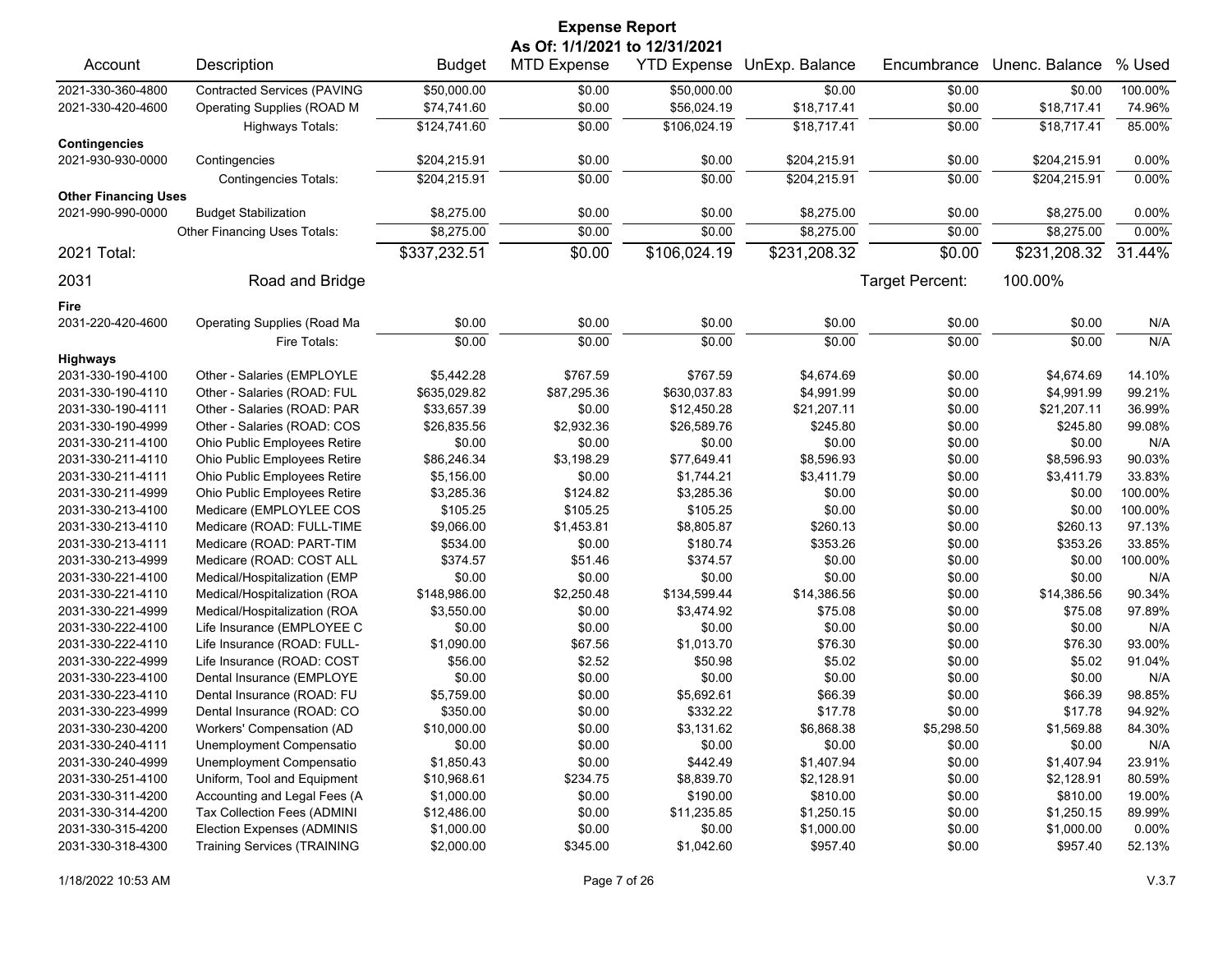# Expense Report

**As Of: 1/1/2021 to 12/31/2021**

| Account | Description | Budget | MTD Expense | YTD Expense | UnExp. Balance | Encumbrance | Unenc. Balance | % Used |
|---|---|---|---|---|---|---|---|---|
| 2021-330-360-4800 | Contracted Services (PAVING | $50,000.00 | $0.00 | $50,000.00 | $0.00 | $0.00 | $0.00 | 100.00% |
| 2021-330-420-4600 | Operating Supplies (ROAD M | $74,741.60 | $0.00 | $56,024.19 | $18,717.41 | $0.00 | $18,717.41 | 74.96% |
| | Highways Totals: | $124,741.60 | $0.00 | $106,024.19 | $18,717.41 | $0.00 | $18,717.41 | 85.00% |
| **Contingencies** | | | | | | | | |
| 2021-930-930-0000 | Contingencies | $204,215.91 | $0.00 | $0.00 | $204,215.91 | $0.00 | $204,215.91 | 0.00% |
| | Contingencies Totals: | $204,215.91 | $0.00 | $0.00 | $204,215.91 | $0.00 | $204,215.91 | 0.00% |
| **Other Financing Uses** | | | | | | | | |
| 2021-990-990-0000 | Budget Stabilization | $8,275.00 | $0.00 | $0.00 | $8,275.00 | $0.00 | $8,275.00 | 0.00% |
| | Other Financing Uses Totals: | $8,275.00 | $0.00 | $0.00 | $8,275.00 | $0.00 | $8,275.00 | 0.00% |
| **2021 Total:** | | **$337,232.51** | **$0.00** | **$106,024.19** | **$231,208.32** | **$0.00** | **$231,208.32** | **31.44%** |
| **2031** | **Road and Bridge** | | | | | Target Percent: | 100.00% | |
| **Fire** | | | | | | | | |
| 2031-220-420-4600 | Operating Supplies (Road Ma | $0.00 | $0.00 | $0.00 | $0.00 | $0.00 | $0.00 | N/A |
| | Fire Totals: | $0.00 | $0.00 | $0.00 | $0.00 | $0.00 | $0.00 | N/A |
| **Highways** | | | | | | | | |
| 2031-330-190-4100 | Other - Salaries (EMPLOYLE | $5,442.28 | $767.59 | $767.59 | $4,674.69 | $0.00 | $4,674.69 | 14.10% |
| 2031-330-190-4110 | Other - Salaries (ROAD: FUL | $635,029.82 | $87,295.36 | $630,037.83 | $4,991.99 | $0.00 | $4,991.99 | 99.21% |
| 2031-330-190-4111 | Other - Salaries (ROAD: PAR | $33,657.39 | $0.00 | $12,450.28 | $21,207.11 | $0.00 | $21,207.11 | 36.99% |
| 2031-330-190-4999 | Other - Salaries (ROAD: COS | $26,835.56 | $2,932.36 | $26,589.76 | $245.80 | $0.00 | $245.80 | 99.08% |
| 2031-330-211-4100 | Ohio Public Employees Retire | $0.00 | $0.00 | $0.00 | $0.00 | $0.00 | $0.00 | N/A |
| 2031-330-211-4110 | Ohio Public Employees Retire | $86,246.34 | $3,198.29 | $77,649.41 | $8,596.93 | $0.00 | $8,596.93 | 90.03% |
| 2031-330-211-4111 | Ohio Public Employees Retire | $5,156.00 | $0.00 | $1,744.21 | $3,411.79 | $0.00 | $3,411.79 | 33.83% |
| 2031-330-211-4999 | Ohio Public Employees Retire | $3,285.36 | $124.82 | $3,285.36 | $0.00 | $0.00 | $0.00 | 100.00% |
| 2031-330-213-4100 | Medicare (EMPLOYLEE COS | $105.25 | $105.25 | $105.25 | $0.00 | $0.00 | $0.00 | 100.00% |
| 2031-330-213-4110 | Medicare (ROAD: FULL-TIME | $9,066.00 | $1,453.81 | $8,805.87 | $260.13 | $0.00 | $260.13 | 97.13% |
| 2031-330-213-4111 | Medicare (ROAD: PART-TIM | $534.00 | $0.00 | $180.74 | $353.26 | $0.00 | $353.26 | 33.85% |
| 2031-330-213-4999 | Medicare (ROAD: COST ALL | $374.57 | $51.46 | $374.57 | $0.00 | $0.00 | $0.00 | 100.00% |
| 2031-330-221-4100 | Medical/Hospitalization (EMP | $0.00 | $0.00 | $0.00 | $0.00 | $0.00 | $0.00 | N/A |
| 2031-330-221-4110 | Medical/Hospitalization (ROA | $148,986.00 | $2,250.48 | $134,599.44 | $14,386.56 | $0.00 | $14,386.56 | 90.34% |
| 2031-330-221-4999 | Medical/Hospitalization (ROA | $3,550.00 | $0.00 | $3,474.92 | $75.08 | $0.00 | $75.08 | 97.89% |
| 2031-330-222-4100 | Life Insurance (EMPLOYEE C | $0.00 | $0.00 | $0.00 | $0.00 | $0.00 | $0.00 | N/A |
| 2031-330-222-4110 | Life Insurance (ROAD: FULL- | $1,090.00 | $67.56 | $1,013.70 | $76.30 | $0.00 | $76.30 | 93.00% |
| 2031-330-222-4999 | Life Insurance (ROAD: COST | $56.00 | $2.52 | $50.98 | $5.02 | $0.00 | $5.02 | 91.04% |
| 2031-330-223-4100 | Dental Insurance (EMPLOYE | $0.00 | $0.00 | $0.00 | $0.00 | $0.00 | $0.00 | N/A |
| 2031-330-223-4110 | Dental Insurance (ROAD: FU | $5,759.00 | $0.00 | $5,692.61 | $66.39 | $0.00 | $66.39 | 98.85% |
| 2031-330-223-4999 | Dental Insurance (ROAD: CO | $350.00 | $0.00 | $332.22 | $17.78 | $0.00 | $17.78 | 94.92% |
| 2031-330-230-4200 | Workers' Compensation (AD | $10,000.00 | $0.00 | $3,131.62 | $6,868.38 | $5,298.50 | $1,569.88 | 84.30% |
| 2031-330-240-4111 | Unemployment Compensatio | $0.00 | $0.00 | $0.00 | $0.00 | $0.00 | $0.00 | N/A |
| 2031-330-240-4999 | Unemployment Compensatio | $1,850.43 | $0.00 | $442.49 | $1,407.94 | $0.00 | $1,407.94 | 23.91% |
| 2031-330-251-4100 | Uniform, Tool and Equipment | $10,968.61 | $234.75 | $8,839.70 | $2,128.91 | $0.00 | $2,128.91 | 80.59% |
| 2031-330-311-4200 | Accounting and Legal Fees (A | $1,000.00 | $0.00 | $190.00 | $810.00 | $0.00 | $810.00 | 19.00% |
| 2031-330-314-4200 | Tax Collection Fees (ADMINI | $12,486.00 | $0.00 | $11,235.85 | $1,250.15 | $0.00 | $1,250.15 | 89.99% |
| 2031-330-315-4200 | Election Expenses (ADMINIS | $1,000.00 | $0.00 | $0.00 | $1,000.00 | $0.00 | $1,000.00 | 0.00% |
| 2031-330-318-4300 | Training Services (TRAINING | $2,000.00 | $345.00 | $1,042.60 | $957.40 | $0.00 | $957.40 | 52.13% |

1/18/2022 10:53 AM V.3.7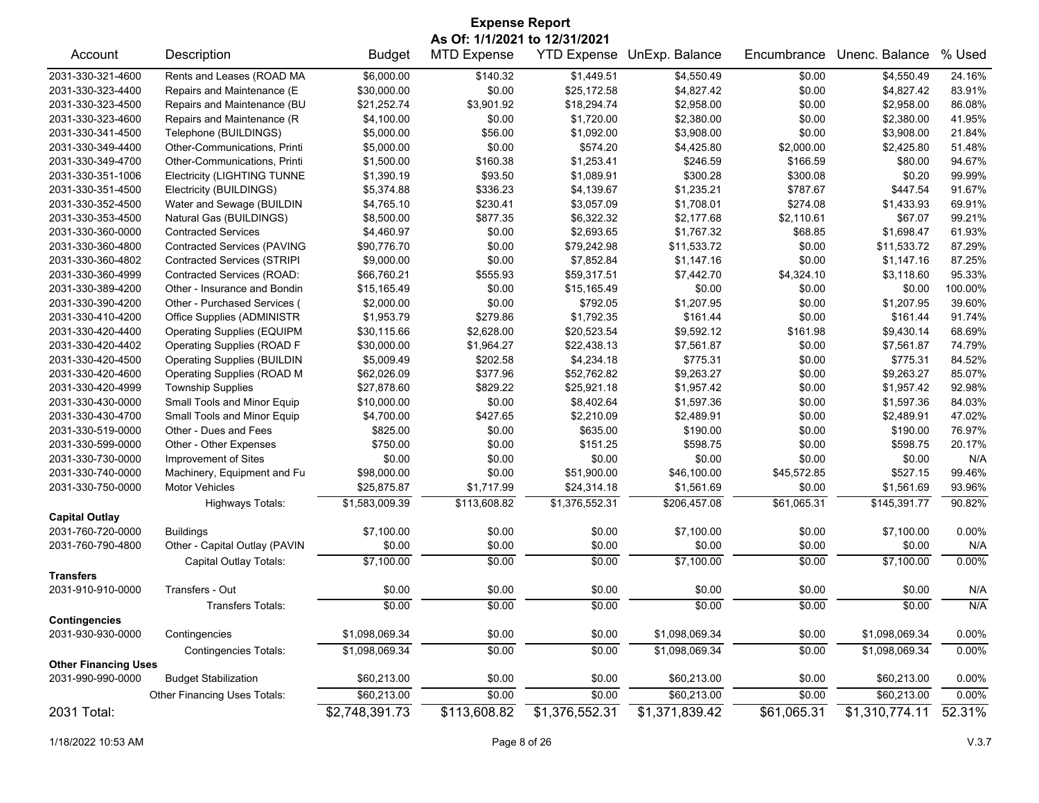# Expense Report

**As Of: 1/1/2021 to 12/31/2021**

| Account | Description | Budget | MTD Expense | YTD Expense | UnExp. Balance | Encumbrance | Unenc. Balance | % Used |
|---|---|---|---|---|---|---|---|---|
| 2031-330-321-4600 | Rents and Leases (ROAD MA | $6,000.00 | $140.32 | $1,449.51 | $4,550.49 | $0.00 | $4,550.49 | 24.16% |
| 2031-330-323-4400 | Repairs and Maintenance (E | $30,000.00 | $0.00 | $25,172.58 | $4,827.42 | $0.00 | $4,827.42 | 83.91% |
| 2031-330-323-4500 | Repairs and Maintenance (BU | $21,252.74 | $3,901.92 | $18,294.74 | $2,958.00 | $0.00 | $2,958.00 | 86.08% |
| 2031-330-323-4600 | Repairs and Maintenance (R | $4,100.00 | $0.00 | $1,720.00 | $2,380.00 | $0.00 | $2,380.00 | 41.95% |
| 2031-330-341-4500 | Telephone (BUILDINGS) | $5,000.00 | $56.00 | $1,092.00 | $3,908.00 | $0.00 | $3,908.00 | 21.84% |
| 2031-330-349-4400 | Other-Communications, Printi | $5,000.00 | $0.00 | $574.20 | $4,425.80 | $2,000.00 | $2,425.80 | 51.48% |
| 2031-330-349-4700 | Other-Communications, Printi | $1,500.00 | $160.38 | $1,253.41 | $246.59 | $166.59 | $80.00 | 94.67% |
| 2031-330-351-1006 | Electricity (LIGHTING TUNNE | $1,390.19 | $93.50 | $1,089.91 | $300.28 | $300.08 | $0.20 | 99.99% |
| 2031-330-351-4500 | Electricity (BUILDINGS) | $5,374.88 | $336.23 | $4,139.67 | $1,235.21 | $787.67 | $447.54 | 91.67% |
| 2031-330-352-4500 | Water and Sewage (BUILDIN | $4,765.10 | $230.41 | $3,057.09 | $1,708.01 | $274.08 | $1,433.93 | 69.91% |
| 2031-330-353-4500 | Natural Gas (BUILDINGS) | $8,500.00 | $877.35 | $6,322.32 | $2,177.68 | $2,110.61 | $67.07 | 99.21% |
| 2031-330-360-0000 | Contracted Services | $4,460.97 | $0.00 | $2,693.65 | $1,767.32 | $68.85 | $1,698.47 | 61.93% |
| 2031-330-360-4800 | Contracted Services (PAVING | $90,776.70 | $0.00 | $79,242.98 | $11,533.72 | $0.00 | $11,533.72 | 87.29% |
| 2031-330-360-4802 | Contracted Services (STRIPI | $9,000.00 | $0.00 | $7,852.84 | $1,147.16 | $0.00 | $1,147.16 | 87.25% |
| 2031-330-360-4999 | Contracted Services (ROAD: | $66,760.21 | $555.93 | $59,317.51 | $7,442.70 | $4,324.10 | $3,118.60 | 95.33% |
| 2031-330-389-4200 | Other - Insurance and Bondin | $15,165.49 | $0.00 | $15,165.49 | $0.00 | $0.00 | $0.00 | 100.00% |
| 2031-330-390-4200 | Other - Purchased Services ( | $2,000.00 | $0.00 | $792.05 | $1,207.95 | $0.00 | $1,207.95 | 39.60% |
| 2031-330-410-4200 | Office Supplies (ADMINISTR | $1,953.79 | $279.86 | $1,792.35 | $161.44 | $0.00 | $161.44 | 91.74% |
| 2031-330-420-4400 | Operating Supplies (EQUIPM | $30,115.66 | $2,628.00 | $20,523.54 | $9,592.12 | $161.98 | $9,430.14 | 68.69% |
| 2031-330-420-4402 | Operating Supplies (ROAD F | $30,000.00 | $1,964.27 | $22,438.13 | $7,561.87 | $0.00 | $7,561.87 | 74.79% |
| 2031-330-420-4500 | Operating Supplies (BUILDIN | $5,009.49 | $202.58 | $4,234.18 | $775.31 | $0.00 | $775.31 | 84.52% |
| 2031-330-420-4600 | Operating Supplies (ROAD M | $62,026.09 | $377.96 | $52,762.82 | $9,263.27 | $0.00 | $9,263.27 | 85.07% |
| 2031-330-420-4999 | Township Supplies | $27,878.60 | $829.22 | $25,921.18 | $1,957.42 | $0.00 | $1,957.42 | 92.98% |
| 2031-330-430-0000 | Small Tools and Minor Equip | $10,000.00 | $0.00 | $8,402.64 | $1,597.36 | $0.00 | $1,597.36 | 84.03% |
| 2031-330-430-4700 | Small Tools and Minor Equip | $4,700.00 | $427.65 | $2,210.09 | $2,489.91 | $0.00 | $2,489.91 | 47.02% |
| 2031-330-519-0000 | Other - Dues and Fees | $825.00 | $0.00 | $635.00 | $190.00 | $0.00 | $190.00 | 76.97% |
| 2031-330-599-0000 | Other - Other Expenses | $750.00 | $0.00 | $151.25 | $598.75 | $0.00 | $598.75 | 20.17% |
| 2031-330-730-0000 | Improvement of Sites | $0.00 | $0.00 | $0.00 | $0.00 | $0.00 | $0.00 | N/A |
| 2031-330-740-0000 | Machinery, Equipment and Fu | $98,000.00 | $0.00 | $51,900.00 | $46,100.00 | $45,572.85 | $527.15 | 99.46% |
| 2031-330-750-0000 | Motor Vehicles | $25,875.87 | $1,717.99 | $24,314.18 | $1,561.69 | $0.00 | $1,561.69 | 93.96% |
| | Highways Totals: | $1,583,009.39 | $113,608.82 | $1,376,552.31 | $206,457.08 | $61,065.31 | $145,391.77 | 90.82% |
| **Capital Outlay** | | | | | | | | |
| 2031-760-720-0000 | Buildings | $7,100.00 | $0.00 | $0.00 | $7,100.00 | $0.00 | $7,100.00 | 0.00% |
| 2031-760-790-4800 | Other - Capital Outlay (PAVIN | $0.00 | $0.00 | $0.00 | $0.00 | $0.00 | $0.00 | N/A |
| | Capital Outlay Totals: | $7,100.00 | $0.00 | $0.00 | $7,100.00 | $0.00 | $7,100.00 | 0.00% |
| **Transfers** | | | | | | | | |
| 2031-910-910-0000 | Transfers - Out | $0.00 | $0.00 | $0.00 | $0.00 | $0.00 | $0.00 | N/A |
| | Transfers Totals: | $0.00 | $0.00 | $0.00 | $0.00 | $0.00 | $0.00 | N/A |
| **Contingencies** | | | | | | | | |
| 2031-930-930-0000 | Contingencies | $1,098,069.34 | $0.00 | $0.00 | $1,098,069.34 | $0.00 | $1,098,069.34 | 0.00% |
| | Contingencies Totals: | $1,098,069.34 | $0.00 | $0.00 | $1,098,069.34 | $0.00 | $1,098,069.34 | 0.00% |
| **Other Financing Uses** | | | | | | | | |
| 2031-990-990-0000 | Budget Stabilization | $60,213.00 | $0.00 | $0.00 | $60,213.00 | $0.00 | $60,213.00 | 0.00% |
| | Other Financing Uses Totals: | $60,213.00 | $0.00 | $0.00 | $60,213.00 | $0.00 | $60,213.00 | 0.00% |
| **2031 Total:** | | $2,748,391.73 | $113,608.82 | $1,376,552.31 | $1,371,839.42 | $61,065.31 | $1,310,774.11 | 52.31% |

1/18/2022 10:53 AM V.3.7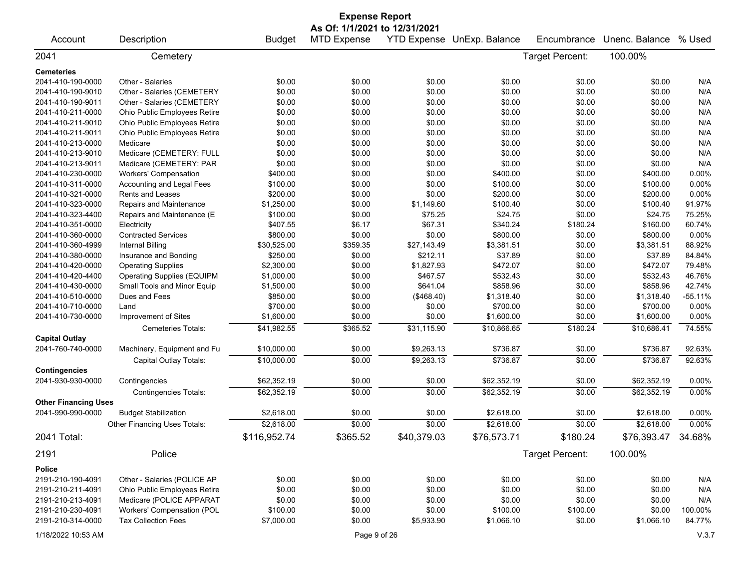# Expense Report

**As Of: 1/1/2021 to 12/31/2021**

| Account | Description | Budget | MTD Expense | YTD Expense | UnExp. Balance | Encumbrance | Unenc. Balance | % Used |
|---|---|---|---|---|---|---|---|---|
| **2041** | **Cemetery** | | | | | Target Percent: | 100.00% | |
| **Cemeteries** | | | | | | | | |
| 2041-410-190-0000 | Other - Salaries | $0.00 | $0.00 | $0.00 | $0.00 | $0.00 | $0.00 | N/A |
| 2041-410-190-9010 | Other - Salaries (CEMETERY | $0.00 | $0.00 | $0.00 | $0.00 | $0.00 | $0.00 | N/A |
| 2041-410-190-9011 | Other - Salaries (CEMETERY | $0.00 | $0.00 | $0.00 | $0.00 | $0.00 | $0.00 | N/A |
| 2041-410-211-0000 | Ohio Public Employees Retire | $0.00 | $0.00 | $0.00 | $0.00 | $0.00 | $0.00 | N/A |
| 2041-410-211-9010 | Ohio Public Employees Retire | $0.00 | $0.00 | $0.00 | $0.00 | $0.00 | $0.00 | N/A |
| 2041-410-211-9011 | Ohio Public Employees Retire | $0.00 | $0.00 | $0.00 | $0.00 | $0.00 | $0.00 | N/A |
| 2041-410-213-0000 | Medicare | $0.00 | $0.00 | $0.00 | $0.00 | $0.00 | $0.00 | N/A |
| 2041-410-213-9010 | Medicare (CEMETERY: FULL | $0.00 | $0.00 | $0.00 | $0.00 | $0.00 | $0.00 | N/A |
| 2041-410-213-9011 | Medicare (CEMETERY: PAR | $0.00 | $0.00 | $0.00 | $0.00 | $0.00 | $0.00 | N/A |
| 2041-410-230-0000 | Workers' Compensation | $400.00 | $0.00 | $0.00 | $400.00 | $0.00 | $400.00 | 0.00% |
| 2041-410-311-0000 | Accounting and Legal Fees | $100.00 | $0.00 | $0.00 | $100.00 | $0.00 | $100.00 | 0.00% |
| 2041-410-321-0000 | Rents and Leases | $200.00 | $0.00 | $0.00 | $200.00 | $0.00 | $200.00 | 0.00% |
| 2041-410-323-0000 | Repairs and Maintenance | $1,250.00 | $0.00 | $1,149.60 | $100.40 | $0.00 | $100.40 | 91.97% |
| 2041-410-323-4400 | Repairs and Maintenance (E | $100.00 | $0.00 | $75.25 | $24.75 | $0.00 | $24.75 | 75.25% |
| 2041-410-351-0000 | Electricity | $407.55 | $6.17 | $67.31 | $340.24 | $180.24 | $160.00 | 60.74% |
| 2041-410-360-0000 | Contracted Services | $800.00 | $0.00 | $0.00 | $800.00 | $0.00 | $800.00 | 0.00% |
| 2041-410-360-4999 | Internal Billing | $30,525.00 | $359.35 | $27,143.49 | $3,381.51 | $0.00 | $3,381.51 | 88.92% |
| 2041-410-380-0000 | Insurance and Bonding | $250.00 | $0.00 | $212.11 | $37.89 | $0.00 | $37.89 | 84.84% |
| 2041-410-420-0000 | Operating Supplies | $2,300.00 | $0.00 | $1,827.93 | $472.07 | $0.00 | $472.07 | 79.48% |
| 2041-410-420-4400 | Operating Supplies (EQUIPM | $1,000.00 | $0.00 | $467.57 | $532.43 | $0.00 | $532.43 | 46.76% |
| 2041-410-430-0000 | Small Tools and Minor Equip | $1,500.00 | $0.00 | $641.04 | $858.96 | $0.00 | $858.96 | 42.74% |
| 2041-410-510-0000 | Dues and Fees | $850.00 | $0.00 | ($468.40) | $1,318.40 | $0.00 | $1,318.40 | -55.11% |
| 2041-410-710-0000 | Land | $700.00 | $0.00 | $0.00 | $700.00 | $0.00 | $700.00 | 0.00% |
| 2041-410-730-0000 | Improvement of Sites | $1,600.00 | $0.00 | $0.00 | $1,600.00 | $0.00 | $1,600.00 | 0.00% |
| | Cemeteries Totals: | $41,982.55 | $365.52 | $31,115.90 | $10,866.65 | $180.24 | $10,686.41 | 74.55% |
| **Capital Outlay** | | | | | | | | |
| 2041-760-740-0000 | Machinery, Equipment and Fu | $10,000.00 | $0.00 | $9,263.13 | $736.87 | $0.00 | $736.87 | 92.63% |
| | Capital Outlay Totals: | $10,000.00 | $0.00 | $9,263.13 | $736.87 | $0.00 | $736.87 | 92.63% |
| **Contingencies** | | | | | | | | |
| 2041-930-930-0000 | Contingencies | $62,352.19 | $0.00 | $0.00 | $62,352.19 | $0.00 | $62,352.19 | 0.00% |
| | Contingencies Totals: | $62,352.19 | $0.00 | $0.00 | $62,352.19 | $0.00 | $62,352.19 | 0.00% |
| **Other Financing Uses** | | | | | | | | |
| 2041-990-990-0000 | Budget Stabilization | $2,618.00 | $0.00 | $0.00 | $2,618.00 | $0.00 | $2,618.00 | 0.00% |
| | Other Financing Uses Totals: | $2,618.00 | $0.00 | $0.00 | $2,618.00 | $0.00 | $2,618.00 | 0.00% |
| **2041 Total:** | | $116,952.74 | $365.52 | $40,379.03 | $76,573.71 | $180.24 | $76,393.47 | 34.68% |
| **2191** | **Police** | | | | | Target Percent: | 100.00% | |
| **Police** | | | | | | | | |
| 2191-210-190-4091 | Other - Salaries (POLICE AP | $0.00 | $0.00 | $0.00 | $0.00 | $0.00 | $0.00 | N/A |
| 2191-210-211-4091 | Ohio Public Employees Retire | $0.00 | $0.00 | $0.00 | $0.00 | $0.00 | $0.00 | N/A |
| 2191-210-213-4091 | Medicare (POLICE APPARAT | $0.00 | $0.00 | $0.00 | $0.00 | $0.00 | $0.00 | N/A |
| 2191-210-230-4091 | Workers' Compensation (POL | $100.00 | $0.00 | $0.00 | $100.00 | $100.00 | $0.00 | 100.00% |
| 2191-210-314-0000 | Tax Collection Fees | $7,000.00 | $0.00 | $5,933.90 | $1,066.10 | $0.00 | $1,066.10 | 84.77% |

1/18/2022 10:53 AM V.3.7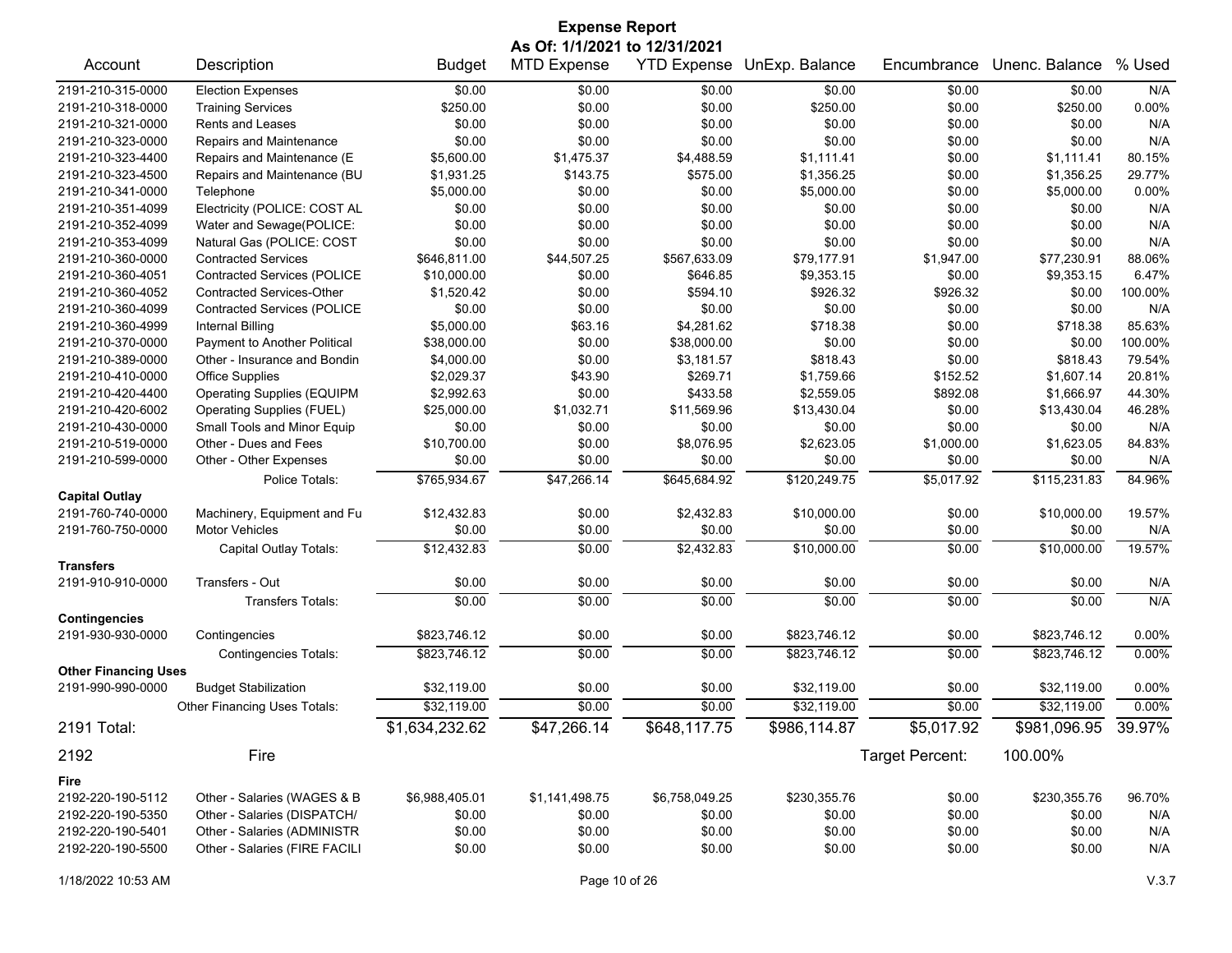# Expense Report

**As Of: 1/1/2021 to 12/31/2021**

| Account | Description | Budget | MTD Expense | YTD Expense | UnExp. Balance | Encumbrance | Unenc. Balance | % Used |
|---|---|---|---|---|---|---|---|---|
| 2191-210-315-0000 | Election Expenses | $0.00 | $0.00 | $0.00 | $0.00 | $0.00 | $0.00 | N/A |
| 2191-210-318-0000 | Training Services | $250.00 | $0.00 | $0.00 | $250.00 | $0.00 | $250.00 | 0.00% |
| 2191-210-321-0000 | Rents and Leases | $0.00 | $0.00 | $0.00 | $0.00 | $0.00 | $0.00 | N/A |
| 2191-210-323-0000 | Repairs and Maintenance | $0.00 | $0.00 | $0.00 | $0.00 | $0.00 | $0.00 | N/A |
| 2191-210-323-4400 | Repairs and Maintenance (E | $5,600.00 | $1,475.37 | $4,488.59 | $1,111.41 | $0.00 | $1,111.41 | 80.15% |
| 2191-210-323-4500 | Repairs and Maintenance (BU | $1,931.25 | $143.75 | $575.00 | $1,356.25 | $0.00 | $1,356.25 | 29.77% |
| 2191-210-341-0000 | Telephone | $5,000.00 | $0.00 | $0.00 | $5,000.00 | $0.00 | $5,000.00 | 0.00% |
| 2191-210-351-4099 | Electricity (POLICE: COST AL | $0.00 | $0.00 | $0.00 | $0.00 | $0.00 | $0.00 | N/A |
| 2191-210-352-4099 | Water and Sewage(POLICE: | $0.00 | $0.00 | $0.00 | $0.00 | $0.00 | $0.00 | N/A |
| 2191-210-353-4099 | Natural Gas (POLICE: COST | $0.00 | $0.00 | $0.00 | $0.00 | $0.00 | $0.00 | N/A |
| 2191-210-360-0000 | Contracted Services | $646,811.00 | $44,507.25 | $567,633.09 | $79,177.91 | $1,947.00 | $77,230.91 | 88.06% |
| 2191-210-360-4051 | Contracted Services (POLICE | $10,000.00 | $0.00 | $646.85 | $9,353.15 | $0.00 | $9,353.15 | 6.47% |
| 2191-210-360-4052 | Contracted Services-Other | $1,520.42 | $0.00 | $594.10 | $926.32 | $926.32 | $0.00 | 100.00% |
| 2191-210-360-4099 | Contracted Services (POLICE | $0.00 | $0.00 | $0.00 | $0.00 | $0.00 | $0.00 | N/A |
| 2191-210-360-4999 | Internal Billing | $5,000.00 | $63.16 | $4,281.62 | $718.38 | $0.00 | $718.38 | 85.63% |
| 2191-210-370-0000 | Payment to Another Political | $38,000.00 | $0.00 | $38,000.00 | $0.00 | $0.00 | $0.00 | 100.00% |
| 2191-210-389-0000 | Other - Insurance and Bondin | $4,000.00 | $0.00 | $3,181.57 | $818.43 | $0.00 | $818.43 | 79.54% |
| 2191-210-410-0000 | Office Supplies | $2,029.37 | $43.90 | $269.71 | $1,759.66 | $152.52 | $1,607.14 | 20.81% |
| 2191-210-420-4400 | Operating Supplies (EQUIPM | $2,992.63 | $0.00 | $433.58 | $2,559.05 | $892.08 | $1,666.97 | 44.30% |
| 2191-210-420-6002 | Operating Supplies (FUEL) | $25,000.00 | $1,032.71 | $11,569.96 | $13,430.04 | $0.00 | $13,430.04 | 46.28% |
| 2191-210-430-0000 | Small Tools and Minor Equip | $0.00 | $0.00 | $0.00 | $0.00 | $0.00 | $0.00 | N/A |
| 2191-210-519-0000 | Other - Dues and Fees | $10,700.00 | $0.00 | $8,076.95 | $2,623.05 | $1,000.00 | $1,623.05 | 84.83% |
| 2191-210-599-0000 | Other - Other Expenses | $0.00 | $0.00 | $0.00 | $0.00 | $0.00 | $0.00 | N/A |
| | Police Totals: | $765,934.67 | $47,266.14 | $645,684.92 | $120,249.75 | $5,017.92 | $115,231.83 | 84.96% |
| **Capital Outlay** | | | | | | | | |
| 2191-760-740-0000 | Machinery, Equipment and Fu | $12,432.83 | $0.00 | $2,432.83 | $10,000.00 | $0.00 | $10,000.00 | 19.57% |
| 2191-760-750-0000 | Motor Vehicles | $0.00 | $0.00 | $0.00 | $0.00 | $0.00 | $0.00 | N/A |
| | Capital Outlay Totals: | $12,432.83 | $0.00 | $2,432.83 | $10,000.00 | $0.00 | $10,000.00 | 19.57% |
| **Transfers** | | | | | | | | |
| 2191-910-910-0000 | Transfers - Out | $0.00 | $0.00 | $0.00 | $0.00 | $0.00 | $0.00 | N/A |
| | Transfers Totals: | $0.00 | $0.00 | $0.00 | $0.00 | $0.00 | $0.00 | N/A |
| **Contingencies** | | | | | | | | |
| 2191-930-930-0000 | Contingencies | $823,746.12 | $0.00 | $0.00 | $823,746.12 | $0.00 | $823,746.12 | 0.00% |
| | Contingencies Totals: | $823,746.12 | $0.00 | $0.00 | $823,746.12 | $0.00 | $823,746.12 | 0.00% |
| **Other Financing Uses** | | | | | | | | |
| 2191-990-990-0000 | Budget Stabilization | $32,119.00 | $0.00 | $0.00 | $32,119.00 | $0.00 | $32,119.00 | 0.00% |
| | Other Financing Uses Totals: | $32,119.00 | $0.00 | $0.00 | $32,119.00 | $0.00 | $32,119.00 | 0.00% |
| 2191 Total: | | $1,634,232.62 | $47,266.14 | $648,117.75 | $986,114.87 | $5,017.92 | $981,096.95 | 39.97% |

## 2192 Fire

Target Percent: 100.00%

| Account | Description | Budget | MTD Expense | YTD Expense | UnExp. Balance | Encumbrance | Unenc. Balance | % Used |
|---|---|---|---|---|---|---|---|---|
| **Fire** | | | | | | | | |
| 2192-220-190-5112 | Other - Salaries (WAGES & B | $6,988,405.01 | $1,141,498.75 | $6,758,049.25 | $230,355.76 | $0.00 | $230,355.76 | 96.70% |
| 2192-220-190-5350 | Other - Salaries (DISPATCH/ | $0.00 | $0.00 | $0.00 | $0.00 | $0.00 | $0.00 | N/A |
| 2192-220-190-5401 | Other - Salaries (ADMINISTR | $0.00 | $0.00 | $0.00 | $0.00 | $0.00 | $0.00 | N/A |
| 2192-220-190-5500 | Other - Salaries (FIRE FACILI | $0.00 | $0.00 | $0.00 | $0.00 | $0.00 | $0.00 | N/A |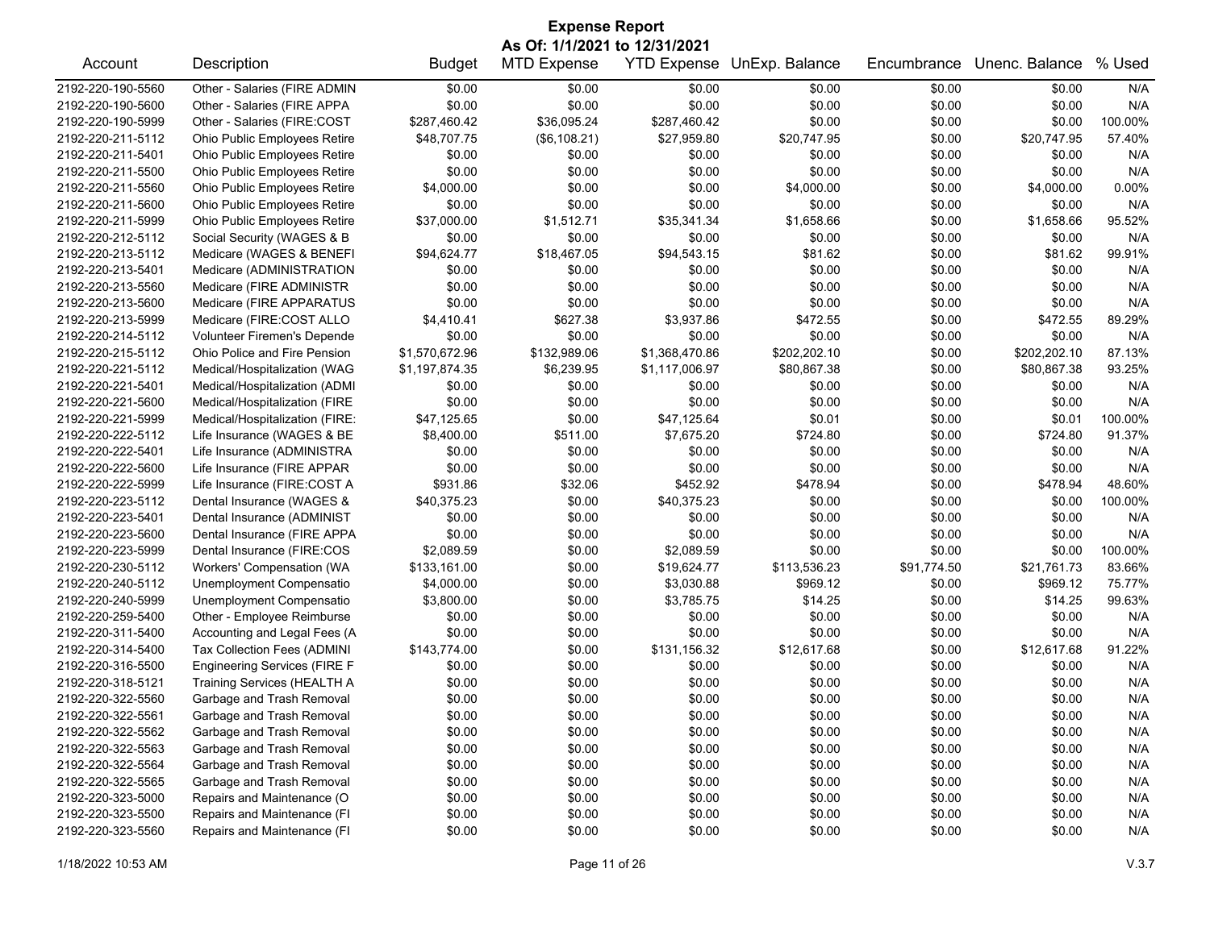# Expense Report

**As Of: 1/1/2021 to 12/31/2021**

| Account | Description | Budget | MTD Expense | YTD Expense | UnExp. Balance | Encumbrance | Unenc. Balance | % Used |
|---|---|---|---|---|---|---|---|---|
| 2192-220-190-5560 | Other - Salaries (FIRE ADMIN | $0.00 | $0.00 | $0.00 | $0.00 | $0.00 | $0.00 | N/A |
| 2192-220-190-5600 | Other - Salaries (FIRE APPA | $0.00 | $0.00 | $0.00 | $0.00 | $0.00 | $0.00 | N/A |
| 2192-220-190-5999 | Other - Salaries (FIRE:COST | $287,460.42 | $36,095.24 | $287,460.42 | $0.00 | $0.00 | $0.00 | 100.00% |
| 2192-220-211-5112 | Ohio Public Employees Retire | $48,707.75 | ($6,108.21) | $27,959.80 | $20,747.95 | $0.00 | $20,747.95 | 57.40% |
| 2192-220-211-5401 | Ohio Public Employees Retire | $0.00 | $0.00 | $0.00 | $0.00 | $0.00 | $0.00 | N/A |
| 2192-220-211-5500 | Ohio Public Employees Retire | $0.00 | $0.00 | $0.00 | $0.00 | $0.00 | $0.00 | N/A |
| 2192-220-211-5560 | Ohio Public Employees Retire | $4,000.00 | $0.00 | $0.00 | $4,000.00 | $0.00 | $4,000.00 | 0.00% |
| 2192-220-211-5600 | Ohio Public Employees Retire | $0.00 | $0.00 | $0.00 | $0.00 | $0.00 | $0.00 | N/A |
| 2192-220-211-5999 | Ohio Public Employees Retire | $37,000.00 | $1,512.71 | $35,341.34 | $1,658.66 | $0.00 | $1,658.66 | 95.52% |
| 2192-220-212-5112 | Social Security (WAGES & B | $0.00 | $0.00 | $0.00 | $0.00 | $0.00 | $0.00 | N/A |
| 2192-220-213-5112 | Medicare (WAGES & BENEFI | $94,624.77 | $18,467.05 | $94,543.15 | $81.62 | $0.00 | $81.62 | 99.91% |
| 2192-220-213-5401 | Medicare (ADMINISTRATION | $0.00 | $0.00 | $0.00 | $0.00 | $0.00 | $0.00 | N/A |
| 2192-220-213-5560 | Medicare (FIRE ADMINISTR | $0.00 | $0.00 | $0.00 | $0.00 | $0.00 | $0.00 | N/A |
| 2192-220-213-5600 | Medicare (FIRE APPARATUS | $0.00 | $0.00 | $0.00 | $0.00 | $0.00 | $0.00 | N/A |
| 2192-220-213-5999 | Medicare (FIRE:COST ALLO | $4,410.41 | $627.38 | $3,937.86 | $472.55 | $0.00 | $472.55 | 89.29% |
| 2192-220-214-5112 | Volunteer Firemen's Depende | $0.00 | $0.00 | $0.00 | $0.00 | $0.00 | $0.00 | N/A |
| 2192-220-215-5112 | Ohio Police and Fire Pension | $1,570,672.96 | $132,989.06 | $1,368,470.86 | $202,202.10 | $0.00 | $202,202.10 | 87.13% |
| 2192-220-221-5112 | Medical/Hospitalization (WAG | $1,197,874.35 | $6,239.95 | $1,117,006.97 | $80,867.38 | $0.00 | $80,867.38 | 93.25% |
| 2192-220-221-5401 | Medical/Hospitalization (ADMI | $0.00 | $0.00 | $0.00 | $0.00 | $0.00 | $0.00 | N/A |
| 2192-220-221-5600 | Medical/Hospitalization (FIRE | $0.00 | $0.00 | $0.00 | $0.00 | $0.00 | $0.00 | N/A |
| 2192-220-221-5999 | Medical/Hospitalization (FIRE: | $47,125.65 | $0.00 | $47,125.64 | $0.01 | $0.00 | $0.01 | 100.00% |
| 2192-220-222-5112 | Life Insurance (WAGES & BE | $8,400.00 | $511.00 | $7,675.20 | $724.80 | $0.00 | $724.80 | 91.37% |
| 2192-220-222-5401 | Life Insurance (ADMINISTRA | $0.00 | $0.00 | $0.00 | $0.00 | $0.00 | $0.00 | N/A |
| 2192-220-222-5600 | Life Insurance (FIRE APPAR | $0.00 | $0.00 | $0.00 | $0.00 | $0.00 | $0.00 | N/A |
| 2192-220-222-5999 | Life Insurance (FIRE:COST A | $931.86 | $32.06 | $452.92 | $478.94 | $0.00 | $478.94 | 48.60% |
| 2192-220-223-5112 | Dental Insurance (WAGES & | $40,375.23 | $0.00 | $40,375.23 | $0.00 | $0.00 | $0.00 | 100.00% |
| 2192-220-223-5401 | Dental Insurance (ADMINIST | $0.00 | $0.00 | $0.00 | $0.00 | $0.00 | $0.00 | N/A |
| 2192-220-223-5600 | Dental Insurance (FIRE APPA | $0.00 | $0.00 | $0.00 | $0.00 | $0.00 | $0.00 | N/A |
| 2192-220-223-5999 | Dental Insurance (FIRE:COS | $2,089.59 | $0.00 | $2,089.59 | $0.00 | $0.00 | $0.00 | 100.00% |
| 2192-220-230-5112 | Workers' Compensation (WA | $133,161.00 | $0.00 | $19,624.77 | $113,536.23 | $91,774.50 | $21,761.73 | 83.66% |
| 2192-220-240-5112 | Unemployment Compensatio | $4,000.00 | $0.00 | $3,030.88 | $969.12 | $0.00 | $969.12 | 75.77% |
| 2192-220-240-5999 | Unemployment Compensatio | $3,800.00 | $0.00 | $3,785.75 | $14.25 | $0.00 | $14.25 | 99.63% |
| 2192-220-259-5400 | Other - Employee Reimburse | $0.00 | $0.00 | $0.00 | $0.00 | $0.00 | $0.00 | N/A |
| 2192-220-311-5400 | Accounting and Legal Fees (A | $0.00 | $0.00 | $0.00 | $0.00 | $0.00 | $0.00 | N/A |
| 2192-220-314-5400 | Tax Collection Fees (ADMINI | $143,774.00 | $0.00 | $131,156.32 | $12,617.68 | $0.00 | $12,617.68 | 91.22% |
| 2192-220-316-5500 | Engineering Services (FIRE F | $0.00 | $0.00 | $0.00 | $0.00 | $0.00 | $0.00 | N/A |
| 2192-220-318-5121 | Training Services (HEALTH A | $0.00 | $0.00 | $0.00 | $0.00 | $0.00 | $0.00 | N/A |
| 2192-220-322-5560 | Garbage and Trash Removal | $0.00 | $0.00 | $0.00 | $0.00 | $0.00 | $0.00 | N/A |
| 2192-220-322-5561 | Garbage and Trash Removal | $0.00 | $0.00 | $0.00 | $0.00 | $0.00 | $0.00 | N/A |
| 2192-220-322-5562 | Garbage and Trash Removal | $0.00 | $0.00 | $0.00 | $0.00 | $0.00 | $0.00 | N/A |
| 2192-220-322-5563 | Garbage and Trash Removal | $0.00 | $0.00 | $0.00 | $0.00 | $0.00 | $0.00 | N/A |
| 2192-220-322-5564 | Garbage and Trash Removal | $0.00 | $0.00 | $0.00 | $0.00 | $0.00 | $0.00 | N/A |
| 2192-220-322-5565 | Garbage and Trash Removal | $0.00 | $0.00 | $0.00 | $0.00 | $0.00 | $0.00 | N/A |
| 2192-220-323-5000 | Repairs and Maintenance (O | $0.00 | $0.00 | $0.00 | $0.00 | $0.00 | $0.00 | N/A |
| 2192-220-323-5500 | Repairs and Maintenance (FI | $0.00 | $0.00 | $0.00 | $0.00 | $0.00 | $0.00 | N/A |
| 2192-220-323-5560 | Repairs and Maintenance (FI | $0.00 | $0.00 | $0.00 | $0.00 | $0.00 | $0.00 | N/A |

1/18/2022 10:53 AM V.3.7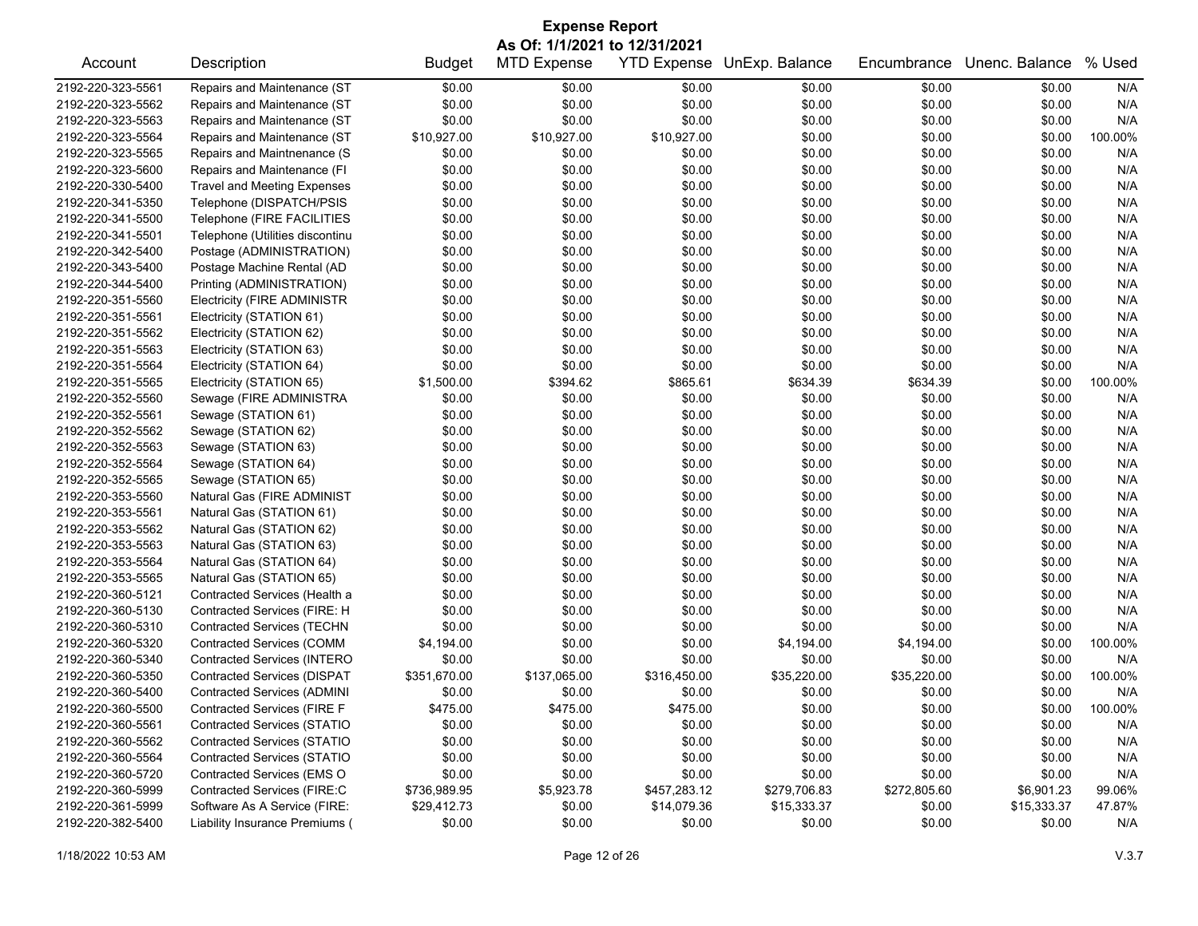# Expense Report

**As Of: 1/1/2021 to 12/31/2021**

| Account | Description | Budget | MTD Expense | YTD Expense | UnExp. Balance | Encumbrance | Unenc. Balance | % Used |
|---|---|---|---|---|---|---|---|---|
| 2192-220-323-5561 | Repairs and Maintenance (ST | $0.00 | $0.00 | $0.00 | $0.00 | $0.00 | $0.00 | N/A |
| 2192-220-323-5562 | Repairs and Maintenance (ST | $0.00 | $0.00 | $0.00 | $0.00 | $0.00 | $0.00 | N/A |
| 2192-220-323-5563 | Repairs and Maintenance (ST | $0.00 | $0.00 | $0.00 | $0.00 | $0.00 | $0.00 | N/A |
| 2192-220-323-5564 | Repairs and Maintenance (ST | $10,927.00 | $10,927.00 | $10,927.00 | $0.00 | $0.00 | $0.00 | 100.00% |
| 2192-220-323-5565 | Repairs and Maintnenance (S | $0.00 | $0.00 | $0.00 | $0.00 | $0.00 | $0.00 | N/A |
| 2192-220-323-5600 | Repairs and Maintenance (FI | $0.00 | $0.00 | $0.00 | $0.00 | $0.00 | $0.00 | N/A |
| 2192-220-330-5400 | Travel and Meeting Expenses | $0.00 | $0.00 | $0.00 | $0.00 | $0.00 | $0.00 | N/A |
| 2192-220-341-5350 | Telephone (DISPATCH/PSIS | $0.00 | $0.00 | $0.00 | $0.00 | $0.00 | $0.00 | N/A |
| 2192-220-341-5500 | Telephone (FIRE FACILITIES | $0.00 | $0.00 | $0.00 | $0.00 | $0.00 | $0.00 | N/A |
| 2192-220-341-5501 | Telephone (Utilities discontinu | $0.00 | $0.00 | $0.00 | $0.00 | $0.00 | $0.00 | N/A |
| 2192-220-342-5400 | Postage (ADMINISTRATION) | $0.00 | $0.00 | $0.00 | $0.00 | $0.00 | $0.00 | N/A |
| 2192-220-343-5400 | Postage Machine Rental (AD | $0.00 | $0.00 | $0.00 | $0.00 | $0.00 | $0.00 | N/A |
| 2192-220-344-5400 | Printing (ADMINISTRATION) | $0.00 | $0.00 | $0.00 | $0.00 | $0.00 | $0.00 | N/A |
| 2192-220-351-5560 | Electricity (FIRE ADMINISTR | $0.00 | $0.00 | $0.00 | $0.00 | $0.00 | $0.00 | N/A |
| 2192-220-351-5561 | Electricity (STATION 61) | $0.00 | $0.00 | $0.00 | $0.00 | $0.00 | $0.00 | N/A |
| 2192-220-351-5562 | Electricity (STATION 62) | $0.00 | $0.00 | $0.00 | $0.00 | $0.00 | $0.00 | N/A |
| 2192-220-351-5563 | Electricity (STATION 63) | $0.00 | $0.00 | $0.00 | $0.00 | $0.00 | $0.00 | N/A |
| 2192-220-351-5564 | Electricity (STATION 64) | $0.00 | $0.00 | $0.00 | $0.00 | $0.00 | $0.00 | N/A |
| 2192-220-351-5565 | Electricity (STATION 65) | $1,500.00 | $394.62 | $865.61 | $634.39 | $634.39 | $0.00 | 100.00% |
| 2192-220-352-5560 | Sewage (FIRE ADMINISTRA | $0.00 | $0.00 | $0.00 | $0.00 | $0.00 | $0.00 | N/A |
| 2192-220-352-5561 | Sewage (STATION 61) | $0.00 | $0.00 | $0.00 | $0.00 | $0.00 | $0.00 | N/A |
| 2192-220-352-5562 | Sewage (STATION 62) | $0.00 | $0.00 | $0.00 | $0.00 | $0.00 | $0.00 | N/A |
| 2192-220-352-5563 | Sewage (STATION 63) | $0.00 | $0.00 | $0.00 | $0.00 | $0.00 | $0.00 | N/A |
| 2192-220-352-5564 | Sewage (STATION 64) | $0.00 | $0.00 | $0.00 | $0.00 | $0.00 | $0.00 | N/A |
| 2192-220-352-5565 | Sewage (STATION 65) | $0.00 | $0.00 | $0.00 | $0.00 | $0.00 | $0.00 | N/A |
| 2192-220-353-5560 | Natural Gas (FIRE ADMINIST | $0.00 | $0.00 | $0.00 | $0.00 | $0.00 | $0.00 | N/A |
| 2192-220-353-5561 | Natural Gas (STATION 61) | $0.00 | $0.00 | $0.00 | $0.00 | $0.00 | $0.00 | N/A |
| 2192-220-353-5562 | Natural Gas (STATION 62) | $0.00 | $0.00 | $0.00 | $0.00 | $0.00 | $0.00 | N/A |
| 2192-220-353-5563 | Natural Gas (STATION 63) | $0.00 | $0.00 | $0.00 | $0.00 | $0.00 | $0.00 | N/A |
| 2192-220-353-5564 | Natural Gas (STATION 64) | $0.00 | $0.00 | $0.00 | $0.00 | $0.00 | $0.00 | N/A |
| 2192-220-353-5565 | Natural Gas (STATION 65) | $0.00 | $0.00 | $0.00 | $0.00 | $0.00 | $0.00 | N/A |
| 2192-220-360-5121 | Contracted Services (Health a | $0.00 | $0.00 | $0.00 | $0.00 | $0.00 | $0.00 | N/A |
| 2192-220-360-5130 | Contracted Services (FIRE: H | $0.00 | $0.00 | $0.00 | $0.00 | $0.00 | $0.00 | N/A |
| 2192-220-360-5310 | Contracted Services (TECHN | $0.00 | $0.00 | $0.00 | $0.00 | $0.00 | $0.00 | N/A |
| 2192-220-360-5320 | Contracted Services (COMM | $4,194.00 | $0.00 | $0.00 | $4,194.00 | $4,194.00 | $0.00 | 100.00% |
| 2192-220-360-5340 | Contracted Services (INTERO | $0.00 | $0.00 | $0.00 | $0.00 | $0.00 | $0.00 | N/A |
| 2192-220-360-5350 | Contracted Services (DISPAT | $351,670.00 | $137,065.00 | $316,450.00 | $35,220.00 | $35,220.00 | $0.00 | 100.00% |
| 2192-220-360-5400 | Contracted Services (ADMINI | $0.00 | $0.00 | $0.00 | $0.00 | $0.00 | $0.00 | N/A |
| 2192-220-360-5500 | Contracted Services (FIRE F | $475.00 | $475.00 | $475.00 | $0.00 | $0.00 | $0.00 | 100.00% |
| 2192-220-360-5561 | Contracted Services (STATIO | $0.00 | $0.00 | $0.00 | $0.00 | $0.00 | $0.00 | N/A |
| 2192-220-360-5562 | Contracted Services (STATIO | $0.00 | $0.00 | $0.00 | $0.00 | $0.00 | $0.00 | N/A |
| 2192-220-360-5564 | Contracted Services (STATIO | $0.00 | $0.00 | $0.00 | $0.00 | $0.00 | $0.00 | N/A |
| 2192-220-360-5720 | Contracted Services (EMS O | $0.00 | $0.00 | $0.00 | $0.00 | $0.00 | $0.00 | N/A |
| 2192-220-360-5999 | Contracted Services (FIRE:C | $736,989.95 | $5,923.78 | $457,283.12 | $279,706.83 | $272,805.60 | $6,901.23 | 99.06% |
| 2192-220-361-5999 | Software As A Service (FIRE: | $29,412.73 | $0.00 | $14,079.36 | $15,333.37 | $0.00 | $15,333.37 | 47.87% |
| 2192-220-382-5400 | Liability Insurance Premiums ( | $0.00 | $0.00 | $0.00 | $0.00 | $0.00 | $0.00 | N/A |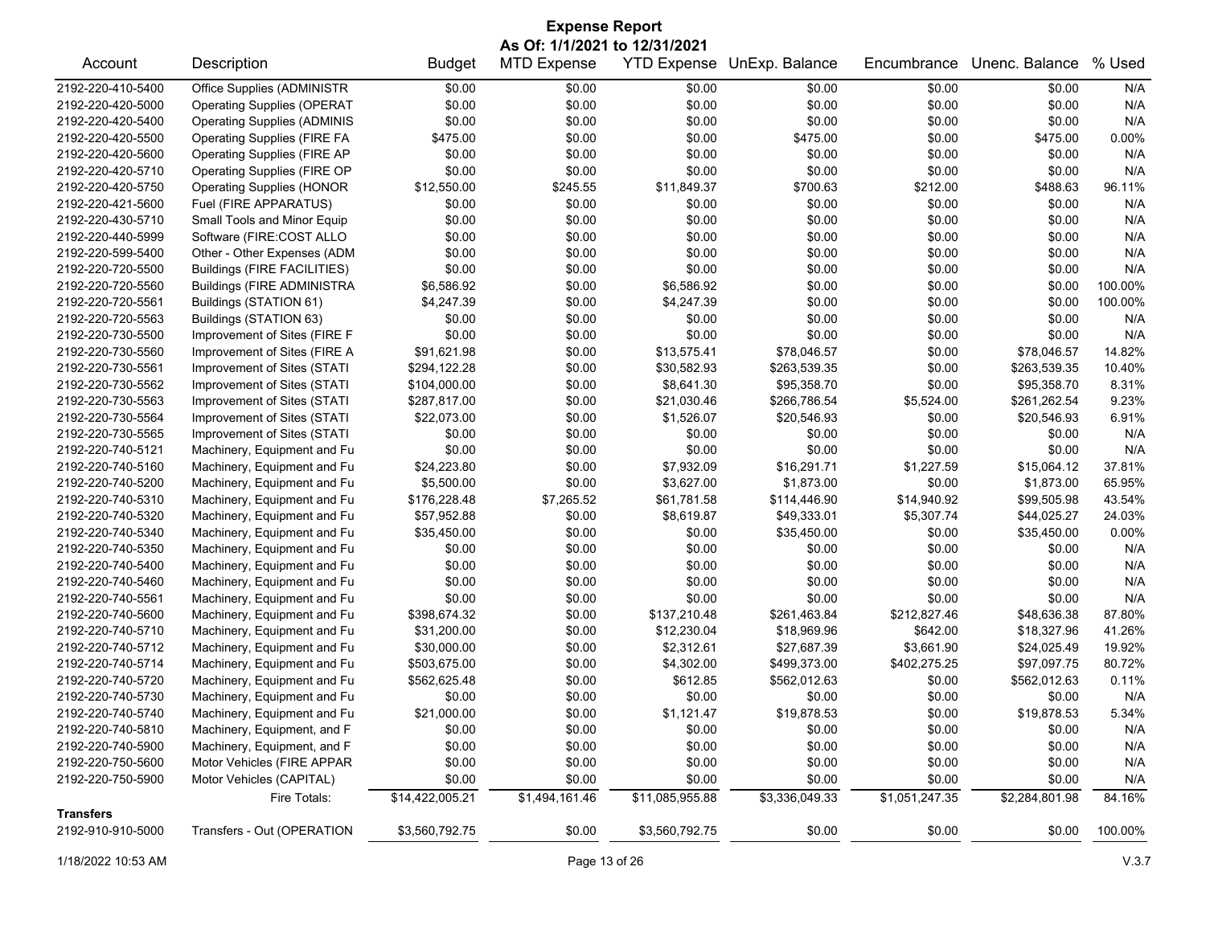# Expense Report

**As Of: 1/1/2021 to 12/31/2021**

| Account | Description | Budget | MTD Expense | YTD Expense | UnExp. Balance | Encumbrance | Unenc. Balance | % Used |
|---|---|---|---|---|---|---|---|---|
| 2192-220-410-5400 | Office Supplies (ADMINISTR | $0.00 | $0.00 | $0.00 | $0.00 | $0.00 | $0.00 | N/A |
| 2192-220-420-5000 | Operating Supplies (OPERAT | $0.00 | $0.00 | $0.00 | $0.00 | $0.00 | $0.00 | N/A |
| 2192-220-420-5400 | Operating Supplies (ADMINIS | $0.00 | $0.00 | $0.00 | $0.00 | $0.00 | $0.00 | N/A |
| 2192-220-420-5500 | Operating Supplies (FIRE FA | $475.00 | $0.00 | $0.00 | $475.00 | $0.00 | $475.00 | 0.00% |
| 2192-220-420-5600 | Operating Supplies (FIRE AP | $0.00 | $0.00 | $0.00 | $0.00 | $0.00 | $0.00 | N/A |
| 2192-220-420-5710 | Operating Supplies (FIRE OP | $0.00 | $0.00 | $0.00 | $0.00 | $0.00 | $0.00 | N/A |
| 2192-220-420-5750 | Operating Supplies (HONOR | $12,550.00 | $245.55 | $11,849.37 | $700.63 | $212.00 | $488.63 | 96.11% |
| 2192-220-421-5600 | Fuel (FIRE APPARATUS) | $0.00 | $0.00 | $0.00 | $0.00 | $0.00 | $0.00 | N/A |
| 2192-220-430-5710 | Small Tools and Minor Equip | $0.00 | $0.00 | $0.00 | $0.00 | $0.00 | $0.00 | N/A |
| 2192-220-440-5999 | Software (FIRE:COST ALLO | $0.00 | $0.00 | $0.00 | $0.00 | $0.00 | $0.00 | N/A |
| 2192-220-599-5400 | Other - Other Expenses (ADM | $0.00 | $0.00 | $0.00 | $0.00 | $0.00 | $0.00 | N/A |
| 2192-220-720-5500 | Buildings (FIRE FACILITIES) | $0.00 | $0.00 | $0.00 | $0.00 | $0.00 | $0.00 | N/A |
| 2192-220-720-5560 | Buildings (FIRE ADMINISTRA | $6,586.92 | $0.00 | $6,586.92 | $0.00 | $0.00 | $0.00 | 100.00% |
| 2192-220-720-5561 | Buildings (STATION 61) | $4,247.39 | $0.00 | $4,247.39 | $0.00 | $0.00 | $0.00 | 100.00% |
| 2192-220-720-5563 | Buildings (STATION 63) | $0.00 | $0.00 | $0.00 | $0.00 | $0.00 | $0.00 | N/A |
| 2192-220-730-5500 | Improvement of Sites (FIRE F | $0.00 | $0.00 | $0.00 | $0.00 | $0.00 | $0.00 | N/A |
| 2192-220-730-5560 | Improvement of Sites (FIRE A | $91,621.98 | $0.00 | $13,575.41 | $78,046.57 | $0.00 | $78,046.57 | 14.82% |
| 2192-220-730-5561 | Improvement of Sites (STATI | $294,122.28 | $0.00 | $30,582.93 | $263,539.35 | $0.00 | $263,539.35 | 10.40% |
| 2192-220-730-5562 | Improvement of Sites (STATI | $104,000.00 | $0.00 | $8,641.30 | $95,358.70 | $0.00 | $95,358.70 | 8.31% |
| 2192-220-730-5563 | Improvement of Sites (STATI | $287,817.00 | $0.00 | $21,030.46 | $266,786.54 | $5,524.00 | $261,262.54 | 9.23% |
| 2192-220-730-5564 | Improvement of Sites (STATI | $22,073.00 | $0.00 | $1,526.07 | $20,546.93 | $0.00 | $20,546.93 | 6.91% |
| 2192-220-730-5565 | Improvement of Sites (STATI | $0.00 | $0.00 | $0.00 | $0.00 | $0.00 | $0.00 | N/A |
| 2192-220-740-5121 | Machinery, Equipment and Fu | $0.00 | $0.00 | $0.00 | $0.00 | $0.00 | $0.00 | N/A |
| 2192-220-740-5160 | Machinery, Equipment and Fu | $24,223.80 | $0.00 | $7,932.09 | $16,291.71 | $1,227.59 | $15,064.12 | 37.81% |
| 2192-220-740-5200 | Machinery, Equipment and Fu | $5,500.00 | $0.00 | $3,627.00 | $1,873.00 | $0.00 | $1,873.00 | 65.95% |
| 2192-220-740-5310 | Machinery, Equipment and Fu | $176,228.48 | $7,265.52 | $61,781.58 | $114,446.90 | $14,940.92 | $99,505.98 | 43.54% |
| 2192-220-740-5320 | Machinery, Equipment and Fu | $57,952.88 | $0.00 | $8,619.87 | $49,333.01 | $5,307.74 | $44,025.27 | 24.03% |
| 2192-220-740-5340 | Machinery, Equipment and Fu | $35,450.00 | $0.00 | $0.00 | $35,450.00 | $0.00 | $35,450.00 | 0.00% |
| 2192-220-740-5350 | Machinery, Equipment and Fu | $0.00 | $0.00 | $0.00 | $0.00 | $0.00 | $0.00 | N/A |
| 2192-220-740-5400 | Machinery, Equipment and Fu | $0.00 | $0.00 | $0.00 | $0.00 | $0.00 | $0.00 | N/A |
| 2192-220-740-5460 | Machinery, Equipment and Fu | $0.00 | $0.00 | $0.00 | $0.00 | $0.00 | $0.00 | N/A |
| 2192-220-740-5561 | Machinery, Equipment and Fu | $0.00 | $0.00 | $0.00 | $0.00 | $0.00 | $0.00 | N/A |
| 2192-220-740-5600 | Machinery, Equipment and Fu | $398,674.32 | $0.00 | $137,210.48 | $261,463.84 | $212,827.46 | $48,636.38 | 87.80% |
| 2192-220-740-5710 | Machinery, Equipment and Fu | $31,200.00 | $0.00 | $12,230.04 | $18,969.96 | $642.00 | $18,327.96 | 41.26% |
| 2192-220-740-5712 | Machinery, Equipment and Fu | $30,000.00 | $0.00 | $2,312.61 | $27,687.39 | $3,661.90 | $24,025.49 | 19.92% |
| 2192-220-740-5714 | Machinery, Equipment and Fu | $503,675.00 | $0.00 | $4,302.00 | $499,373.00 | $402,275.25 | $97,097.75 | 80.72% |
| 2192-220-740-5720 | Machinery, Equipment and Fu | $562,625.48 | $0.00 | $612.85 | $562,012.63 | $0.00 | $562,012.63 | 0.11% |
| 2192-220-740-5730 | Machinery, Equipment and Fu | $0.00 | $0.00 | $0.00 | $0.00 | $0.00 | $0.00 | N/A |
| 2192-220-740-5740 | Machinery, Equipment and Fu | $21,000.00 | $0.00 | $1,121.47 | $19,878.53 | $0.00 | $19,878.53 | 5.34% |
| 2192-220-740-5810 | Machinery, Equipment, and F | $0.00 | $0.00 | $0.00 | $0.00 | $0.00 | $0.00 | N/A |
| 2192-220-740-5900 | Machinery, Equipment, and F | $0.00 | $0.00 | $0.00 | $0.00 | $0.00 | $0.00 | N/A |
| 2192-220-750-5600 | Motor Vehicles (FIRE APPAR | $0.00 | $0.00 | $0.00 | $0.00 | $0.00 | $0.00 | N/A |
| 2192-220-750-5900 | Motor Vehicles (CAPITAL) | $0.00 | $0.00 | $0.00 | $0.00 | $0.00 | $0.00 | N/A |
| | Fire Totals: | $14,422,005.21 | $1,494,161.46 | $11,085,955.88 | $3,336,049.33 | $1,051,247.35 | $2,284,801.98 | 84.16% |
| **Transfers** | | | | | | | | |
| 2192-910-910-5000 | Transfers - Out (OPERATION | $3,560,792.75 | $0.00 | $3,560,792.75 | $0.00 | $0.00 | $0.00 | 100.00% |

1/18/2022 10:53 AM — V.3.7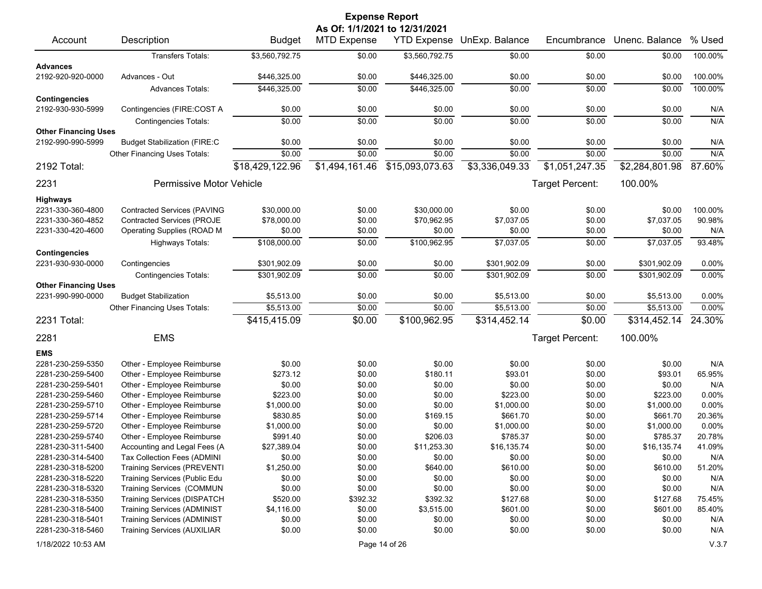# Expense Report

**As Of: 1/1/2021 to 12/31/2021**

| Account | Description | Budget | MTD Expense | YTD Expense | UnExp. Balance | Encumbrance | Unenc. Balance | % Used |
|---|---|---|---|---|---|---|---|---|
| | Transfers Totals: | $3,560,792.75 | $0.00 | $3,560,792.75 | $0.00 | $0.00 | $0.00 | 100.00% |
| **Advances** | | | | | | | | |
| 2192-920-920-0000 | Advances - Out | $446,325.00 | $0.00 | $446,325.00 | $0.00 | $0.00 | $0.00 | 100.00% |
| | Advances Totals: | $446,325.00 | $0.00 | $446,325.00 | $0.00 | $0.00 | $0.00 | 100.00% |
| **Contingencies** | | | | | | | | |
| 2192-930-930-5999 | Contingencies (FIRE:COST A | $0.00 | $0.00 | $0.00 | $0.00 | $0.00 | $0.00 | N/A |
| | Contingencies Totals: | $0.00 | $0.00 | $0.00 | $0.00 | $0.00 | $0.00 | N/A |
| **Other Financing Uses** | | | | | | | | |
| 2192-990-990-5999 | Budget Stabilization (FIRE:C | $0.00 | $0.00 | $0.00 | $0.00 | $0.00 | $0.00 | N/A |
| | Other Financing Uses Totals: | $0.00 | $0.00 | $0.00 | $0.00 | $0.00 | $0.00 | N/A |
| **2192 Total:** | | $18,429,122.96 | $1,494,161.46 | $15,093,073.63 | $3,336,049.33 | $1,051,247.35 | $2,284,801.98 | 87.60% |
| **2231** | **Permissive Motor Vehicle** | | | | | Target Percent: | 100.00% | |
| **Highways** | | | | | | | | |
| 2231-330-360-4800 | Contracted Services (PAVING | $30,000.00 | $0.00 | $30,000.00 | $0.00 | $0.00 | $0.00 | 100.00% |
| 2231-330-360-4852 | Contracted Services (PROJE | $78,000.00 | $0.00 | $70,962.95 | $7,037.05 | $0.00 | $7,037.05 | 90.98% |
| 2231-330-420-4600 | Operating Supplies (ROAD M | $0.00 | $0.00 | $0.00 | $0.00 | $0.00 | $0.00 | N/A |
| | Highways Totals: | $108,000.00 | $0.00 | $100,962.95 | $7,037.05 | $0.00 | $7,037.05 | 93.48% |
| **Contingencies** | | | | | | | | |
| 2231-930-930-0000 | Contingencies | $301,902.09 | $0.00 | $0.00 | $301,902.09 | $0.00 | $301,902.09 | 0.00% |
| | Contingencies Totals: | $301,902.09 | $0.00 | $0.00 | $301,902.09 | $0.00 | $301,902.09 | 0.00% |
| **Other Financing Uses** | | | | | | | | |
| 2231-990-990-0000 | Budget Stabilization | $5,513.00 | $0.00 | $0.00 | $5,513.00 | $0.00 | $5,513.00 | 0.00% |
| | Other Financing Uses Totals: | $5,513.00 | $0.00 | $0.00 | $5,513.00 | $0.00 | $5,513.00 | 0.00% |
| **2231 Total:** | | $415,415.09 | $0.00 | $100,962.95 | $314,452.14 | $0.00 | $314,452.14 | 24.30% |
| **2281** | **EMS** | | | | | Target Percent: | 100.00% | |
| **EMS** | | | | | | | | |
| 2281-230-259-5350 | Other - Employee Reimburse | $0.00 | $0.00 | $0.00 | $0.00 | $0.00 | $0.00 | N/A |
| 2281-230-259-5400 | Other - Employee Reimburse | $273.12 | $0.00 | $180.11 | $93.01 | $0.00 | $93.01 | 65.95% |
| 2281-230-259-5401 | Other - Employee Reimburse | $0.00 | $0.00 | $0.00 | $0.00 | $0.00 | $0.00 | N/A |
| 2281-230-259-5460 | Other - Employee Reimburse | $223.00 | $0.00 | $0.00 | $223.00 | $0.00 | $223.00 | 0.00% |
| 2281-230-259-5710 | Other - Employee Reimburse | $1,000.00 | $0.00 | $0.00 | $1,000.00 | $0.00 | $1,000.00 | 0.00% |
| 2281-230-259-5714 | Other - Employee Reimburse | $830.85 | $0.00 | $169.15 | $661.70 | $0.00 | $661.70 | 20.36% |
| 2281-230-259-5720 | Other - Employee Reimburse | $1,000.00 | $0.00 | $0.00 | $1,000.00 | $0.00 | $1,000.00 | 0.00% |
| 2281-230-259-5740 | Other - Employee Reimburse | $991.40 | $0.00 | $206.03 | $785.37 | $0.00 | $785.37 | 20.78% |
| 2281-230-311-5400 | Accounting and Legal Fees (A | $27,389.04 | $0.00 | $11,253.30 | $16,135.74 | $0.00 | $16,135.74 | 41.09% |
| 2281-230-314-5400 | Tax Collection Fees (ADMINI | $0.00 | $0.00 | $0.00 | $0.00 | $0.00 | $0.00 | N/A |
| 2281-230-318-5200 | Training Services (PREVENTI | $1,250.00 | $0.00 | $640.00 | $610.00 | $0.00 | $610.00 | 51.20% |
| 2281-230-318-5220 | Training Services (Public Edu | $0.00 | $0.00 | $0.00 | $0.00 | $0.00 | $0.00 | N/A |
| 2281-230-318-5320 | Training Services (COMMUN | $0.00 | $0.00 | $0.00 | $0.00 | $0.00 | $0.00 | N/A |
| 2281-230-318-5350 | Training Services (DISPATCH | $520.00 | $392.32 | $392.32 | $127.68 | $0.00 | $127.68 | 75.45% |
| 2281-230-318-5400 | Training Services (ADMINIST | $4,116.00 | $0.00 | $3,515.00 | $601.00 | $0.00 | $601.00 | 85.40% |
| 2281-230-318-5401 | Training Services (ADMINIST | $0.00 | $0.00 | $0.00 | $0.00 | $0.00 | $0.00 | N/A |
| 2281-230-318-5460 | Training Services (AUXILIAR | $0.00 | $0.00 | $0.00 | $0.00 | $0.00 | $0.00 | N/A |

1/18/2022 10:53 AM V.3.7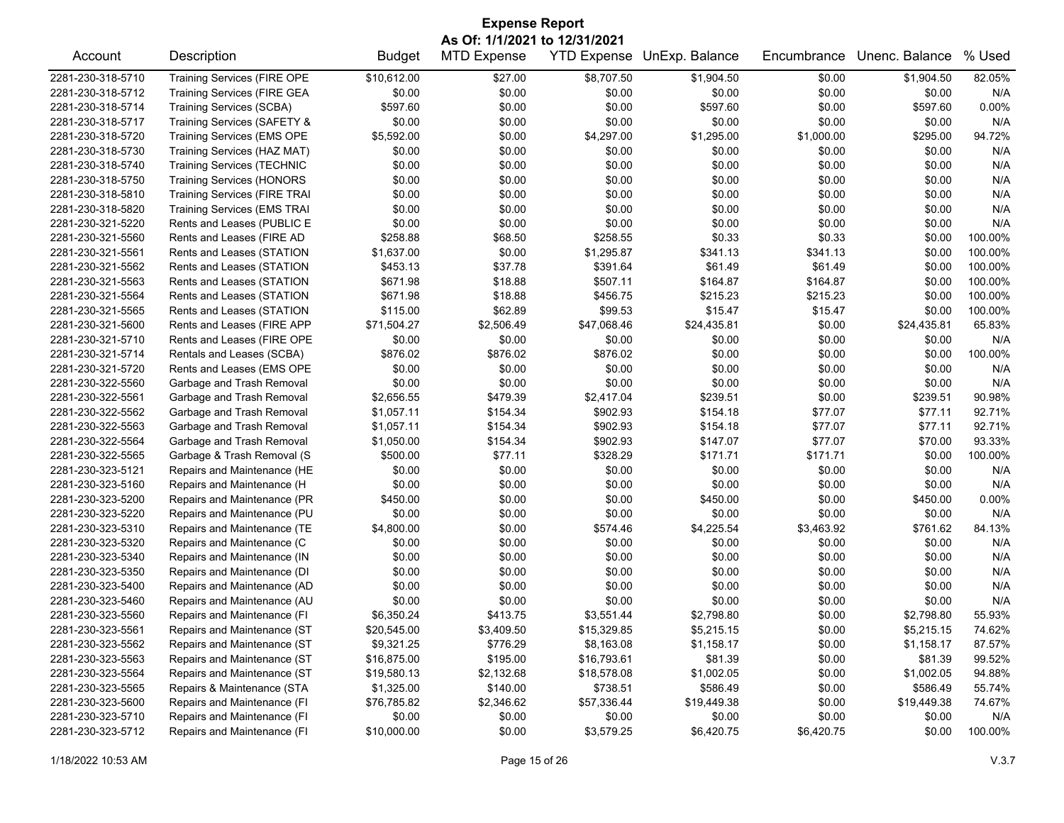# Expense Report

## As Of: 1/1/2021 to 12/31/2021

| Account | Description | Budget | MTD Expense | YTD Expense | UnExp. Balance | Encumbrance | Unenc. Balance | % Used |
|---|---|---|---|---|---|---|---|---|
| 2281-230-318-5710 | Training Services (FIRE OPE | $10,612.00 | $27.00 | $8,707.50 | $1,904.50 | $0.00 | $1,904.50 | 82.05% |
| 2281-230-318-5712 | Training Services (FIRE GEA | $0.00 | $0.00 | $0.00 | $0.00 | $0.00 | $0.00 | N/A |
| 2281-230-318-5714 | Training Services (SCBA) | $597.60 | $0.00 | $0.00 | $597.60 | $0.00 | $597.60 | 0.00% |
| 2281-230-318-5717 | Training Services (SAFETY & | $0.00 | $0.00 | $0.00 | $0.00 | $0.00 | $0.00 | N/A |
| 2281-230-318-5720 | Training Services (EMS OPE | $5,592.00 | $0.00 | $4,297.00 | $1,295.00 | $1,000.00 | $295.00 | 94.72% |
| 2281-230-318-5730 | Training Services (HAZ MAT) | $0.00 | $0.00 | $0.00 | $0.00 | $0.00 | $0.00 | N/A |
| 2281-230-318-5740 | Training Services (TECHNIC | $0.00 | $0.00 | $0.00 | $0.00 | $0.00 | $0.00 | N/A |
| 2281-230-318-5750 | Training Services (HONORS | $0.00 | $0.00 | $0.00 | $0.00 | $0.00 | $0.00 | N/A |
| 2281-230-318-5810 | Training Services (FIRE TRAI | $0.00 | $0.00 | $0.00 | $0.00 | $0.00 | $0.00 | N/A |
| 2281-230-318-5820 | Training Services (EMS TRAI | $0.00 | $0.00 | $0.00 | $0.00 | $0.00 | $0.00 | N/A |
| 2281-230-321-5220 | Rents and Leases (PUBLIC E | $0.00 | $0.00 | $0.00 | $0.00 | $0.00 | $0.00 | N/A |
| 2281-230-321-5560 | Rents and Leases (FIRE AD | $258.88 | $68.50 | $258.55 | $0.33 | $0.33 | $0.00 | 100.00% |
| 2281-230-321-5561 | Rents and Leases (STATION | $1,637.00 | $0.00 | $1,295.87 | $341.13 | $341.13 | $0.00 | 100.00% |
| 2281-230-321-5562 | Rents and Leases (STATION | $453.13 | $37.78 | $391.64 | $61.49 | $61.49 | $0.00 | 100.00% |
| 2281-230-321-5563 | Rents and Leases (STATION | $671.98 | $18.88 | $507.11 | $164.87 | $164.87 | $0.00 | 100.00% |
| 2281-230-321-5564 | Rents and Leases (STATION | $671.98 | $18.88 | $456.75 | $215.23 | $215.23 | $0.00 | 100.00% |
| 2281-230-321-5565 | Rents and Leases (STATION | $115.00 | $62.89 | $99.53 | $15.47 | $15.47 | $0.00 | 100.00% |
| 2281-230-321-5600 | Rents and Leases (FIRE APP | $71,504.27 | $2,506.49 | $47,068.46 | $24,435.81 | $0.00 | $24,435.81 | 65.83% |
| 2281-230-321-5710 | Rents and Leases (FIRE OPE | $0.00 | $0.00 | $0.00 | $0.00 | $0.00 | $0.00 | N/A |
| 2281-230-321-5714 | Rentals and Leases (SCBA) | $876.02 | $876.02 | $876.02 | $0.00 | $0.00 | $0.00 | 100.00% |
| 2281-230-321-5720 | Rents and Leases (EMS OPE | $0.00 | $0.00 | $0.00 | $0.00 | $0.00 | $0.00 | N/A |
| 2281-230-322-5560 | Garbage and Trash Removal | $0.00 | $0.00 | $0.00 | $0.00 | $0.00 | $0.00 | N/A |
| 2281-230-322-5561 | Garbage and Trash Removal | $2,656.55 | $479.39 | $2,417.04 | $239.51 | $0.00 | $239.51 | 90.98% |
| 2281-230-322-5562 | Garbage and Trash Removal | $1,057.11 | $154.34 | $902.93 | $154.18 | $77.07 | $77.11 | 92.71% |
| 2281-230-322-5563 | Garbage and Trash Removal | $1,057.11 | $154.34 | $902.93 | $154.18 | $77.07 | $77.11 | 92.71% |
| 2281-230-322-5564 | Garbage and Trash Removal | $1,050.00 | $154.34 | $902.93 | $147.07 | $77.07 | $70.00 | 93.33% |
| 2281-230-322-5565 | Garbage & Trash Removal (S | $500.00 | $77.11 | $328.29 | $171.71 | $171.71 | $0.00 | 100.00% |
| 2281-230-323-5121 | Repairs and Maintenance (HE | $0.00 | $0.00 | $0.00 | $0.00 | $0.00 | $0.00 | N/A |
| 2281-230-323-5160 | Repairs and Maintenance (H | $0.00 | $0.00 | $0.00 | $0.00 | $0.00 | $0.00 | N/A |
| 2281-230-323-5200 | Repairs and Maintenance (PR | $450.00 | $0.00 | $0.00 | $450.00 | $0.00 | $450.00 | 0.00% |
| 2281-230-323-5220 | Repairs and Maintenance (PU | $0.00 | $0.00 | $0.00 | $0.00 | $0.00 | $0.00 | N/A |
| 2281-230-323-5310 | Repairs and Maintenance (TE | $4,800.00 | $0.00 | $574.46 | $4,225.54 | $3,463.92 | $761.62 | 84.13% |
| 2281-230-323-5320 | Repairs and Maintenance (C | $0.00 | $0.00 | $0.00 | $0.00 | $0.00 | $0.00 | N/A |
| 2281-230-323-5340 | Repairs and Maintenance (IN | $0.00 | $0.00 | $0.00 | $0.00 | $0.00 | $0.00 | N/A |
| 2281-230-323-5350 | Repairs and Maintenance (DI | $0.00 | $0.00 | $0.00 | $0.00 | $0.00 | $0.00 | N/A |
| 2281-230-323-5400 | Repairs and Maintenance (AD | $0.00 | $0.00 | $0.00 | $0.00 | $0.00 | $0.00 | N/A |
| 2281-230-323-5460 | Repairs and Maintenance (AU | $0.00 | $0.00 | $0.00 | $0.00 | $0.00 | $0.00 | N/A |
| 2281-230-323-5560 | Repairs and Maintenance (FI | $6,350.24 | $413.75 | $3,551.44 | $2,798.80 | $0.00 | $2,798.80 | 55.93% |
| 2281-230-323-5561 | Repairs and Maintenance (ST | $20,545.00 | $3,409.50 | $15,329.85 | $5,215.15 | $0.00 | $5,215.15 | 74.62% |
| 2281-230-323-5562 | Repairs and Maintenance (ST | $9,321.25 | $776.29 | $8,163.08 | $1,158.17 | $0.00 | $1,158.17 | 87.57% |
| 2281-230-323-5563 | Repairs and Maintenance (ST | $16,875.00 | $195.00 | $16,793.61 | $81.39 | $0.00 | $81.39 | 99.52% |
| 2281-230-323-5564 | Repairs and Maintenance (ST | $19,580.13 | $2,132.68 | $18,578.08 | $1,002.05 | $0.00 | $1,002.05 | 94.88% |
| 2281-230-323-5565 | Repairs & Maintenance (STA | $1,325.00 | $140.00 | $738.51 | $586.49 | $0.00 | $586.49 | 55.74% |
| 2281-230-323-5600 | Repairs and Maintenance (FI | $76,785.82 | $2,346.62 | $57,336.44 | $19,449.38 | $0.00 | $19,449.38 | 74.67% |
| 2281-230-323-5710 | Repairs and Maintenance (FI | $0.00 | $0.00 | $0.00 | $0.00 | $0.00 | $0.00 | N/A |
| 2281-230-323-5712 | Repairs and Maintenance (FI | $10,000.00 | $0.00 | $3,579.25 | $6,420.75 | $6,420.75 | $0.00 | 100.00% |

1/18/2022 10:53 AM V.3.7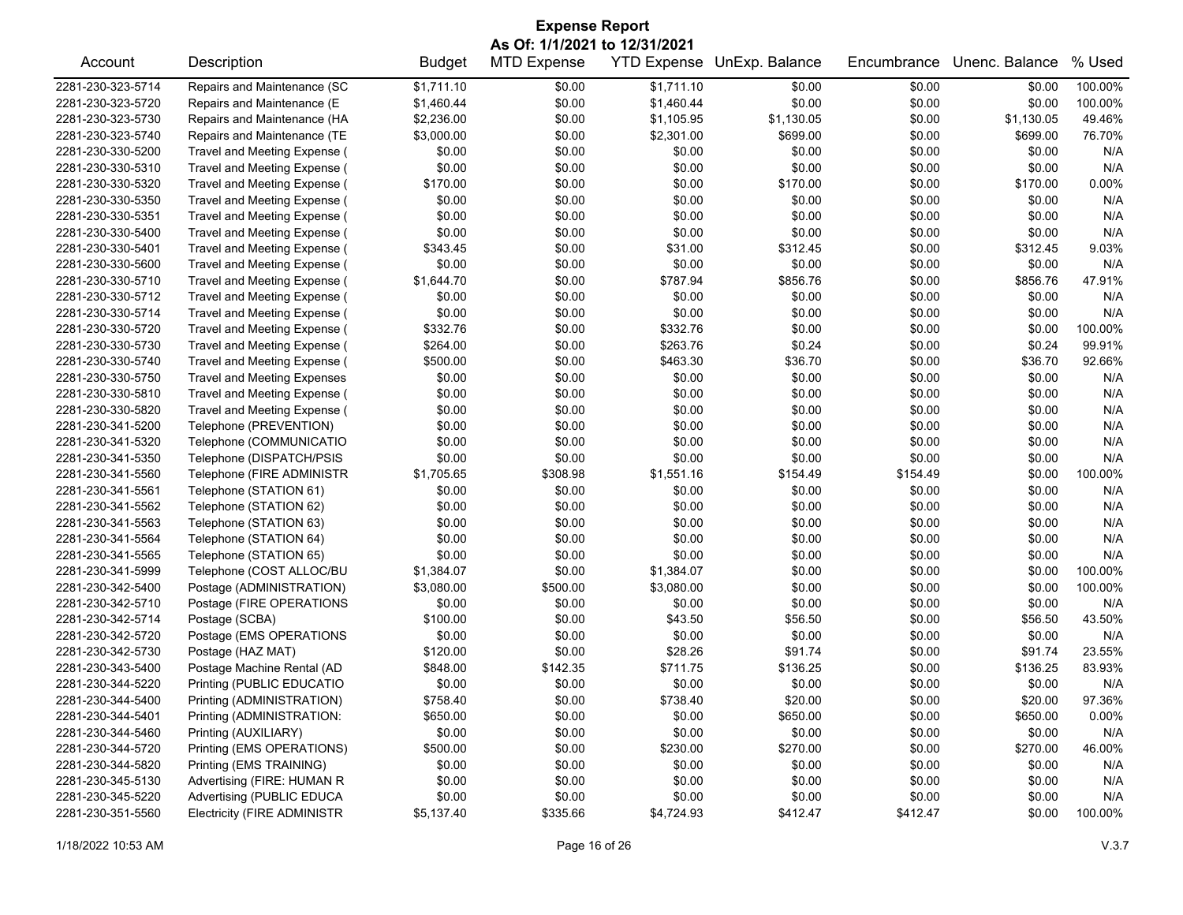# Expense Report

**As Of: 1/1/2021 to 12/31/2021**

| Account | Description | Budget | MTD Expense | YTD Expense | UnExp. Balance | Encumbrance | Unenc. Balance | % Used |
|---|---|---|---|---|---|---|---|---|
| 2281-230-323-5714 | Repairs and Maintenance (SC | $1,711.10 | $0.00 | $1,711.10 | $0.00 | $0.00 | $0.00 | 100.00% |
| 2281-230-323-5720 | Repairs and Maintenance (E | $1,460.44 | $0.00 | $1,460.44 | $0.00 | $0.00 | $0.00 | 100.00% |
| 2281-230-323-5730 | Repairs and Maintenance (HA | $2,236.00 | $0.00 | $1,105.95 | $1,130.05 | $0.00 | $1,130.05 | 49.46% |
| 2281-230-323-5740 | Repairs and Maintenance (TE | $3,000.00 | $0.00 | $2,301.00 | $699.00 | $0.00 | $699.00 | 76.70% |
| 2281-230-330-5200 | Travel and Meeting Expense ( | $0.00 | $0.00 | $0.00 | $0.00 | $0.00 | $0.00 | N/A |
| 2281-230-330-5310 | Travel and Meeting Expense ( | $0.00 | $0.00 | $0.00 | $0.00 | $0.00 | $0.00 | N/A |
| 2281-230-330-5320 | Travel and Meeting Expense ( | $170.00 | $0.00 | $0.00 | $170.00 | $0.00 | $170.00 | 0.00% |
| 2281-230-330-5350 | Travel and Meeting Expense ( | $0.00 | $0.00 | $0.00 | $0.00 | $0.00 | $0.00 | N/A |
| 2281-230-330-5351 | Travel and Meeting Expense ( | $0.00 | $0.00 | $0.00 | $0.00 | $0.00 | $0.00 | N/A |
| 2281-230-330-5400 | Travel and Meeting Expense ( | $0.00 | $0.00 | $0.00 | $0.00 | $0.00 | $0.00 | N/A |
| 2281-230-330-5401 | Travel and Meeting Expense ( | $343.45 | $0.00 | $31.00 | $312.45 | $0.00 | $312.45 | 9.03% |
| 2281-230-330-5600 | Travel and Meeting Expense ( | $0.00 | $0.00 | $0.00 | $0.00 | $0.00 | $0.00 | N/A |
| 2281-230-330-5710 | Travel and Meeting Expense ( | $1,644.70 | $0.00 | $787.94 | $856.76 | $0.00 | $856.76 | 47.91% |
| 2281-230-330-5712 | Travel and Meeting Expense ( | $0.00 | $0.00 | $0.00 | $0.00 | $0.00 | $0.00 | N/A |
| 2281-230-330-5714 | Travel and Meeting Expense ( | $0.00 | $0.00 | $0.00 | $0.00 | $0.00 | $0.00 | N/A |
| 2281-230-330-5720 | Travel and Meeting Expense ( | $332.76 | $0.00 | $332.76 | $0.00 | $0.00 | $0.00 | 100.00% |
| 2281-230-330-5730 | Travel and Meeting Expense ( | $264.00 | $0.00 | $263.76 | $0.24 | $0.00 | $0.24 | 99.91% |
| 2281-230-330-5740 | Travel and Meeting Expense ( | $500.00 | $0.00 | $463.30 | $36.70 | $0.00 | $36.70 | 92.66% |
| 2281-230-330-5750 | Travel and Meeting Expenses | $0.00 | $0.00 | $0.00 | $0.00 | $0.00 | $0.00 | N/A |
| 2281-230-330-5810 | Travel and Meeting Expense ( | $0.00 | $0.00 | $0.00 | $0.00 | $0.00 | $0.00 | N/A |
| 2281-230-330-5820 | Travel and Meeting Expense ( | $0.00 | $0.00 | $0.00 | $0.00 | $0.00 | $0.00 | N/A |
| 2281-230-341-5200 | Telephone (PREVENTION) | $0.00 | $0.00 | $0.00 | $0.00 | $0.00 | $0.00 | N/A |
| 2281-230-341-5320 | Telephone (COMMUNICATIO | $0.00 | $0.00 | $0.00 | $0.00 | $0.00 | $0.00 | N/A |
| 2281-230-341-5350 | Telephone (DISPATCH/PSIS | $0.00 | $0.00 | $0.00 | $0.00 | $0.00 | $0.00 | N/A |
| 2281-230-341-5560 | Telephone (FIRE ADMINISTR | $1,705.65 | $308.98 | $1,551.16 | $154.49 | $154.49 | $0.00 | 100.00% |
| 2281-230-341-5561 | Telephone (STATION 61) | $0.00 | $0.00 | $0.00 | $0.00 | $0.00 | $0.00 | N/A |
| 2281-230-341-5562 | Telephone (STATION 62) | $0.00 | $0.00 | $0.00 | $0.00 | $0.00 | $0.00 | N/A |
| 2281-230-341-5563 | Telephone (STATION 63) | $0.00 | $0.00 | $0.00 | $0.00 | $0.00 | $0.00 | N/A |
| 2281-230-341-5564 | Telephone (STATION 64) | $0.00 | $0.00 | $0.00 | $0.00 | $0.00 | $0.00 | N/A |
| 2281-230-341-5565 | Telephone (STATION 65) | $0.00 | $0.00 | $0.00 | $0.00 | $0.00 | $0.00 | N/A |
| 2281-230-341-5999 | Telephone (COST ALLOC/BU | $1,384.07 | $0.00 | $1,384.07 | $0.00 | $0.00 | $0.00 | 100.00% |
| 2281-230-342-5400 | Postage (ADMINISTRATION) | $3,080.00 | $500.00 | $3,080.00 | $0.00 | $0.00 | $0.00 | 100.00% |
| 2281-230-342-5710 | Postage (FIRE OPERATIONS | $0.00 | $0.00 | $0.00 | $0.00 | $0.00 | $0.00 | N/A |
| 2281-230-342-5714 | Postage (SCBA) | $100.00 | $0.00 | $43.50 | $56.50 | $0.00 | $56.50 | 43.50% |
| 2281-230-342-5720 | Postage (EMS OPERATIONS | $0.00 | $0.00 | $0.00 | $0.00 | $0.00 | $0.00 | N/A |
| 2281-230-342-5730 | Postage (HAZ MAT) | $120.00 | $0.00 | $28.26 | $91.74 | $0.00 | $91.74 | 23.55% |
| 2281-230-343-5400 | Postage Machine Rental (AD | $848.00 | $142.35 | $711.75 | $136.25 | $0.00 | $136.25 | 83.93% |
| 2281-230-344-5220 | Printing (PUBLIC EDUCATIO | $0.00 | $0.00 | $0.00 | $0.00 | $0.00 | $0.00 | N/A |
| 2281-230-344-5400 | Printing (ADMINISTRATION) | $758.40 | $0.00 | $738.40 | $20.00 | $0.00 | $20.00 | 97.36% |
| 2281-230-344-5401 | Printing (ADMINISTRATION: | $650.00 | $0.00 | $0.00 | $650.00 | $0.00 | $650.00 | 0.00% |
| 2281-230-344-5460 | Printing (AUXILIARY) | $0.00 | $0.00 | $0.00 | $0.00 | $0.00 | $0.00 | N/A |
| 2281-230-344-5720 | Printing (EMS OPERATIONS) | $500.00 | $0.00 | $230.00 | $270.00 | $0.00 | $270.00 | 46.00% |
| 2281-230-344-5820 | Printing (EMS TRAINING) | $0.00 | $0.00 | $0.00 | $0.00 | $0.00 | $0.00 | N/A |
| 2281-230-345-5130 | Advertising (FIRE: HUMAN R | $0.00 | $0.00 | $0.00 | $0.00 | $0.00 | $0.00 | N/A |
| 2281-230-345-5220 | Advertising (PUBLIC EDUCA | $0.00 | $0.00 | $0.00 | $0.00 | $0.00 | $0.00 | N/A |
| 2281-230-351-5560 | Electricity (FIRE ADMINISTR | $5,137.40 | $335.66 | $4,724.93 | $412.47 | $412.47 | $0.00 | 100.00% |

1/18/2022 10:53 AM V.3.7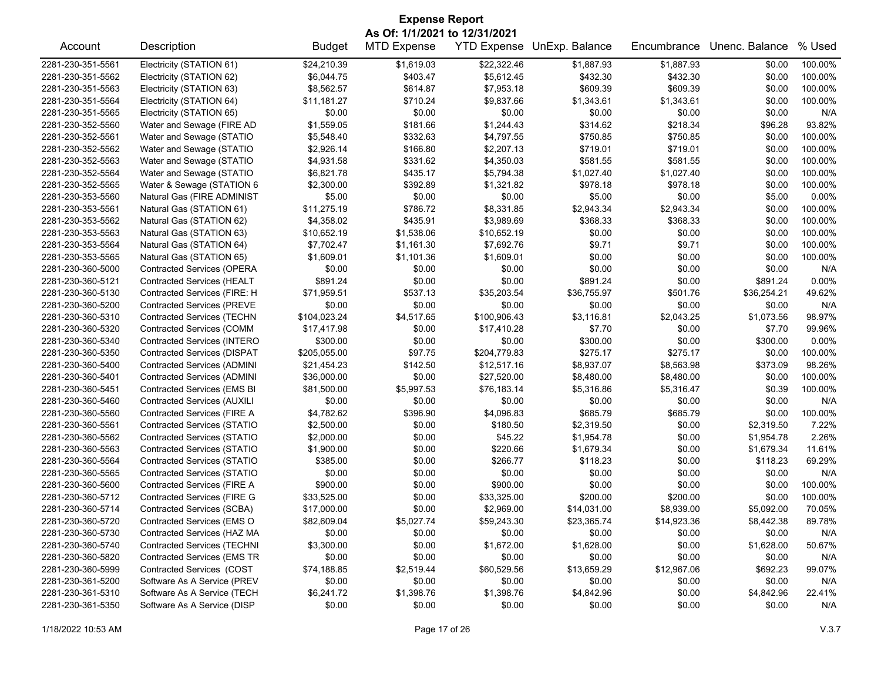# Expense Report

**As Of: 1/1/2021 to 12/31/2021**

| Account | Description | Budget | MTD Expense | YTD Expense | UnExp. Balance | Encumbrance | Unenc. Balance | % Used |
|---|---|---|---|---|---|---|---|---|
| 2281-230-351-5561 | Electricity (STATION 61) | $24,210.39 | $1,619.03 | $22,322.46 | $1,887.93 | $1,887.93 | $0.00 | 100.00% |
| 2281-230-351-5562 | Electricity (STATION 62) | $6,044.75 | $403.47 | $5,612.45 | $432.30 | $432.30 | $0.00 | 100.00% |
| 2281-230-351-5563 | Electricity (STATION 63) | $8,562.57 | $614.87 | $7,953.18 | $609.39 | $609.39 | $0.00 | 100.00% |
| 2281-230-351-5564 | Electricity (STATION 64) | $11,181.27 | $710.24 | $9,837.66 | $1,343.61 | $1,343.61 | $0.00 | 100.00% |
| 2281-230-351-5565 | Electricity (STATION 65) | $0.00 | $0.00 | $0.00 | $0.00 | $0.00 | $0.00 | N/A |
| 2281-230-352-5560 | Water and Sewage (FIRE AD | $1,559.05 | $181.66 | $1,244.43 | $314.62 | $218.34 | $96.28 | 93.82% |
| 2281-230-352-5561 | Water and Sewage (STATIO | $5,548.40 | $332.63 | $4,797.55 | $750.85 | $750.85 | $0.00 | 100.00% |
| 2281-230-352-5562 | Water and Sewage (STATIO | $2,926.14 | $166.80 | $2,207.13 | $719.01 | $719.01 | $0.00 | 100.00% |
| 2281-230-352-5563 | Water and Sewage (STATIO | $4,931.58 | $331.62 | $4,350.03 | $581.55 | $581.55 | $0.00 | 100.00% |
| 2281-230-352-5564 | Water and Sewage (STATIO | $6,821.78 | $435.17 | $5,794.38 | $1,027.40 | $1,027.40 | $0.00 | 100.00% |
| 2281-230-352-5565 | Water & Sewage (STATION 6 | $2,300.00 | $392.89 | $1,321.82 | $978.18 | $978.18 | $0.00 | 100.00% |
| 2281-230-353-5560 | Natural Gas (FIRE ADMINIST | $5.00 | $0.00 | $0.00 | $5.00 | $0.00 | $5.00 | 0.00% |
| 2281-230-353-5561 | Natural Gas (STATION 61) | $11,275.19 | $786.72 | $8,331.85 | $2,943.34 | $2,943.34 | $0.00 | 100.00% |
| 2281-230-353-5562 | Natural Gas (STATION 62) | $4,358.02 | $435.91 | $3,989.69 | $368.33 | $368.33 | $0.00 | 100.00% |
| 2281-230-353-5563 | Natural Gas (STATION 63) | $10,652.19 | $1,538.06 | $10,652.19 | $0.00 | $0.00 | $0.00 | 100.00% |
| 2281-230-353-5564 | Natural Gas (STATION 64) | $7,702.47 | $1,161.30 | $7,692.76 | $9.71 | $9.71 | $0.00 | 100.00% |
| 2281-230-353-5565 | Natural Gas (STATION 65) | $1,609.01 | $1,101.36 | $1,609.01 | $0.00 | $0.00 | $0.00 | 100.00% |
| 2281-230-360-5000 | Contracted Services (OPERA | $0.00 | $0.00 | $0.00 | $0.00 | $0.00 | $0.00 | N/A |
| 2281-230-360-5121 | Contracted Services (HEALT | $891.24 | $0.00 | $0.00 | $891.24 | $0.00 | $891.24 | 0.00% |
| 2281-230-360-5130 | Contracted Services (FIRE: H | $71,959.51 | $537.13 | $35,203.54 | $36,755.97 | $501.76 | $36,254.21 | 49.62% |
| 2281-230-360-5200 | Contracted Services (PREVE | $0.00 | $0.00 | $0.00 | $0.00 | $0.00 | $0.00 | N/A |
| 2281-230-360-5310 | Contracted Services (TECHN | $104,023.24 | $4,517.65 | $100,906.43 | $3,116.81 | $2,043.25 | $1,073.56 | 98.97% |
| 2281-230-360-5320 | Contracted Services (COMM | $17,417.98 | $0.00 | $17,410.28 | $7.70 | $0.00 | $7.70 | 99.96% |
| 2281-230-360-5340 | Contracted Services (INTERO | $300.00 | $0.00 | $0.00 | $300.00 | $0.00 | $300.00 | 0.00% |
| 2281-230-360-5350 | Contracted Services (DISPAT | $205,055.00 | $97.75 | $204,779.83 | $275.17 | $275.17 | $0.00 | 100.00% |
| 2281-230-360-5400 | Contracted Services (ADMINI | $21,454.23 | $142.50 | $12,517.16 | $8,937.07 | $8,563.98 | $373.09 | 98.26% |
| 2281-230-360-5401 | Contracted Services (ADMINI | $36,000.00 | $0.00 | $27,520.00 | $8,480.00 | $8,480.00 | $0.00 | 100.00% |
| 2281-230-360-5451 | Contracted Services (EMS BI | $81,500.00 | $5,997.53 | $76,183.14 | $5,316.86 | $5,316.47 | $0.39 | 100.00% |
| 2281-230-360-5460 | Contracted Services (AUXILI | $0.00 | $0.00 | $0.00 | $0.00 | $0.00 | $0.00 | N/A |
| 2281-230-360-5560 | Contracted Services (FIRE A | $4,782.62 | $396.90 | $4,096.83 | $685.79 | $685.79 | $0.00 | 100.00% |
| 2281-230-360-5561 | Contracted Services (STATIO | $2,500.00 | $0.00 | $180.50 | $2,319.50 | $0.00 | $2,319.50 | 7.22% |
| 2281-230-360-5562 | Contracted Services (STATIO | $2,000.00 | $0.00 | $45.22 | $1,954.78 | $0.00 | $1,954.78 | 2.26% |
| 2281-230-360-5563 | Contracted Services (STATIO | $1,900.00 | $0.00 | $220.66 | $1,679.34 | $0.00 | $1,679.34 | 11.61% |
| 2281-230-360-5564 | Contracted Services (STATIO | $385.00 | $0.00 | $266.77 | $118.23 | $0.00 | $118.23 | 69.29% |
| 2281-230-360-5565 | Contracted Services (STATIO | $0.00 | $0.00 | $0.00 | $0.00 | $0.00 | $0.00 | N/A |
| 2281-230-360-5600 | Contracted Services (FIRE A | $900.00 | $0.00 | $900.00 | $0.00 | $0.00 | $0.00 | 100.00% |
| 2281-230-360-5712 | Contracted Services (FIRE G | $33,525.00 | $0.00 | $33,325.00 | $200.00 | $200.00 | $0.00 | 100.00% |
| 2281-230-360-5714 | Contracted Services (SCBA) | $17,000.00 | $0.00 | $2,969.00 | $14,031.00 | $8,939.00 | $5,092.00 | 70.05% |
| 2281-230-360-5720 | Contracted Services (EMS O | $82,609.04 | $5,027.74 | $59,243.30 | $23,365.74 | $14,923.36 | $8,442.38 | 89.78% |
| 2281-230-360-5730 | Contracted Services (HAZ MA | $0.00 | $0.00 | $0.00 | $0.00 | $0.00 | $0.00 | N/A |
| 2281-230-360-5740 | Contracted Services (TECHNI | $3,300.00 | $0.00 | $1,672.00 | $1,628.00 | $0.00 | $1,628.00 | 50.67% |
| 2281-230-360-5820 | Contracted Services (EMS TR | $0.00 | $0.00 | $0.00 | $0.00 | $0.00 | $0.00 | N/A |
| 2281-230-360-5999 | Contracted Services (COST | $74,188.85 | $2,519.44 | $60,529.56 | $13,659.29 | $12,967.06 | $692.23 | 99.07% |
| 2281-230-361-5200 | Software As A Service (PREV | $0.00 | $0.00 | $0.00 | $0.00 | $0.00 | $0.00 | N/A |
| 2281-230-361-5310 | Software As A Service (TECH | $6,241.72 | $1,398.76 | $1,398.76 | $4,842.96 | $0.00 | $4,842.96 | 22.41% |
| 2281-230-361-5350 | Software As A Service (DISP | $0.00 | $0.00 | $0.00 | $0.00 | $0.00 | $0.00 | N/A |

1/18/2022 10:53 AM V.3.7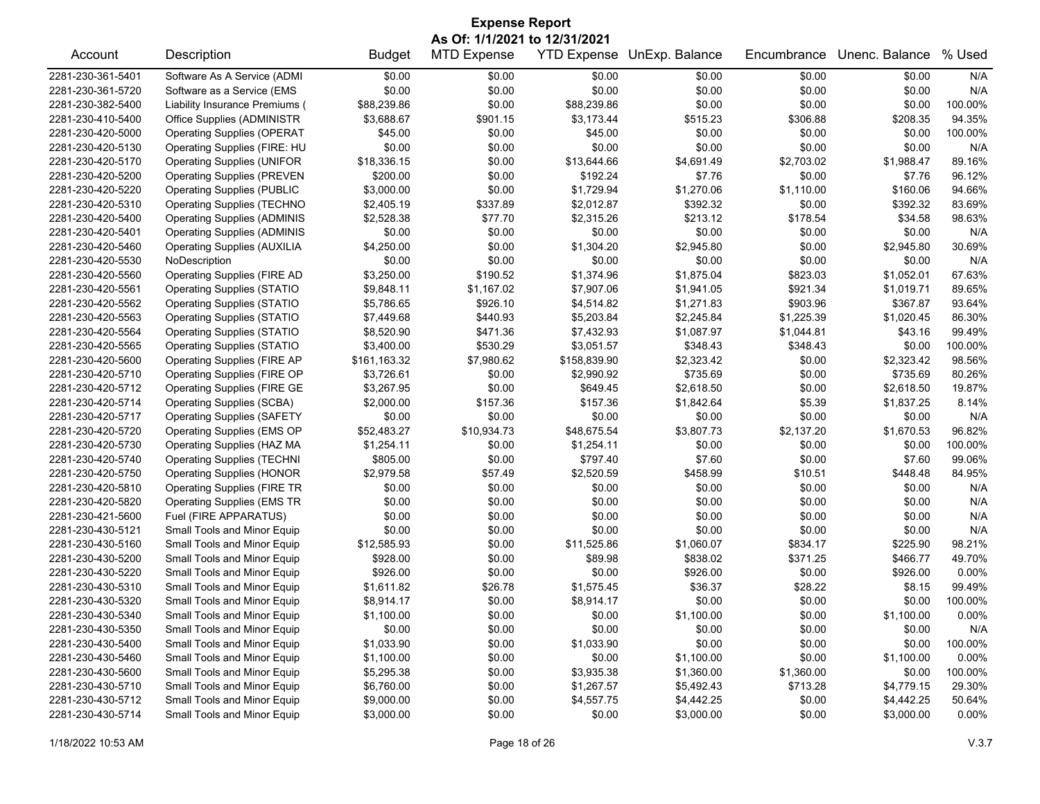# Expense Report

**As Of: 1/1/2021 to 12/31/2021**

| Account | Description | Budget | MTD Expense | YTD Expense | UnExp. Balance | Encumbrance | Unenc. Balance | % Used |
|---|---|---|---|---|---|---|---|---|
| 2281-230-361-5401 | Software As A Service (ADMI | $0.00 | $0.00 | $0.00 | $0.00 | $0.00 | $0.00 | N/A |
| 2281-230-361-5720 | Software as a Service (EMS | $0.00 | $0.00 | $0.00 | $0.00 | $0.00 | $0.00 | N/A |
| 2281-230-382-5400 | Liability Insurance Premiums ( | $88,239.86 | $0.00 | $88,239.86 | $0.00 | $0.00 | $0.00 | 100.00% |
| 2281-230-410-5400 | Office Supplies (ADMINISTR | $3,688.67 | $901.15 | $3,173.44 | $515.23 | $306.88 | $208.35 | 94.35% |
| 2281-230-420-5000 | Operating Supplies (OPERAT | $45.00 | $0.00 | $45.00 | $0.00 | $0.00 | $0.00 | 100.00% |
| 2281-230-420-5130 | Operating Supplies (FIRE: HU | $0.00 | $0.00 | $0.00 | $0.00 | $0.00 | $0.00 | N/A |
| 2281-230-420-5170 | Operating Supplies (UNIFOR | $18,336.15 | $0.00 | $13,644.66 | $4,691.49 | $2,703.02 | $1,988.47 | 89.16% |
| 2281-230-420-5200 | Operating Supplies (PREVEN | $200.00 | $0.00 | $192.24 | $7.76 | $0.00 | $7.76 | 96.12% |
| 2281-230-420-5220 | Operating Supplies (PUBLIC | $3,000.00 | $0.00 | $1,729.94 | $1,270.06 | $1,110.00 | $160.06 | 94.66% |
| 2281-230-420-5310 | Operating Supplies (TECHNO | $2,405.19 | $337.89 | $2,012.87 | $392.32 | $0.00 | $392.32 | 83.69% |
| 2281-230-420-5400 | Operating Supplies (ADMINIS | $2,528.38 | $77.70 | $2,315.26 | $213.12 | $178.54 | $34.58 | 98.63% |
| 2281-230-420-5401 | Operating Supplies (ADMINIS | $0.00 | $0.00 | $0.00 | $0.00 | $0.00 | $0.00 | N/A |
| 2281-230-420-5460 | Operating Supplies (AUXILIA | $4,250.00 | $0.00 | $1,304.20 | $2,945.80 | $0.00 | $2,945.80 | 30.69% |
| 2281-230-420-5530 | NoDescription | $0.00 | $0.00 | $0.00 | $0.00 | $0.00 | $0.00 | N/A |
| 2281-230-420-5560 | Operating Supplies (FIRE AD | $3,250.00 | $190.52 | $1,374.96 | $1,875.04 | $823.03 | $1,052.01 | 67.63% |
| 2281-230-420-5561 | Operating Supplies (STATIO | $9,848.11 | $1,167.02 | $7,907.06 | $1,941.05 | $921.34 | $1,019.71 | 89.65% |
| 2281-230-420-5562 | Operating Supplies (STATIO | $5,786.65 | $926.10 | $4,514.82 | $1,271.83 | $903.96 | $367.87 | 93.64% |
| 2281-230-420-5563 | Operating Supplies (STATIO | $7,449.68 | $440.93 | $5,203.84 | $2,245.84 | $1,225.39 | $1,020.45 | 86.30% |
| 2281-230-420-5564 | Operating Supplies (STATIO | $8,520.90 | $471.36 | $7,432.93 | $1,087.97 | $1,044.81 | $43.16 | 99.49% |
| 2281-230-420-5565 | Operating Supplies (STATIO | $3,400.00 | $530.29 | $3,051.57 | $348.43 | $348.43 | $0.00 | 100.00% |
| 2281-230-420-5600 | Operating Supplies (FIRE AP | $161,163.32 | $7,980.62 | $158,839.90 | $2,323.42 | $0.00 | $2,323.42 | 98.56% |
| 2281-230-420-5710 | Operating Supplies (FIRE OP | $3,726.61 | $0.00 | $2,990.92 | $735.69 | $0.00 | $735.69 | 80.26% |
| 2281-230-420-5712 | Operating Supplies (FIRE GE | $3,267.95 | $0.00 | $649.45 | $2,618.50 | $0.00 | $2,618.50 | 19.87% |
| 2281-230-420-5714 | Operating Supplies (SCBA) | $2,000.00 | $157.36 | $157.36 | $1,842.64 | $5.39 | $1,837.25 | 8.14% |
| 2281-230-420-5717 | Operating Supplies (SAFETY | $0.00 | $0.00 | $0.00 | $0.00 | $0.00 | $0.00 | N/A |
| 2281-230-420-5720 | Operating Supplies (EMS OP | $52,483.27 | $10,934.73 | $48,675.54 | $3,807.73 | $2,137.20 | $1,670.53 | 96.82% |
| 2281-230-420-5730 | Operating Supplies (HAZ MA | $1,254.11 | $0.00 | $1,254.11 | $0.00 | $0.00 | $0.00 | 100.00% |
| 2281-230-420-5740 | Operating Supplies (TECHNI | $805.00 | $0.00 | $797.40 | $7.60 | $0.00 | $7.60 | 99.06% |
| 2281-230-420-5750 | Operating Supplies (HONOR | $2,979.58 | $57.49 | $2,520.59 | $458.99 | $10.51 | $448.48 | 84.95% |
| 2281-230-420-5810 | Operating Supplies (FIRE TR | $0.00 | $0.00 | $0.00 | $0.00 | $0.00 | $0.00 | N/A |
| 2281-230-420-5820 | Operating Supplies (EMS TR | $0.00 | $0.00 | $0.00 | $0.00 | $0.00 | $0.00 | N/A |
| 2281-230-421-5600 | Fuel (FIRE APPARATUS) | $0.00 | $0.00 | $0.00 | $0.00 | $0.00 | $0.00 | N/A |
| 2281-230-430-5121 | Small Tools and Minor Equip | $0.00 | $0.00 | $0.00 | $0.00 | $0.00 | $0.00 | N/A |
| 2281-230-430-5160 | Small Tools and Minor Equip | $12,585.93 | $0.00 | $11,525.86 | $1,060.07 | $834.17 | $225.90 | 98.21% |
| 2281-230-430-5200 | Small Tools and Minor Equip | $928.00 | $0.00 | $89.98 | $838.02 | $371.25 | $466.77 | 49.70% |
| 2281-230-430-5220 | Small Tools and Minor Equip | $926.00 | $0.00 | $0.00 | $926.00 | $0.00 | $926.00 | 0.00% |
| 2281-230-430-5310 | Small Tools and Minor Equip | $1,611.82 | $26.78 | $1,575.45 | $36.37 | $28.22 | $8.15 | 99.49% |
| 2281-230-430-5320 | Small Tools and Minor Equip | $8,914.17 | $0.00 | $8,914.17 | $0.00 | $0.00 | $0.00 | 100.00% |
| 2281-230-430-5340 | Small Tools and Minor Equip | $1,100.00 | $0.00 | $0.00 | $1,100.00 | $0.00 | $1,100.00 | 0.00% |
| 2281-230-430-5350 | Small Tools and Minor Equip | $0.00 | $0.00 | $0.00 | $0.00 | $0.00 | $0.00 | N/A |
| 2281-230-430-5400 | Small Tools and Minor Equip | $1,033.90 | $0.00 | $1,033.90 | $0.00 | $0.00 | $0.00 | 100.00% |
| 2281-230-430-5460 | Small Tools and Minor Equip | $1,100.00 | $0.00 | $0.00 | $1,100.00 | $0.00 | $1,100.00 | 0.00% |
| 2281-230-430-5600 | Small Tools and Minor Equip | $5,295.38 | $0.00 | $3,935.38 | $1,360.00 | $1,360.00 | $0.00 | 100.00% |
| 2281-230-430-5710 | Small Tools and Minor Equip | $6,760.00 | $0.00 | $1,267.57 | $5,492.43 | $713.28 | $4,779.15 | 29.30% |
| 2281-230-430-5712 | Small Tools and Minor Equip | $9,000.00 | $0.00 | $4,557.75 | $4,442.25 | $0.00 | $4,442.25 | 50.64% |
| 2281-230-430-5714 | Small Tools and Minor Equip | $3,000.00 | $0.00 | $0.00 | $3,000.00 | $0.00 | $3,000.00 | 0.00% |

1/18/2022 10:53 AM V.3.7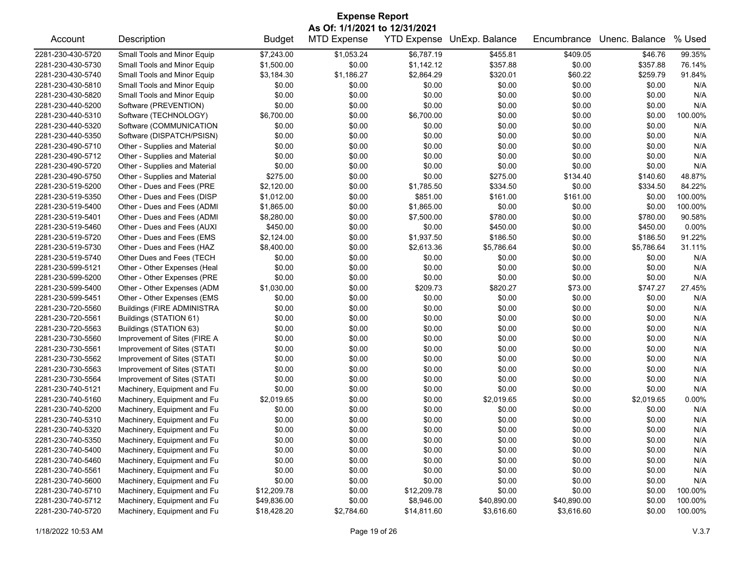# Expense Report

**As Of: 1/1/2021 to 12/31/2021**

| Account | Description | Budget | MTD Expense | YTD Expense | UnExp. Balance | Encumbrance | Unenc. Balance | % Used |
|---|---|---|---|---|---|---|---|---|
| 2281-230-430-5720 | Small Tools and Minor Equip | $7,243.00 | $1,053.24 | $6,787.19 | $455.81 | $409.05 | $46.76 | 99.35% |
| 2281-230-430-5730 | Small Tools and Minor Equip | $1,500.00 | $0.00 | $1,142.12 | $357.88 | $0.00 | $357.88 | 76.14% |
| 2281-230-430-5740 | Small Tools and Minor Equip | $3,184.30 | $1,186.27 | $2,864.29 | $320.01 | $60.22 | $259.79 | 91.84% |
| 2281-230-430-5810 | Small Tools and Minor Equip | $0.00 | $0.00 | $0.00 | $0.00 | $0.00 | $0.00 | N/A |
| 2281-230-430-5820 | Small Tools and Minor Equip | $0.00 | $0.00 | $0.00 | $0.00 | $0.00 | $0.00 | N/A |
| 2281-230-440-5200 | Software (PREVENTION) | $0.00 | $0.00 | $0.00 | $0.00 | $0.00 | $0.00 | N/A |
| 2281-230-440-5310 | Software (TECHNOLOGY) | $6,700.00 | $0.00 | $6,700.00 | $0.00 | $0.00 | $0.00 | 100.00% |
| 2281-230-440-5320 | Software (COMMUNICATION | $0.00 | $0.00 | $0.00 | $0.00 | $0.00 | $0.00 | N/A |
| 2281-230-440-5350 | Software (DISPATCH/PSISN) | $0.00 | $0.00 | $0.00 | $0.00 | $0.00 | $0.00 | N/A |
| 2281-230-490-5710 | Other - Supplies and Material | $0.00 | $0.00 | $0.00 | $0.00 | $0.00 | $0.00 | N/A |
| 2281-230-490-5712 | Other - Supplies and Material | $0.00 | $0.00 | $0.00 | $0.00 | $0.00 | $0.00 | N/A |
| 2281-230-490-5720 | Other - Supplies and Material | $0.00 | $0.00 | $0.00 | $0.00 | $0.00 | $0.00 | N/A |
| 2281-230-490-5750 | Other - Supplies and Material | $275.00 | $0.00 | $0.00 | $275.00 | $134.40 | $140.60 | 48.87% |
| 2281-230-519-5200 | Other - Dues and Fees (PRE | $2,120.00 | $0.00 | $1,785.50 | $334.50 | $0.00 | $334.50 | 84.22% |
| 2281-230-519-5350 | Other - Dues and Fees (DISP | $1,012.00 | $0.00 | $851.00 | $161.00 | $161.00 | $0.00 | 100.00% |
| 2281-230-519-5400 | Other - Dues and Fees (ADMI | $1,865.00 | $0.00 | $1,865.00 | $0.00 | $0.00 | $0.00 | 100.00% |
| 2281-230-519-5401 | Other - Dues and Fees (ADMI | $8,280.00 | $0.00 | $7,500.00 | $780.00 | $0.00 | $780.00 | 90.58% |
| 2281-230-519-5460 | Other - Dues and Fees (AUXI | $450.00 | $0.00 | $0.00 | $450.00 | $0.00 | $450.00 | 0.00% |
| 2281-230-519-5720 | Other - Dues and Fees (EMS | $2,124.00 | $0.00 | $1,937.50 | $186.50 | $0.00 | $186.50 | 91.22% |
| 2281-230-519-5730 | Other - Dues and Fees (HAZ | $8,400.00 | $0.00 | $2,613.36 | $5,786.64 | $0.00 | $5,786.64 | 31.11% |
| 2281-230-519-5740 | Other Dues and Fees (TECH | $0.00 | $0.00 | $0.00 | $0.00 | $0.00 | $0.00 | N/A |
| 2281-230-599-5121 | Other - Other Expenses (Heal | $0.00 | $0.00 | $0.00 | $0.00 | $0.00 | $0.00 | N/A |
| 2281-230-599-5200 | Other - Other Expenses (PRE | $0.00 | $0.00 | $0.00 | $0.00 | $0.00 | $0.00 | N/A |
| 2281-230-599-5400 | Other - Other Expenses (ADM | $1,030.00 | $0.00 | $209.73 | $820.27 | $73.00 | $747.27 | 27.45% |
| 2281-230-599-5451 | Other - Other Expenses (EMS | $0.00 | $0.00 | $0.00 | $0.00 | $0.00 | $0.00 | N/A |
| 2281-230-720-5560 | Buildings (FIRE ADMINISTRA | $0.00 | $0.00 | $0.00 | $0.00 | $0.00 | $0.00 | N/A |
| 2281-230-720-5561 | Buildings (STATION 61) | $0.00 | $0.00 | $0.00 | $0.00 | $0.00 | $0.00 | N/A |
| 2281-230-720-5563 | Buildings (STATION 63) | $0.00 | $0.00 | $0.00 | $0.00 | $0.00 | $0.00 | N/A |
| 2281-230-730-5560 | Improvement of Sites (FIRE A | $0.00 | $0.00 | $0.00 | $0.00 | $0.00 | $0.00 | N/A |
| 2281-230-730-5561 | Improvement of Sites (STATI | $0.00 | $0.00 | $0.00 | $0.00 | $0.00 | $0.00 | N/A |
| 2281-230-730-5562 | Improvement of Sites (STATI | $0.00 | $0.00 | $0.00 | $0.00 | $0.00 | $0.00 | N/A |
| 2281-230-730-5563 | Improvement of Sites (STATI | $0.00 | $0.00 | $0.00 | $0.00 | $0.00 | $0.00 | N/A |
| 2281-230-730-5564 | Improvement of Sites (STATI | $0.00 | $0.00 | $0.00 | $0.00 | $0.00 | $0.00 | N/A |
| 2281-230-740-5121 | Machinery, Equipment and Fu | $0.00 | $0.00 | $0.00 | $0.00 | $0.00 | $0.00 | N/A |
| 2281-230-740-5160 | Machinery, Equipment and Fu | $2,019.65 | $0.00 | $0.00 | $2,019.65 | $0.00 | $2,019.65 | 0.00% |
| 2281-230-740-5200 | Machinery, Equipment and Fu | $0.00 | $0.00 | $0.00 | $0.00 | $0.00 | $0.00 | N/A |
| 2281-230-740-5310 | Machinery, Equipment and Fu | $0.00 | $0.00 | $0.00 | $0.00 | $0.00 | $0.00 | N/A |
| 2281-230-740-5320 | Machinery, Equipment and Fu | $0.00 | $0.00 | $0.00 | $0.00 | $0.00 | $0.00 | N/A |
| 2281-230-740-5350 | Machinery, Equipment and Fu | $0.00 | $0.00 | $0.00 | $0.00 | $0.00 | $0.00 | N/A |
| 2281-230-740-5400 | Machinery, Equipment and Fu | $0.00 | $0.00 | $0.00 | $0.00 | $0.00 | $0.00 | N/A |
| 2281-230-740-5460 | Machinery, Equipment and Fu | $0.00 | $0.00 | $0.00 | $0.00 | $0.00 | $0.00 | N/A |
| 2281-230-740-5561 | Machinery, Equipment and Fu | $0.00 | $0.00 | $0.00 | $0.00 | $0.00 | $0.00 | N/A |
| 2281-230-740-5600 | Machinery, Equipment and Fu | $0.00 | $0.00 | $0.00 | $0.00 | $0.00 | $0.00 | N/A |
| 2281-230-740-5710 | Machinery, Equipment and Fu | $12,209.78 | $0.00 | $12,209.78 | $0.00 | $0.00 | $0.00 | 100.00% |
| 2281-230-740-5712 | Machinery, Equipment and Fu | $49,836.00 | $0.00 | $8,946.00 | $40,890.00 | $40,890.00 | $0.00 | 100.00% |
| 2281-230-740-5720 | Machinery, Equipment and Fu | $18,428.20 | $2,784.60 | $14,811.60 | $3,616.60 | $3,616.60 | $0.00 | 100.00% |

1/18/2022 10:53 AM V.3.7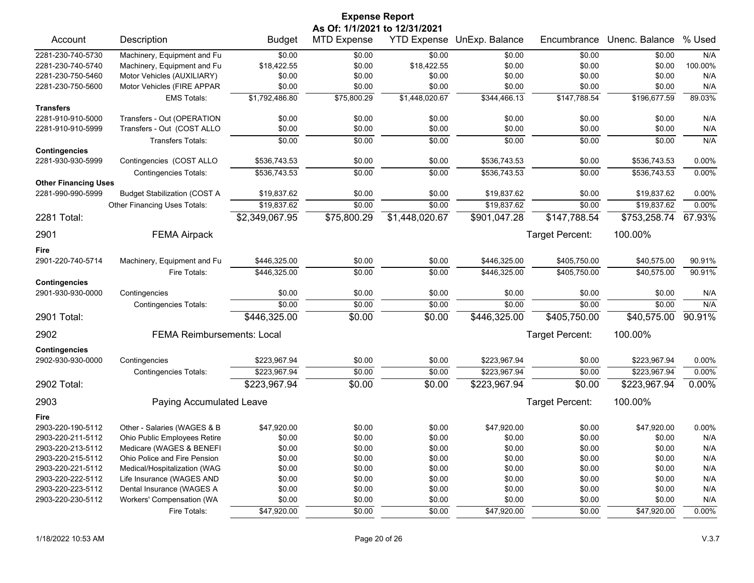**Expense Report**
**As Of: 1/1/2021 to 12/31/2021**

| Account | Description | Budget | MTD Expense | YTD Expense | UnExp. Balance | Encumbrance | Unenc. Balance | % Used |
|---|---|---|---|---|---|---|---|---|
| 2281-230-740-5730 | Machinery, Equipment and Fu | $0.00 | $0.00 | $0.00 | $0.00 | $0.00 | $0.00 | N/A |
| 2281-230-740-5740 | Machinery, Equipment and Fu | $18,422.55 | $0.00 | $18,422.55 | $0.00 | $0.00 | $0.00 | 100.00% |
| 2281-230-750-5460 | Motor Vehicles (AUXILIARY) | $0.00 | $0.00 | $0.00 | $0.00 | $0.00 | $0.00 | N/A |
| 2281-230-750-5600 | Motor Vehicles (FIRE APPAR | $0.00 | $0.00 | $0.00 | $0.00 | $0.00 | $0.00 | N/A |
| | EMS Totals: | $1,792,486.80 | $75,800.29 | $1,448,020.67 | $344,466.13 | $147,788.54 | $196,677.59 | 89.03% |
| **Transfers** | | | | | | | | |
| 2281-910-910-5000 | Transfers - Out (OPERATION | $0.00 | $0.00 | $0.00 | $0.00 | $0.00 | $0.00 | N/A |
| 2281-910-910-5999 | Transfers - Out (COST ALLO | $0.00 | $0.00 | $0.00 | $0.00 | $0.00 | $0.00 | N/A |
| | Transfers Totals: | $0.00 | $0.00 | $0.00 | $0.00 | $0.00 | $0.00 | N/A |
| **Contingencies** | | | | | | | | |
| 2281-930-930-5999 | Contingencies (COST ALLO | $536,743.53 | $0.00 | $0.00 | $536,743.53 | $0.00 | $536,743.53 | 0.00% |
| | Contingencies Totals: | $536,743.53 | $0.00 | $0.00 | $536,743.53 | $0.00 | $536,743.53 | 0.00% |
| **Other Financing Uses** | | | | | | | | |
| 2281-990-990-5999 | Budget Stabilization (COST A | $19,837.62 | $0.00 | $0.00 | $19,837.62 | $0.00 | $19,837.62 | 0.00% |
| | Other Financing Uses Totals: | $19,837.62 | $0.00 | $0.00 | $19,837.62 | $0.00 | $19,837.62 | 0.00% |
| **2281 Total:** | | $2,349,067.95 | $75,800.29 | $1,448,020.67 | $901,047.28 | $147,788.54 | $753,258.74 | 67.93% |
| **2901** | **FEMA Airpack** | | | | | Target Percent: | 100.00% | |
| **Fire** | | | | | | | | |
| 2901-220-740-5714 | Machinery, Equipment and Fu | $446,325.00 | $0.00 | $0.00 | $446,325.00 | $405,750.00 | $40,575.00 | 90.91% |
| | Fire Totals: | $446,325.00 | $0.00 | $0.00 | $446,325.00 | $405,750.00 | $40,575.00 | 90.91% |
| **Contingencies** | | | | | | | | |
| 2901-930-930-0000 | Contingencies | $0.00 | $0.00 | $0.00 | $0.00 | $0.00 | $0.00 | N/A |
| | Contingencies Totals: | $0.00 | $0.00 | $0.00 | $0.00 | $0.00 | $0.00 | N/A |
| **2901 Total:** | | $446,325.00 | $0.00 | $0.00 | $446,325.00 | $405,750.00 | $40,575.00 | 90.91% |
| **2902** | **FEMA Reimbursements: Local** | | | | | Target Percent: | 100.00% | |
| **Contingencies** | | | | | | | | |
| 2902-930-930-0000 | Contingencies | $223,967.94 | $0.00 | $0.00 | $223,967.94 | $0.00 | $223,967.94 | 0.00% |
| | Contingencies Totals: | $223,967.94 | $0.00 | $0.00 | $223,967.94 | $0.00 | $223,967.94 | 0.00% |
| **2902 Total:** | | $223,967.94 | $0.00 | $0.00 | $223,967.94 | $0.00 | $223,967.94 | 0.00% |
| **2903** | **Paying Accumulated Leave** | | | | | Target Percent: | 100.00% | |
| **Fire** | | | | | | | | |
| 2903-220-190-5112 | Other - Salaries (WAGES & B | $47,920.00 | $0.00 | $0.00 | $47,920.00 | $0.00 | $47,920.00 | 0.00% |
| 2903-220-211-5112 | Ohio Public Employees Retire | $0.00 | $0.00 | $0.00 | $0.00 | $0.00 | $0.00 | N/A |
| 2903-220-213-5112 | Medicare (WAGES & BENEFI | $0.00 | $0.00 | $0.00 | $0.00 | $0.00 | $0.00 | N/A |
| 2903-220-215-5112 | Ohio Police and Fire Pension | $0.00 | $0.00 | $0.00 | $0.00 | $0.00 | $0.00 | N/A |
| 2903-220-221-5112 | Medical/Hospitalization (WAG | $0.00 | $0.00 | $0.00 | $0.00 | $0.00 | $0.00 | N/A |
| 2903-220-222-5112 | Life Insurance (WAGES AND | $0.00 | $0.00 | $0.00 | $0.00 | $0.00 | $0.00 | N/A |
| 2903-220-223-5112 | Dental Insurance (WAGES A | $0.00 | $0.00 | $0.00 | $0.00 | $0.00 | $0.00 | N/A |
| 2903-220-230-5112 | Workers' Compensation (WA | $0.00 | $0.00 | $0.00 | $0.00 | $0.00 | $0.00 | N/A |
| | Fire Totals: | $47,920.00 | $0.00 | $0.00 | $47,920.00 | $0.00 | $47,920.00 | 0.00% |

1/18/2022 10:53 AM V.3.7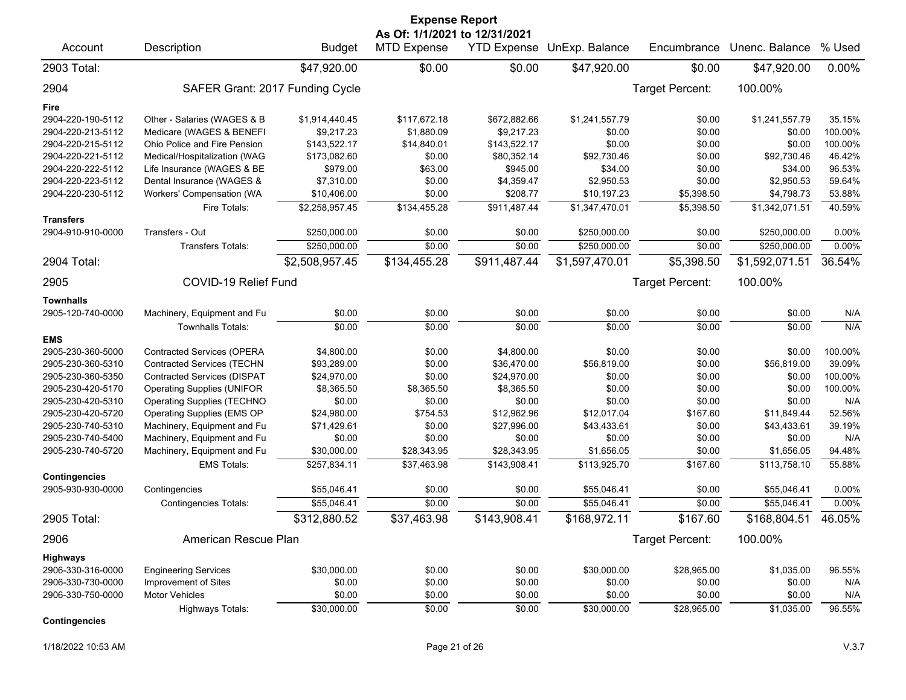# Expense Report

**As Of: 1/1/2021 to 12/31/2021**

| Account | Description | Budget | MTD Expense | YTD Expense | UnExp. Balance | Encumbrance | Unenc. Balance | % Used |
|---|---|---|---|---|---|---|---|---|
| 2903 Total: | | $47,920.00 | $0.00 | $0.00 | $47,920.00 | $0.00 | $47,920.00 | 0.00% |
| 2904 | SAFER Grant: 2017 Funding Cycle | | | | | Target Percent: | 100.00% | |
| **Fire** | | | | | | | | |
| 2904-220-190-5112 | Other - Salaries (WAGES & B | $1,914,440.45 | $117,672.18 | $672,882.66 | $1,241,557.79 | $0.00 | $1,241,557.79 | 35.15% |
| 2904-220-213-5112 | Medicare (WAGES & BENEFI | $9,217.23 | $1,880.09 | $9,217.23 | $0.00 | $0.00 | $0.00 | 100.00% |
| 2904-220-215-5112 | Ohio Police and Fire Pension | $143,522.17 | $14,840.01 | $143,522.17 | $0.00 | $0.00 | $0.00 | 100.00% |
| 2904-220-221-5112 | Medical/Hospitalization (WAG | $173,082.60 | $0.00 | $80,352.14 | $92,730.46 | $0.00 | $92,730.46 | 46.42% |
| 2904-220-222-5112 | Life Insurance (WAGES & BE | $979.00 | $63.00 | $945.00 | $34.00 | $0.00 | $34.00 | 96.53% |
| 2904-220-223-5112 | Dental Insurance (WAGES & | $7,310.00 | $0.00 | $4,359.47 | $2,950.53 | $0.00 | $2,950.53 | 59.64% |
| 2904-220-230-5112 | Workers' Compensation (WA | $10,406.00 | $0.00 | $208.77 | $10,197.23 | $5,398.50 | $4,798.73 | 53.88% |
| | Fire Totals: | $2,258,957.45 | $134,455.28 | $911,487.44 | $1,347,470.01 | $5,398.50 | $1,342,071.51 | 40.59% |
| **Transfers** | | | | | | | | |
| 2904-910-910-0000 | Transfers - Out | $250,000.00 | $0.00 | $0.00 | $250,000.00 | $0.00 | $250,000.00 | 0.00% |
| | Transfers Totals: | $250,000.00 | $0.00 | $0.00 | $250,000.00 | $0.00 | $250,000.00 | 0.00% |
| 2904 Total: | | $2,508,957.45 | $134,455.28 | $911,487.44 | $1,597,470.01 | $5,398.50 | $1,592,071.51 | 36.54% |
| 2905 | COVID-19 Relief Fund | | | | | Target Percent: | 100.00% | |
| **Townhalls** | | | | | | | | |
| 2905-120-740-0000 | Machinery, Equipment and Fu | $0.00 | $0.00 | $0.00 | $0.00 | $0.00 | $0.00 | N/A |
| | Townhalls Totals: | $0.00 | $0.00 | $0.00 | $0.00 | $0.00 | $0.00 | N/A |
| **EMS** | | | | | | | | |
| 2905-230-360-5000 | Contracted Services (OPERA | $4,800.00 | $0.00 | $4,800.00 | $0.00 | $0.00 | $0.00 | 100.00% |
| 2905-230-360-5310 | Contracted Services (TECHN | $93,289.00 | $0.00 | $36,470.00 | $56,819.00 | $0.00 | $56,819.00 | 39.09% |
| 2905-230-360-5350 | Contracted Services (DISPAT | $24,970.00 | $0.00 | $24,970.00 | $0.00 | $0.00 | $0.00 | 100.00% |
| 2905-230-420-5170 | Operating Supplies (UNIFOR | $8,365.50 | $8,365.50 | $8,365.50 | $0.00 | $0.00 | $0.00 | 100.00% |
| 2905-230-420-5310 | Operating Supplies (TECHNO | $0.00 | $0.00 | $0.00 | $0.00 | $0.00 | $0.00 | N/A |
| 2905-230-420-5720 | Operating Supplies (EMS OP | $24,980.00 | $754.53 | $12,962.96 | $12,017.04 | $167.60 | $11,849.44 | 52.56% |
| 2905-230-740-5310 | Machinery, Equipment and Fu | $71,429.61 | $0.00 | $27,996.00 | $43,433.61 | $0.00 | $43,433.61 | 39.19% |
| 2905-230-740-5400 | Machinery, Equipment and Fu | $0.00 | $0.00 | $0.00 | $0.00 | $0.00 | $0.00 | N/A |
| 2905-230-740-5720 | Machinery, Equipment and Fu | $30,000.00 | $28,343.95 | $28,343.95 | $1,656.05 | $0.00 | $1,656.05 | 94.48% |
| | EMS Totals: | $257,834.11 | $37,463.98 | $143,908.41 | $113,925.70 | $167.60 | $113,758.10 | 55.88% |
| **Contingencies** | | | | | | | | |
| 2905-930-930-0000 | Contingencies | $55,046.41 | $0.00 | $0.00 | $55,046.41 | $0.00 | $55,046.41 | 0.00% |
| | Contingencies Totals: | $55,046.41 | $0.00 | $0.00 | $55,046.41 | $0.00 | $55,046.41 | 0.00% |
| 2905 Total: | | $312,880.52 | $37,463.98 | $143,908.41 | $168,972.11 | $167.60 | $168,804.51 | 46.05% |
| 2906 | American Rescue Plan | | | | | Target Percent: | 100.00% | |
| **Highways** | | | | | | | | |
| 2906-330-316-0000 | Engineering Services | $30,000.00 | $0.00 | $0.00 | $30,000.00 | $28,965.00 | $1,035.00 | 96.55% |
| 2906-330-730-0000 | Improvement of Sites | $0.00 | $0.00 | $0.00 | $0.00 | $0.00 | $0.00 | N/A |
| 2906-330-750-0000 | Motor Vehicles | $0.00 | $0.00 | $0.00 | $0.00 | $0.00 | $0.00 | N/A |
| | Highways Totals: | $30,000.00 | $0.00 | $0.00 | $30,000.00 | $28,965.00 | $1,035.00 | 96.55% |
| **Contingencies** | | | | | | | | |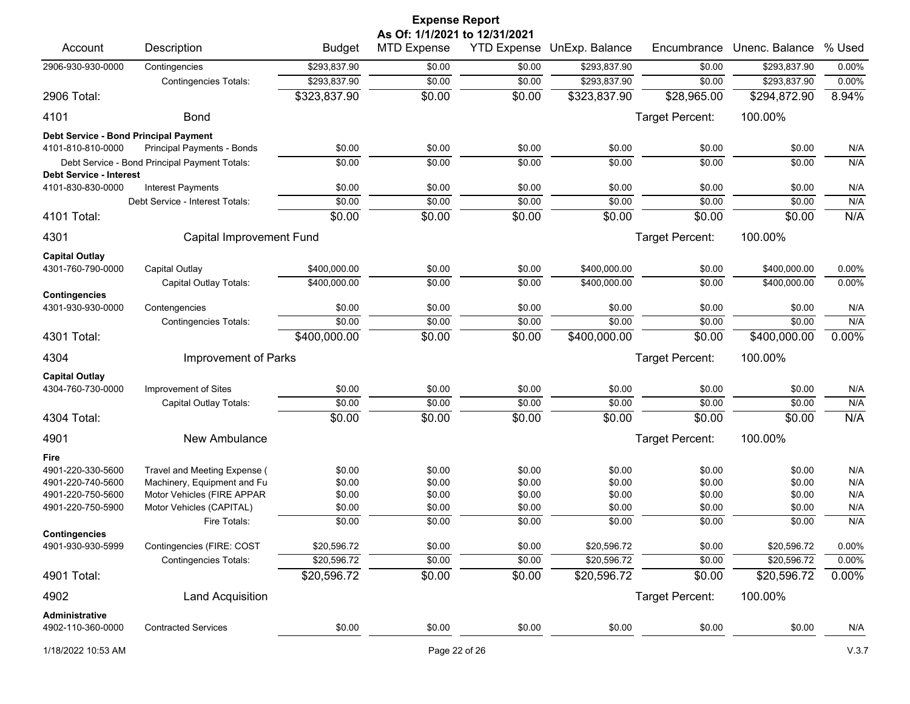# Expense Report

**As Of: 1/1/2021 to 12/31/2021**

| Account | Description | Budget | MTD Expense | YTD Expense | UnExp. Balance | Encumbrance | Unenc. Balance | % Used |
|---|---|---|---|---|---|---|---|---|
| 2906-930-930-0000 | Contingencies | $293,837.90 | $0.00 | $0.00 | $293,837.90 | $0.00 | $293,837.90 | 0.00% |
| | Contingencies Totals: | $293,837.90 | $0.00 | $0.00 | $293,837.90 | $0.00 | $293,837.90 | 0.00% |
| **2906 Total:** | | $323,837.90 | $0.00 | $0.00 | $323,837.90 | $28,965.00 | $294,872.90 | 8.94% |
| **4101** | **Bond** | | | | | Target Percent: | 100.00% | |
| **Debt Service - Bond Principal Payment** | | | | | | | | |
| 4101-810-810-0000 | Principal Payments - Bonds | $0.00 | $0.00 | $0.00 | $0.00 | $0.00 | $0.00 | N/A |
| | Debt Service - Bond Principal Payment Totals: | $0.00 | $0.00 | $0.00 | $0.00 | $0.00 | $0.00 | N/A |
| **Debt Service - Interest** | | | | | | | | |
| 4101-830-830-0000 | Interest Payments | $0.00 | $0.00 | $0.00 | $0.00 | $0.00 | $0.00 | N/A |
| | Debt Service - Interest Totals: | $0.00 | $0.00 | $0.00 | $0.00 | $0.00 | $0.00 | N/A |
| **4101 Total:** | | $0.00 | $0.00 | $0.00 | $0.00 | $0.00 | $0.00 | N/A |
| **4301** | **Capital Improvement Fund** | | | | | Target Percent: | 100.00% | |
| **Capital Outlay** | | | | | | | | |
| 4301-760-790-0000 | Capital Outlay | $400,000.00 | $0.00 | $0.00 | $400,000.00 | $0.00 | $400,000.00 | 0.00% |
| | Capital Outlay Totals: | $400,000.00 | $0.00 | $0.00 | $400,000.00 | $0.00 | $400,000.00 | 0.00% |
| **Contingencies** | | | | | | | | |
| 4301-930-930-0000 | Contengencies | $0.00 | $0.00 | $0.00 | $0.00 | $0.00 | $0.00 | N/A |
| | Contingencies Totals: | $0.00 | $0.00 | $0.00 | $0.00 | $0.00 | $0.00 | N/A |
| **4301 Total:** | | $400,000.00 | $0.00 | $0.00 | $400,000.00 | $0.00 | $400,000.00 | 0.00% |
| **4304** | **Improvement of Parks** | | | | | Target Percent: | 100.00% | |
| **Capital Outlay** | | | | | | | | |
| 4304-760-730-0000 | Improvement of Sites | $0.00 | $0.00 | $0.00 | $0.00 | $0.00 | $0.00 | N/A |
| | Capital Outlay Totals: | $0.00 | $0.00 | $0.00 | $0.00 | $0.00 | $0.00 | N/A |
| **4304 Total:** | | $0.00 | $0.00 | $0.00 | $0.00 | $0.00 | $0.00 | N/A |
| **4901** | **New Ambulance** | | | | | Target Percent: | 100.00% | |
| **Fire** | | | | | | | | |
| 4901-220-330-5600 | Travel and Meeting Expense ( | $0.00 | $0.00 | $0.00 | $0.00 | $0.00 | $0.00 | N/A |
| 4901-220-740-5600 | Machinery, Equipment and Fu | $0.00 | $0.00 | $0.00 | $0.00 | $0.00 | $0.00 | N/A |
| 4901-220-750-5600 | Motor Vehicles (FIRE APPAR | $0.00 | $0.00 | $0.00 | $0.00 | $0.00 | $0.00 | N/A |
| 4901-220-750-5900 | Motor Vehicles (CAPITAL) | $0.00 | $0.00 | $0.00 | $0.00 | $0.00 | $0.00 | N/A |
| | Fire Totals: | $0.00 | $0.00 | $0.00 | $0.00 | $0.00 | $0.00 | N/A |
| **Contingencies** | | | | | | | | |
| 4901-930-930-5999 | Contingencies (FIRE: COST | $20,596.72 | $0.00 | $0.00 | $20,596.72 | $0.00 | $20,596.72 | 0.00% |
| | Contingencies Totals: | $20,596.72 | $0.00 | $0.00 | $20,596.72 | $0.00 | $20,596.72 | 0.00% |
| **4901 Total:** | | $20,596.72 | $0.00 | $0.00 | $20,596.72 | $0.00 | $20,596.72 | 0.00% |
| **4902** | **Land Acquisition** | | | | | Target Percent: | 100.00% | |
| **Administrative** | | | | | | | | |
| 4902-110-360-0000 | Contracted Services | $0.00 | $0.00 | $0.00 | $0.00 | $0.00 | $0.00 | N/A |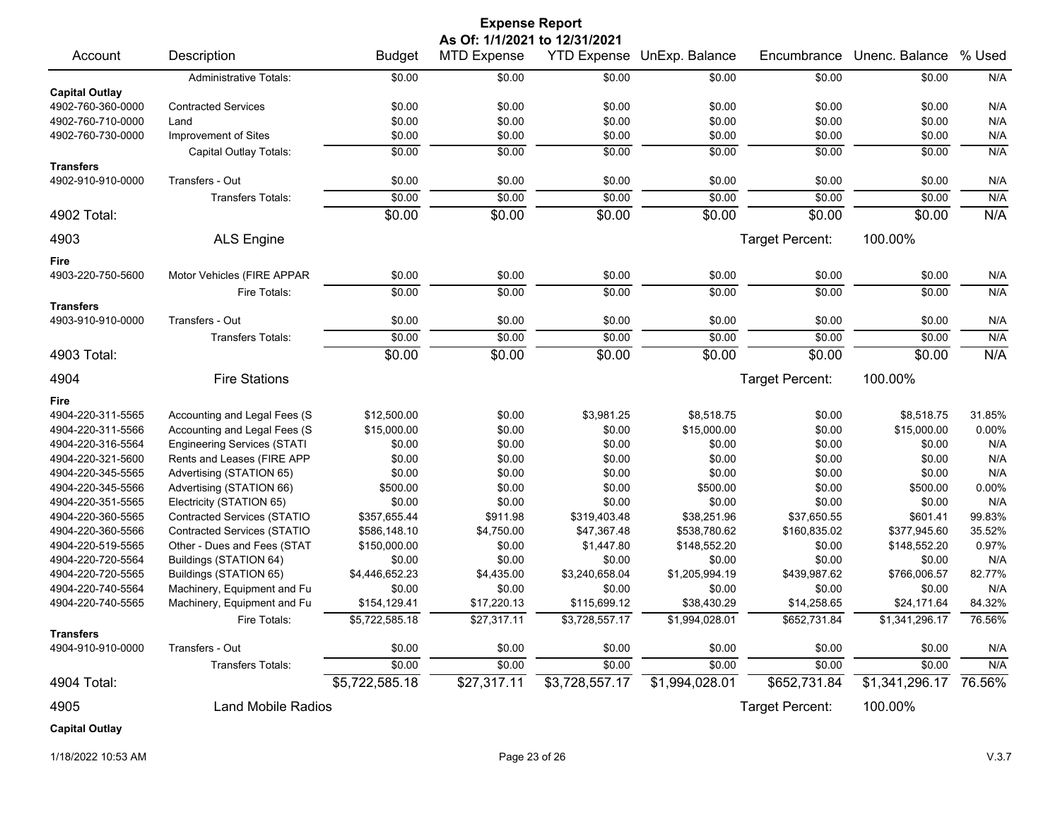# Expense Report

**As Of: 1/1/2021 to 12/31/2021**

| Account | Description | Budget | MTD Expense | YTD Expense | UnExp. Balance | Encumbrance | Unenc. Balance | % Used |
|---|---|---|---|---|---|---|---|---|
| | Administrative Totals: | $0.00 | $0.00 | $0.00 | $0.00 | $0.00 | $0.00 | N/A |
| **Capital Outlay** | | | | | | | | |
| 4902-760-360-0000 | Contracted Services | $0.00 | $0.00 | $0.00 | $0.00 | $0.00 | $0.00 | N/A |
| 4902-760-710-0000 | Land | $0.00 | $0.00 | $0.00 | $0.00 | $0.00 | $0.00 | N/A |
| 4902-760-730-0000 | Improvement of Sites | $0.00 | $0.00 | $0.00 | $0.00 | $0.00 | $0.00 | N/A |
| | Capital Outlay Totals: | $0.00 | $0.00 | $0.00 | $0.00 | $0.00 | $0.00 | N/A |
| **Transfers** | | | | | | | | |
| 4902-910-910-0000 | Transfers - Out | $0.00 | $0.00 | $0.00 | $0.00 | $0.00 | $0.00 | N/A |
| | Transfers Totals: | $0.00 | $0.00 | $0.00 | $0.00 | $0.00 | $0.00 | N/A |
| 4902 Total: | | $0.00 | $0.00 | $0.00 | $0.00 | $0.00 | $0.00 | N/A |
| 4903 | ALS Engine | | | | | Target Percent: | 100.00% | |
| **Fire** | | | | | | | | |
| 4903-220-750-5600 | Motor Vehicles (FIRE APPAR | $0.00 | $0.00 | $0.00 | $0.00 | $0.00 | $0.00 | N/A |
| | Fire Totals: | $0.00 | $0.00 | $0.00 | $0.00 | $0.00 | $0.00 | N/A |
| **Transfers** | | | | | | | | |
| 4903-910-910-0000 | Transfers - Out | $0.00 | $0.00 | $0.00 | $0.00 | $0.00 | $0.00 | N/A |
| | Transfers Totals: | $0.00 | $0.00 | $0.00 | $0.00 | $0.00 | $0.00 | N/A |
| 4903 Total: | | $0.00 | $0.00 | $0.00 | $0.00 | $0.00 | $0.00 | N/A |
| 4904 | Fire Stations | | | | | Target Percent: | 100.00% | |
| **Fire** | | | | | | | | |
| 4904-220-311-5565 | Accounting and Legal Fees (S | $12,500.00 | $0.00 | $3,981.25 | $8,518.75 | $0.00 | $8,518.75 | 31.85% |
| 4904-220-311-5566 | Accounting and Legal Fees (S | $15,000.00 | $0.00 | $0.00 | $15,000.00 | $0.00 | $15,000.00 | 0.00% |
| 4904-220-316-5564 | Engineering Services (STATI | $0.00 | $0.00 | $0.00 | $0.00 | $0.00 | $0.00 | N/A |
| 4904-220-321-5600 | Rents and Leases (FIRE APP | $0.00 | $0.00 | $0.00 | $0.00 | $0.00 | $0.00 | N/A |
| 4904-220-345-5565 | Advertising (STATION 65) | $0.00 | $0.00 | $0.00 | $0.00 | $0.00 | $0.00 | N/A |
| 4904-220-345-5566 | Advertising (STATION 66) | $500.00 | $0.00 | $0.00 | $500.00 | $0.00 | $500.00 | 0.00% |
| 4904-220-351-5565 | Electricity (STATION 65) | $0.00 | $0.00 | $0.00 | $0.00 | $0.00 | $0.00 | N/A |
| 4904-220-360-5565 | Contracted Services (STATIO | $357,655.44 | $911.98 | $319,403.48 | $38,251.96 | $37,650.55 | $601.41 | 99.83% |
| 4904-220-360-5566 | Contracted Services (STATIO | $586,148.10 | $4,750.00 | $47,367.48 | $538,780.62 | $160,835.02 | $377,945.60 | 35.52% |
| 4904-220-519-5565 | Other - Dues and Fees (STAT | $150,000.00 | $0.00 | $1,447.80 | $148,552.20 | $0.00 | $148,552.20 | 0.97% |
| 4904-220-720-5564 | Buildings (STATION 64) | $0.00 | $0.00 | $0.00 | $0.00 | $0.00 | $0.00 | N/A |
| 4904-220-720-5565 | Buildings (STATION 65) | $4,446,652.23 | $4,435.00 | $3,240,658.04 | $1,205,994.19 | $439,987.62 | $766,006.57 | 82.77% |
| 4904-220-740-5564 | Machinery, Equipment and Fu | $0.00 | $0.00 | $0.00 | $0.00 | $0.00 | $0.00 | N/A |
| 4904-220-740-5565 | Machinery, Equipment and Fu | $154,129.41 | $17,220.13 | $115,699.12 | $38,430.29 | $14,258.65 | $24,171.64 | 84.32% |
| | Fire Totals: | $5,722,585.18 | $27,317.11 | $3,728,557.17 | $1,994,028.01 | $652,731.84 | $1,341,296.17 | 76.56% |
| **Transfers** | | | | | | | | |
| 4904-910-910-0000 | Transfers - Out | $0.00 | $0.00 | $0.00 | $0.00 | $0.00 | $0.00 | N/A |
| | Transfers Totals: | $0.00 | $0.00 | $0.00 | $0.00 | $0.00 | $0.00 | N/A |
| 4904 Total: | | $5,722,585.18 | $27,317.11 | $3,728,557.17 | $1,994,028.01 | $652,731.84 | $1,341,296.17 | 76.56% |
| 4905 | Land Mobile Radios | | | | | Target Percent: | 100.00% | |
| **Capital Outlay** | | | | | | | | |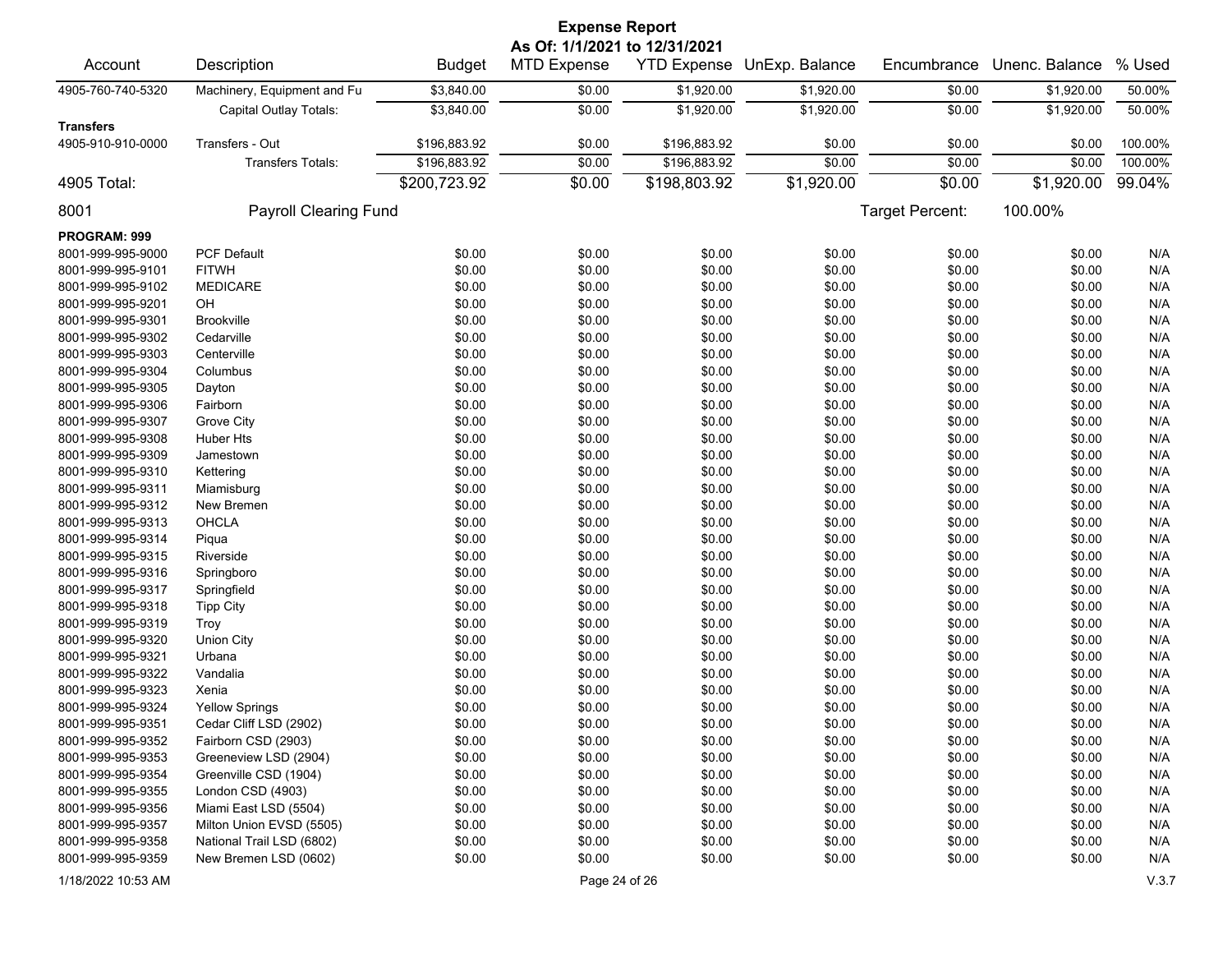# Expense Report

**As Of: 1/1/2021 to 12/31/2021**

| Account | Description | Budget | MTD Expense | YTD Expense | UnExp. Balance | Encumbrance | Unenc. Balance | % Used |
|---|---|---|---|---|---|---|---|---|
| 4905-760-740-5320 | Machinery, Equipment and Fu | $3,840.00 | $0.00 | $1,920.00 | $1,920.00 | $0.00 | $1,920.00 | 50.00% |
| | Capital Outlay Totals: | $3,840.00 | $0.00 | $1,920.00 | $1,920.00 | $0.00 | $1,920.00 | 50.00% |
| **Transfers** | | | | | | | | |
| 4905-910-910-0000 | Transfers - Out | $196,883.92 | $0.00 | $196,883.92 | $0.00 | $0.00 | $0.00 | 100.00% |
| | Transfers Totals: | $196,883.92 | $0.00 | $196,883.92 | $0.00 | $0.00 | $0.00 | 100.00% |
| 4905 Total: | | $200,723.92 | $0.00 | $198,803.92 | $1,920.00 | $0.00 | $1,920.00 | 99.04% |

## 8001 Payroll Clearing Fund

Target Percent: 100.00%

| Account | Description | Budget | MTD Expense | YTD Expense | UnExp. Balance | Encumbrance | Unenc. Balance | % Used |
|---|---|---|---|---|---|---|---|---|
| **PROGRAM: 999** | | | | | | | | |
| 8001-999-995-9000 | PCF Default | $0.00 | $0.00 | $0.00 | $0.00 | $0.00 | $0.00 | N/A |
| 8001-999-995-9101 | FITWH | $0.00 | $0.00 | $0.00 | $0.00 | $0.00 | $0.00 | N/A |
| 8001-999-995-9102 | MEDICARE | $0.00 | $0.00 | $0.00 | $0.00 | $0.00 | $0.00 | N/A |
| 8001-999-995-9201 | OH | $0.00 | $0.00 | $0.00 | $0.00 | $0.00 | $0.00 | N/A |
| 8001-999-995-9301 | Brookville | $0.00 | $0.00 | $0.00 | $0.00 | $0.00 | $0.00 | N/A |
| 8001-999-995-9302 | Cedarville | $0.00 | $0.00 | $0.00 | $0.00 | $0.00 | $0.00 | N/A |
| 8001-999-995-9303 | Centerville | $0.00 | $0.00 | $0.00 | $0.00 | $0.00 | $0.00 | N/A |
| 8001-999-995-9304 | Columbus | $0.00 | $0.00 | $0.00 | $0.00 | $0.00 | $0.00 | N/A |
| 8001-999-995-9305 | Dayton | $0.00 | $0.00 | $0.00 | $0.00 | $0.00 | $0.00 | N/A |
| 8001-999-995-9306 | Fairborn | $0.00 | $0.00 | $0.00 | $0.00 | $0.00 | $0.00 | N/A |
| 8001-999-995-9307 | Grove City | $0.00 | $0.00 | $0.00 | $0.00 | $0.00 | $0.00 | N/A |
| 8001-999-995-9308 | Huber Hts | $0.00 | $0.00 | $0.00 | $0.00 | $0.00 | $0.00 | N/A |
| 8001-999-995-9309 | Jamestown | $0.00 | $0.00 | $0.00 | $0.00 | $0.00 | $0.00 | N/A |
| 8001-999-995-9310 | Kettering | $0.00 | $0.00 | $0.00 | $0.00 | $0.00 | $0.00 | N/A |
| 8001-999-995-9311 | Miamisburg | $0.00 | $0.00 | $0.00 | $0.00 | $0.00 | $0.00 | N/A |
| 8001-999-995-9312 | New Bremen | $0.00 | $0.00 | $0.00 | $0.00 | $0.00 | $0.00 | N/A |
| 8001-999-995-9313 | OHCLA | $0.00 | $0.00 | $0.00 | $0.00 | $0.00 | $0.00 | N/A |
| 8001-999-995-9314 | Piqua | $0.00 | $0.00 | $0.00 | $0.00 | $0.00 | $0.00 | N/A |
| 8001-999-995-9315 | Riverside | $0.00 | $0.00 | $0.00 | $0.00 | $0.00 | $0.00 | N/A |
| 8001-999-995-9316 | Springboro | $0.00 | $0.00 | $0.00 | $0.00 | $0.00 | $0.00 | N/A |
| 8001-999-995-9317 | Springfield | $0.00 | $0.00 | $0.00 | $0.00 | $0.00 | $0.00 | N/A |
| 8001-999-995-9318 | Tipp City | $0.00 | $0.00 | $0.00 | $0.00 | $0.00 | $0.00 | N/A |
| 8001-999-995-9319 | Troy | $0.00 | $0.00 | $0.00 | $0.00 | $0.00 | $0.00 | N/A |
| 8001-999-995-9320 | Union City | $0.00 | $0.00 | $0.00 | $0.00 | $0.00 | $0.00 | N/A |
| 8001-999-995-9321 | Urbana | $0.00 | $0.00 | $0.00 | $0.00 | $0.00 | $0.00 | N/A |
| 8001-999-995-9322 | Vandalia | $0.00 | $0.00 | $0.00 | $0.00 | $0.00 | $0.00 | N/A |
| 8001-999-995-9323 | Xenia | $0.00 | $0.00 | $0.00 | $0.00 | $0.00 | $0.00 | N/A |
| 8001-999-995-9324 | Yellow Springs | $0.00 | $0.00 | $0.00 | $0.00 | $0.00 | $0.00 | N/A |
| 8001-999-995-9351 | Cedar Cliff LSD (2902) | $0.00 | $0.00 | $0.00 | $0.00 | $0.00 | $0.00 | N/A |
| 8001-999-995-9352 | Fairborn CSD (2903) | $0.00 | $0.00 | $0.00 | $0.00 | $0.00 | $0.00 | N/A |
| 8001-999-995-9353 | Greeneview LSD (2904) | $0.00 | $0.00 | $0.00 | $0.00 | $0.00 | $0.00 | N/A |
| 8001-999-995-9354 | Greenville CSD (1904) | $0.00 | $0.00 | $0.00 | $0.00 | $0.00 | $0.00 | N/A |
| 8001-999-995-9355 | London CSD (4903) | $0.00 | $0.00 | $0.00 | $0.00 | $0.00 | $0.00 | N/A |
| 8001-999-995-9356 | Miami East LSD (5504) | $0.00 | $0.00 | $0.00 | $0.00 | $0.00 | $0.00 | N/A |
| 8001-999-995-9357 | Milton Union EVSD (5505) | $0.00 | $0.00 | $0.00 | $0.00 | $0.00 | $0.00 | N/A |
| 8001-999-995-9358 | National Trail LSD (6802) | $0.00 | $0.00 | $0.00 | $0.00 | $0.00 | $0.00 | N/A |
| 8001-999-995-9359 | New Bremen LSD (0602) | $0.00 | $0.00 | $0.00 | $0.00 | $0.00 | $0.00 | N/A |

1/18/2022 10:53 AM V.3.7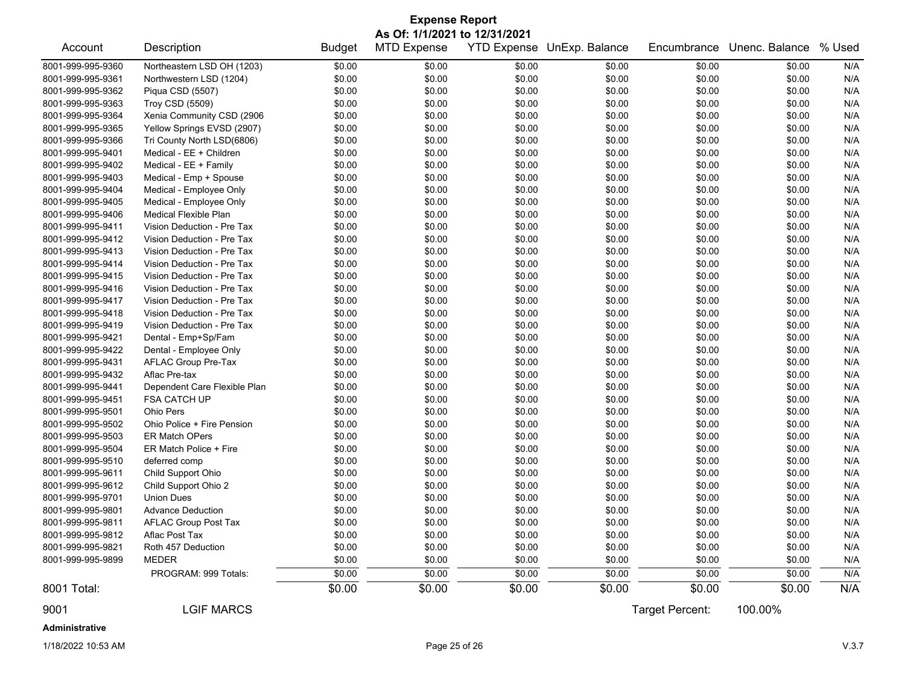# Expense Report

**As Of: 1/1/2021 to 12/31/2021**

| Account | Description | Budget | MTD Expense | YTD Expense | UnExp. Balance | Encumbrance | Unenc. Balance | % Used |
|---|---|---|---|---|---|---|---|---|
| 8001-999-995-9360 | Northeastern LSD OH (1203) | $0.00 | $0.00 | $0.00 | $0.00 | $0.00 | $0.00 | N/A |
| 8001-999-995-9361 | Northwestern LSD (1204) | $0.00 | $0.00 | $0.00 | $0.00 | $0.00 | $0.00 | N/A |
| 8001-999-995-9362 | Piqua CSD (5507) | $0.00 | $0.00 | $0.00 | $0.00 | $0.00 | $0.00 | N/A |
| 8001-999-995-9363 | Troy CSD (5509) | $0.00 | $0.00 | $0.00 | $0.00 | $0.00 | $0.00 | N/A |
| 8001-999-995-9364 | Xenia Community CSD (2906 | $0.00 | $0.00 | $0.00 | $0.00 | $0.00 | $0.00 | N/A |
| 8001-999-995-9365 | Yellow Springs EVSD (2907) | $0.00 | $0.00 | $0.00 | $0.00 | $0.00 | $0.00 | N/A |
| 8001-999-995-9366 | Tri County North LSD(6806) | $0.00 | $0.00 | $0.00 | $0.00 | $0.00 | $0.00 | N/A |
| 8001-999-995-9401 | Medical - EE + Children | $0.00 | $0.00 | $0.00 | $0.00 | $0.00 | $0.00 | N/A |
| 8001-999-995-9402 | Medical - EE + Family | $0.00 | $0.00 | $0.00 | $0.00 | $0.00 | $0.00 | N/A |
| 8001-999-995-9403 | Medical - Emp + Spouse | $0.00 | $0.00 | $0.00 | $0.00 | $0.00 | $0.00 | N/A |
| 8001-999-995-9404 | Medical - Employee Only | $0.00 | $0.00 | $0.00 | $0.00 | $0.00 | $0.00 | N/A |
| 8001-999-995-9405 | Medical - Employee Only | $0.00 | $0.00 | $0.00 | $0.00 | $0.00 | $0.00 | N/A |
| 8001-999-995-9406 | Medical Flexible Plan | $0.00 | $0.00 | $0.00 | $0.00 | $0.00 | $0.00 | N/A |
| 8001-999-995-9411 | Vision Deduction - Pre Tax | $0.00 | $0.00 | $0.00 | $0.00 | $0.00 | $0.00 | N/A |
| 8001-999-995-9412 | Vision Deduction - Pre Tax | $0.00 | $0.00 | $0.00 | $0.00 | $0.00 | $0.00 | N/A |
| 8001-999-995-9413 | Vision Deduction - Pre Tax | $0.00 | $0.00 | $0.00 | $0.00 | $0.00 | $0.00 | N/A |
| 8001-999-995-9414 | Vision Deduction - Pre Tax | $0.00 | $0.00 | $0.00 | $0.00 | $0.00 | $0.00 | N/A |
| 8001-999-995-9415 | Vision Deduction - Pre Tax | $0.00 | $0.00 | $0.00 | $0.00 | $0.00 | $0.00 | N/A |
| 8001-999-995-9416 | Vision Deduction - Pre Tax | $0.00 | $0.00 | $0.00 | $0.00 | $0.00 | $0.00 | N/A |
| 8001-999-995-9417 | Vision Deduction - Pre Tax | $0.00 | $0.00 | $0.00 | $0.00 | $0.00 | $0.00 | N/A |
| 8001-999-995-9418 | Vision Deduction - Pre Tax | $0.00 | $0.00 | $0.00 | $0.00 | $0.00 | $0.00 | N/A |
| 8001-999-995-9419 | Vision Deduction - Pre Tax | $0.00 | $0.00 | $0.00 | $0.00 | $0.00 | $0.00 | N/A |
| 8001-999-995-9421 | Dental - Emp+Sp/Fam | $0.00 | $0.00 | $0.00 | $0.00 | $0.00 | $0.00 | N/A |
| 8001-999-995-9422 | Dental - Employee Only | $0.00 | $0.00 | $0.00 | $0.00 | $0.00 | $0.00 | N/A |
| 8001-999-995-9431 | AFLAC Group Pre-Tax | $0.00 | $0.00 | $0.00 | $0.00 | $0.00 | $0.00 | N/A |
| 8001-999-995-9432 | Aflac Pre-tax | $0.00 | $0.00 | $0.00 | $0.00 | $0.00 | $0.00 | N/A |
| 8001-999-995-9441 | Dependent Care Flexible Plan | $0.00 | $0.00 | $0.00 | $0.00 | $0.00 | $0.00 | N/A |
| 8001-999-995-9451 | FSA CATCH UP | $0.00 | $0.00 | $0.00 | $0.00 | $0.00 | $0.00 | N/A |
| 8001-999-995-9501 | Ohio Pers | $0.00 | $0.00 | $0.00 | $0.00 | $0.00 | $0.00 | N/A |
| 8001-999-995-9502 | Ohio Police + Fire Pension | $0.00 | $0.00 | $0.00 | $0.00 | $0.00 | $0.00 | N/A |
| 8001-999-995-9503 | ER Match OPers | $0.00 | $0.00 | $0.00 | $0.00 | $0.00 | $0.00 | N/A |
| 8001-999-995-9504 | ER Match Police + Fire | $0.00 | $0.00 | $0.00 | $0.00 | $0.00 | $0.00 | N/A |
| 8001-999-995-9510 | deferred comp | $0.00 | $0.00 | $0.00 | $0.00 | $0.00 | $0.00 | N/A |
| 8001-999-995-9611 | Child Support Ohio | $0.00 | $0.00 | $0.00 | $0.00 | $0.00 | $0.00 | N/A |
| 8001-999-995-9612 | Child Support Ohio 2 | $0.00 | $0.00 | $0.00 | $0.00 | $0.00 | $0.00 | N/A |
| 8001-999-995-9701 | Union Dues | $0.00 | $0.00 | $0.00 | $0.00 | $0.00 | $0.00 | N/A |
| 8001-999-995-9801 | Advance Deduction | $0.00 | $0.00 | $0.00 | $0.00 | $0.00 | $0.00 | N/A |
| 8001-999-995-9811 | AFLAC Group Post Tax | $0.00 | $0.00 | $0.00 | $0.00 | $0.00 | $0.00 | N/A |
| 8001-999-995-9812 | Aflac Post Tax | $0.00 | $0.00 | $0.00 | $0.00 | $0.00 | $0.00 | N/A |
| 8001-999-995-9821 | Roth 457 Deduction | $0.00 | $0.00 | $0.00 | $0.00 | $0.00 | $0.00 | N/A |
| 8001-999-995-9899 | MEDER | $0.00 | $0.00 | $0.00 | $0.00 | $0.00 | $0.00 | N/A |
| | PROGRAM: 999 Totals: | $0.00 | $0.00 | $0.00 | $0.00 | $0.00 | $0.00 | N/A |
| 8001 Total: | | $0.00 | $0.00 | $0.00 | $0.00 | $0.00 | $0.00 | N/A |

9001 LGIF MARCS — Target Percent: 100.00%

**Administrative**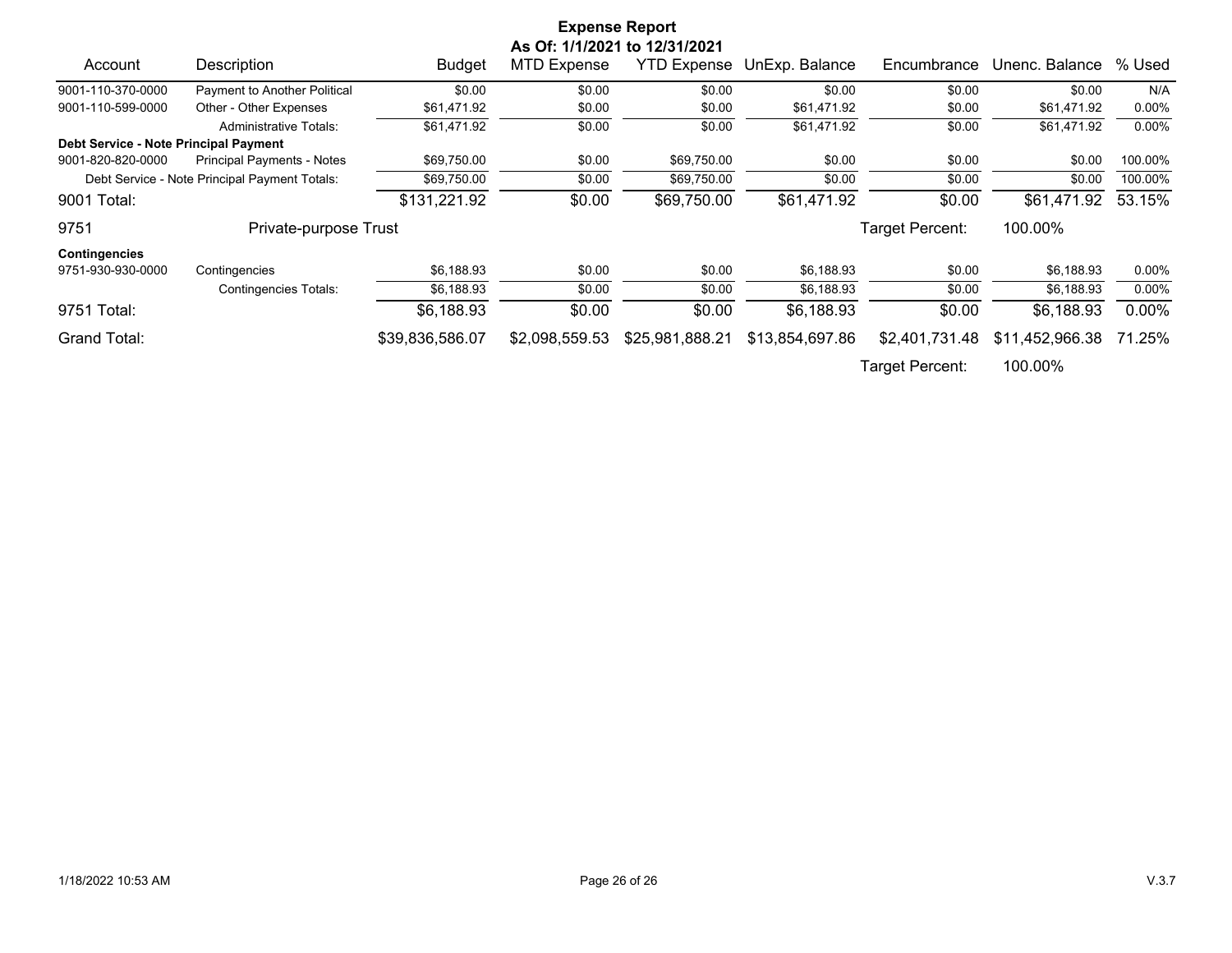# Expense Report

**As Of: 1/1/2021 to 12/31/2021**

| Account | Description | Budget | MTD Expense | YTD Expense | UnExp. Balance | Encumbrance | Unenc. Balance | % Used |
|---|---|---|---|---|---|---|---|---|
| 9001-110-370-0000 | Payment to Another Political | $0.00 | $0.00 | $0.00 | $0.00 | $0.00 | $0.00 | N/A |
| 9001-110-599-0000 | Other - Other Expenses | $61,471.92 | $0.00 | $0.00 | $61,471.92 | $0.00 | $61,471.92 | 0.00% |
| | Administrative Totals: | $61,471.92 | $0.00 | $0.00 | $61,471.92 | $0.00 | $61,471.92 | 0.00% |
| **Debt Service - Note Principal Payment** | | | | | | | | |
| 9001-820-820-0000 | Principal Payments - Notes | $69,750.00 | $0.00 | $69,750.00 | $0.00 | $0.00 | $0.00 | 100.00% |
| | Debt Service - Note Principal Payment Totals: | $69,750.00 | $0.00 | $69,750.00 | $0.00 | $0.00 | $0.00 | 100.00% |
| 9001 Total: | | $131,221.92 | $0.00 | $69,750.00 | $61,471.92 | $0.00 | $61,471.92 | 53.15% |
| 9751 | Private-purpose Trust | | | | | Target Percent: | 100.00% | |
| **Contingencies** | | | | | | | | |
| 9751-930-930-0000 | Contingencies | $6,188.93 | $0.00 | $0.00 | $6,188.93 | $0.00 | $6,188.93 | 0.00% |
| | Contingencies Totals: | $6,188.93 | $0.00 | $0.00 | $6,188.93 | $0.00 | $6,188.93 | 0.00% |
| 9751 Total: | | $6,188.93 | $0.00 | $0.00 | $6,188.93 | $0.00 | $6,188.93 | 0.00% |
| Grand Total: | | $39,836,586.07 | $2,098,559.53 | $25,981,888.21 | $13,854,697.86 | $2,401,731.48 | $11,452,966.38 | 71.25% |
| | | | | | | Target Percent: | 100.00% | |

1/18/2022 10:53 AM

V.3.7